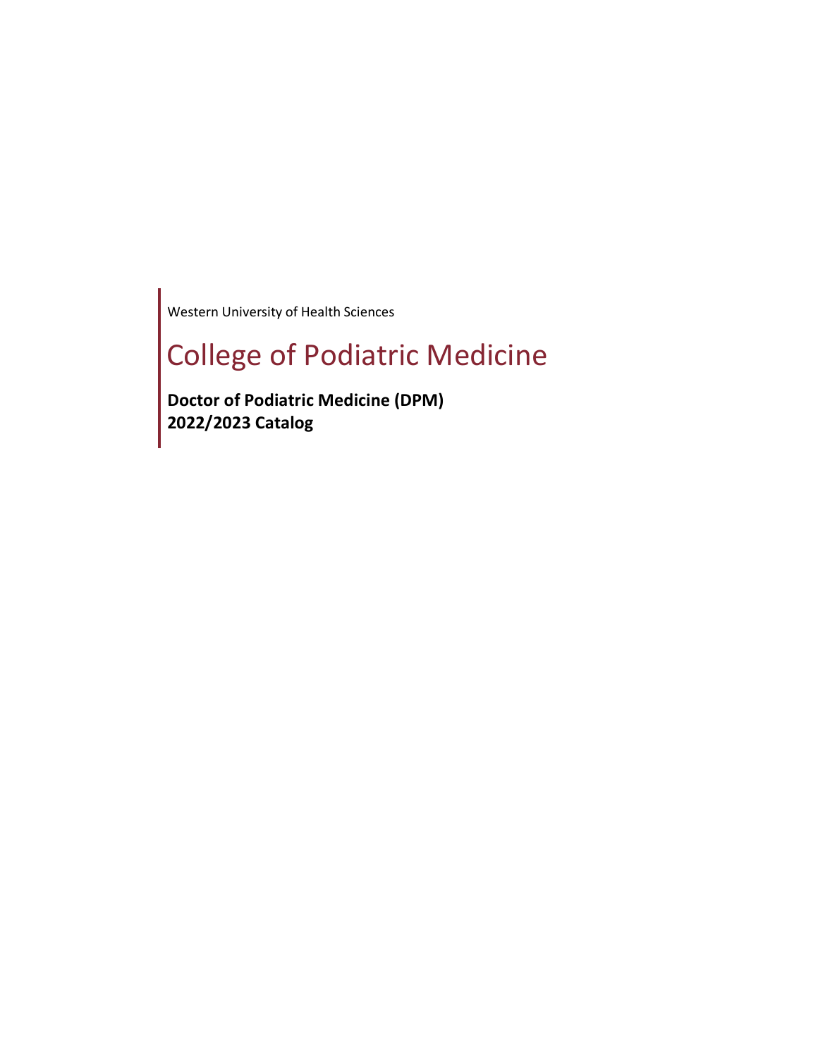Western University of Health Sciences

# College of Podiatric Medicine

**Doctor of Podiatric Medicine (DPM)**
**2022/2023 Catalog**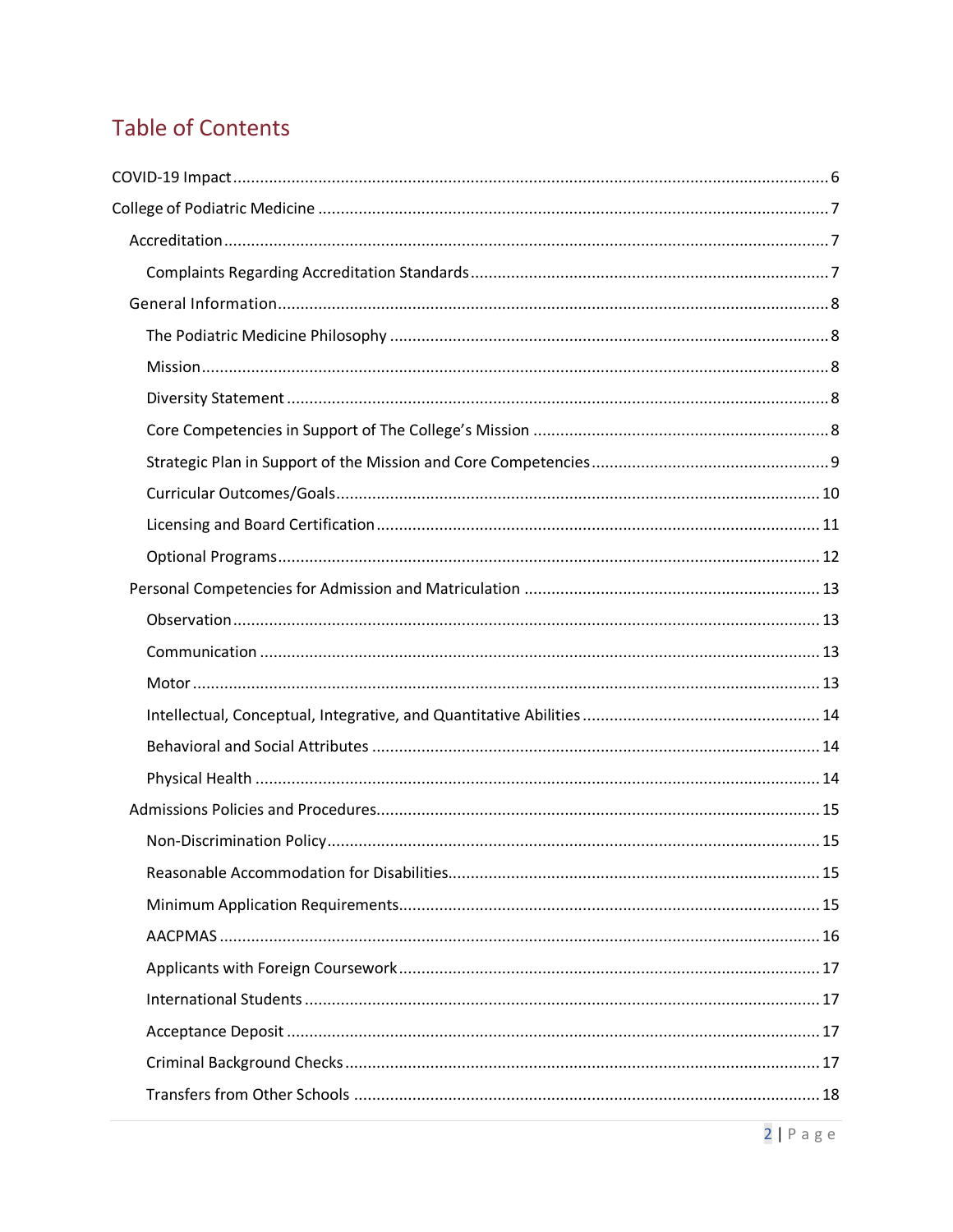# Table of Contents

- COVID-19 Impact ........ 6
- College of Podiatric Medicine ........ 7
  - Accreditation ........ 7
    - Complaints Regarding Accreditation Standards ........ 7
  - General Information ........ 8
    - The Podiatric Medicine Philosophy ........ 8
    - Mission ........ 8
    - Diversity Statement ........ 8
    - Core Competencies in Support of The College's Mission ........ 8
    - Strategic Plan in Support of the Mission and Core Competencies ........ 9
    - Curricular Outcomes/Goals ........ 10
    - Licensing and Board Certification ........ 11
    - Optional Programs ........ 12
  - Personal Competencies for Admission and Matriculation ........ 13
    - Observation ........ 13
    - Communication ........ 13
    - Motor ........ 13
    - Intellectual, Conceptual, Integrative, and Quantitative Abilities ........ 14
    - Behavioral and Social Attributes ........ 14
    - Physical Health ........ 14
  - Admissions Policies and Procedures ........ 15
    - Non-Discrimination Policy ........ 15
    - Reasonable Accommodation for Disabilities ........ 15
    - Minimum Application Requirements ........ 15
    - AACPMAS ........ 16
    - Applicants with Foreign Coursework ........ 17
    - International Students ........ 17
    - Acceptance Deposit ........ 17
    - Criminal Background Checks ........ 17
    - Transfers from Other Schools ........ 18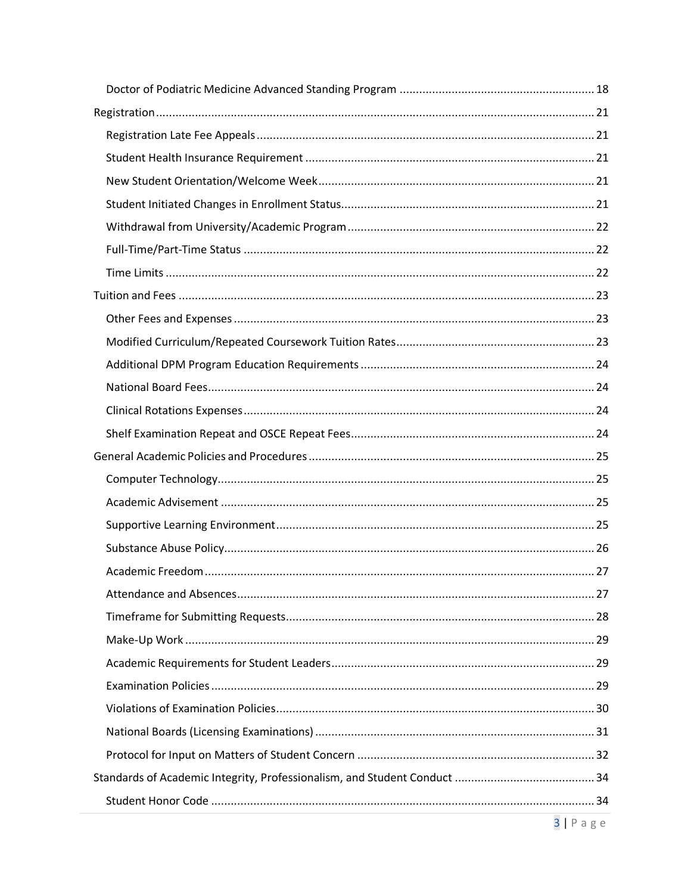- Doctor of Podiatric Medicine Advanced Standing Program ... 18
- Registration ... 21
  - Registration Late Fee Appeals ... 21
  - Student Health Insurance Requirement ... 21
  - New Student Orientation/Welcome Week ... 21
  - Student Initiated Changes in Enrollment Status ... 21
  - Withdrawal from University/Academic Program ... 22
  - Full-Time/Part-Time Status ... 22
  - Time Limits ... 22
- Tuition and Fees ... 23
  - Other Fees and Expenses ... 23
  - Modified Curriculum/Repeated Coursework Tuition Rates ... 23
  - Additional DPM Program Education Requirements ... 24
  - National Board Fees ... 24
  - Clinical Rotations Expenses ... 24
  - Shelf Examination Repeat and OSCE Repeat Fees ... 24
- General Academic Policies and Procedures ... 25
  - Computer Technology ... 25
  - Academic Advisement ... 25
  - Supportive Learning Environment ... 25
  - Substance Abuse Policy ... 26
  - Academic Freedom ... 27
  - Attendance and Absences ... 27
  - Timeframe for Submitting Requests ... 28
  - Make-Up Work ... 29
  - Academic Requirements for Student Leaders ... 29
  - Examination Policies ... 29
  - Violations of Examination Policies ... 30
  - National Boards (Licensing Examinations) ... 31
  - Protocol for Input on Matters of Student Concern ... 32
- Standards of Academic Integrity, Professionalism, and Student Conduct ... 34
  - Student Honor Code ... 34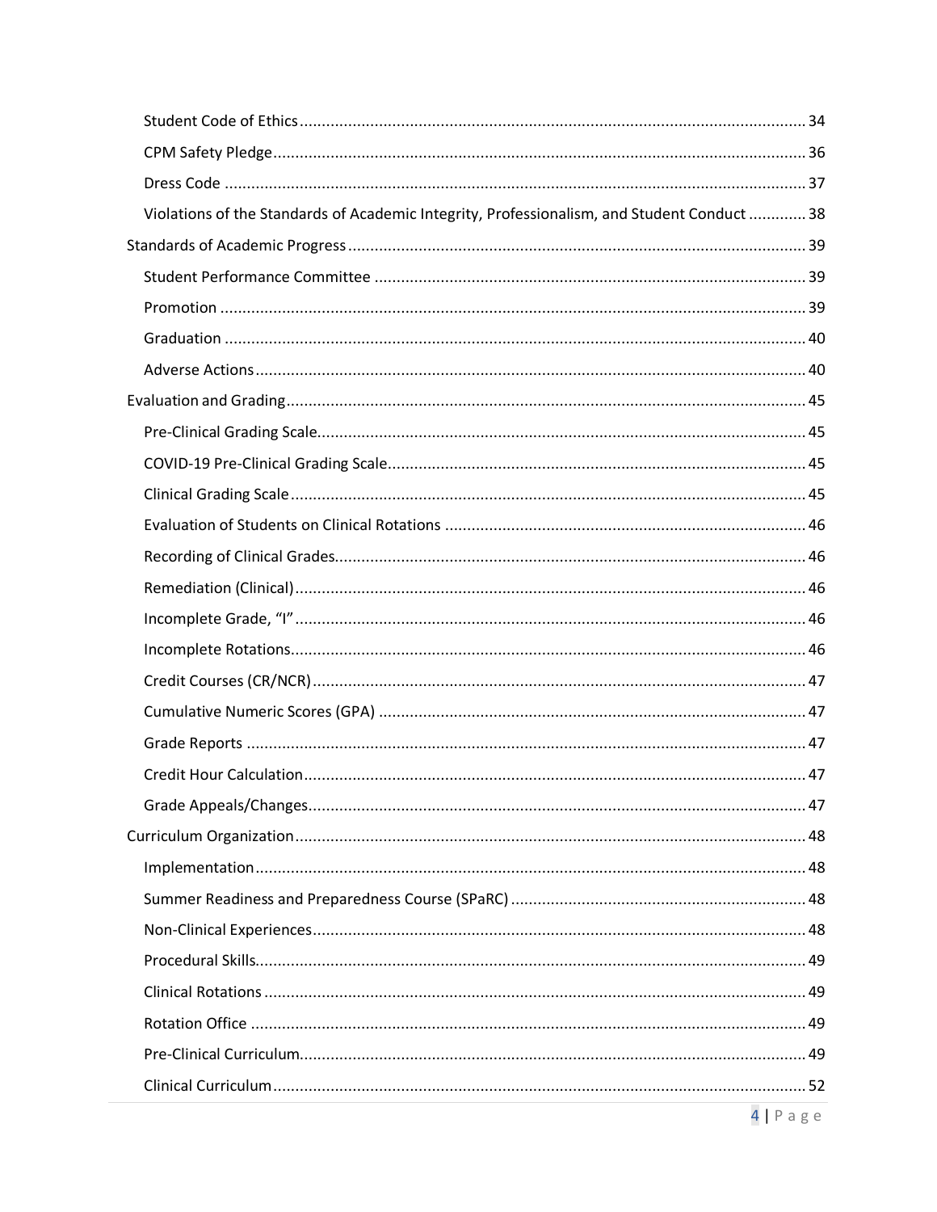- Student Code of Ethics .... 34
- CPM Safety Pledge .... 36
- Dress Code .... 37
- Violations of the Standards of Academic Integrity, Professionalism, and Student Conduct .... 38

Standards of Academic Progress .... 39

- Student Performance Committee .... 39
- Promotion .... 39
- Graduation .... 40
- Adverse Actions .... 40

Evaluation and Grading .... 45

- Pre-Clinical Grading Scale .... 45
- COVID-19 Pre-Clinical Grading Scale .... 45
- Clinical Grading Scale .... 45
- Evaluation of Students on Clinical Rotations .... 46
- Recording of Clinical Grades .... 46
- Remediation (Clinical) .... 46
- Incomplete Grade, "I" .... 46
- Incomplete Rotations .... 46
- Credit Courses (CR/NCR) .... 47
- Cumulative Numeric Scores (GPA) .... 47
- Grade Reports .... 47
- Credit Hour Calculation .... 47
- Grade Appeals/Changes .... 47

Curriculum Organization .... 48

- Implementation .... 48
- Summer Readiness and Preparedness Course (SPaRC) .... 48
- Non-Clinical Experiences .... 48
- Procedural Skills .... 49
- Clinical Rotations .... 49
- Rotation Office .... 49
- Pre-Clinical Curriculum .... 49
- Clinical Curriculum .... 52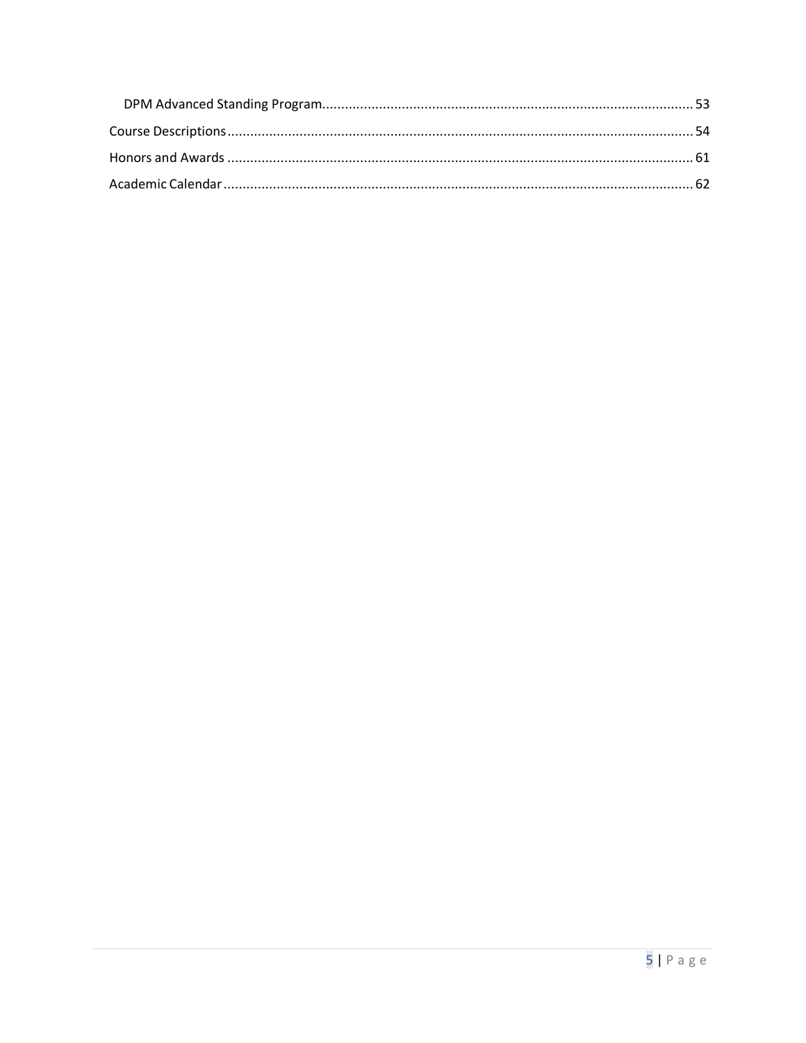- DPM Advanced Standing Program.................................................................................................. 53

Course Descriptions.......................................................................................................................... 54

Honors and Awards .......................................................................................................................... 61

Academic Calendar........................................................................................................................... 62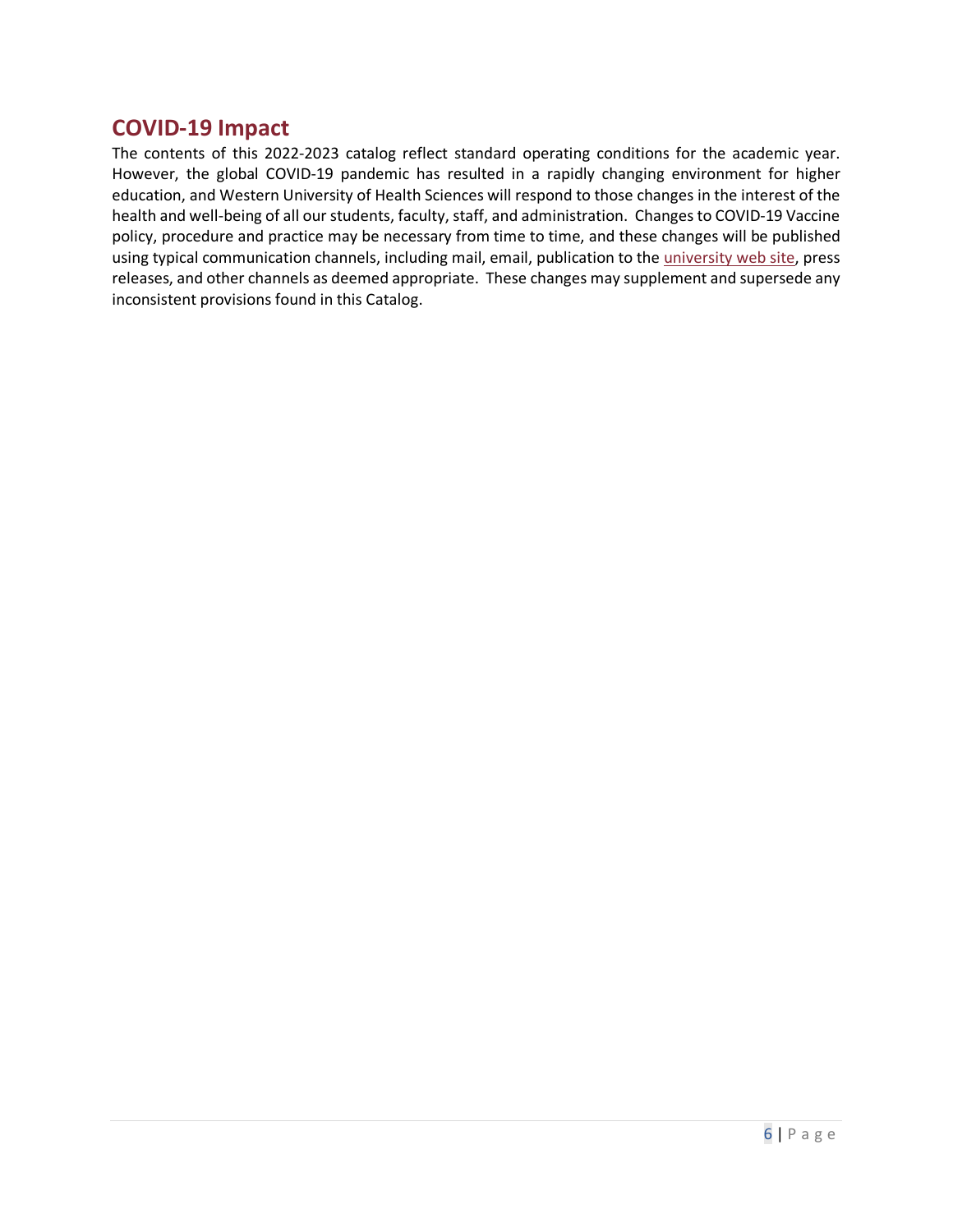## COVID-19 Impact

The contents of this 2022-2023 catalog reflect standard operating conditions for the academic year. However, the global COVID-19 pandemic has resulted in a rapidly changing environment for higher education, and Western University of Health Sciences will respond to those changes in the interest of the health and well-being of all our students, faculty, staff, and administration. Changes to COVID-19 Vaccine policy, procedure and practice may be necessary from time to time, and these changes will be published using typical communication channels, including mail, email, publication to the university web site, press releases, and other channels as deemed appropriate. These changes may supplement and supersede any inconsistent provisions found in this Catalog.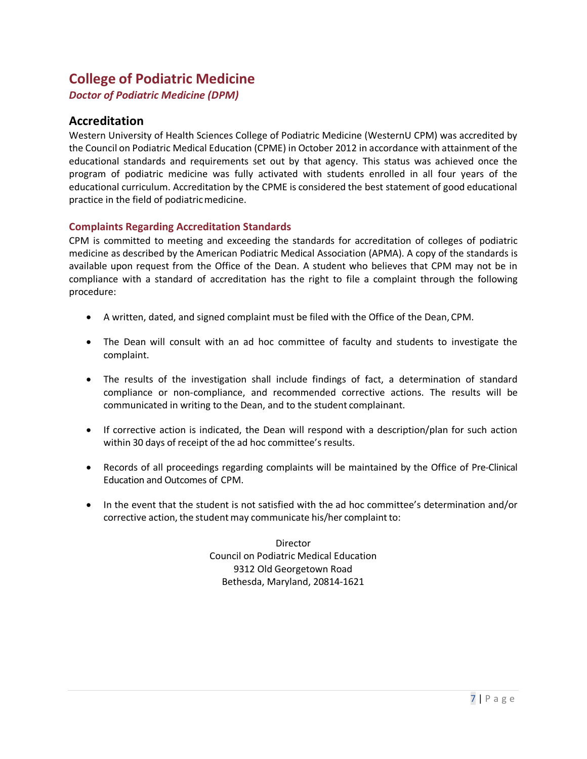# College of Podiatric Medicine

*Doctor of Podiatric Medicine (DPM)*

## Accreditation

Western University of Health Sciences College of Podiatric Medicine (WesternU CPM) was accredited by the Council on Podiatric Medical Education (CPME) in October 2012 in accordance with attainment of the educational standards and requirements set out by that agency. This status was achieved once the program of podiatric medicine was fully activated with students enrolled in all four years of the educational curriculum. Accreditation by the CPME is considered the best statement of good educational practice in the field of podiatric medicine.

### Complaints Regarding Accreditation Standards

CPM is committed to meeting and exceeding the standards for accreditation of colleges of podiatric medicine as described by the American Podiatric Medical Association (APMA). A copy of the standards is available upon request from the Office of the Dean. A student who believes that CPM may not be in compliance with a standard of accreditation has the right to file a complaint through the following procedure:

- A written, dated, and signed complaint must be filed with the Office of the Dean, CPM.
- The Dean will consult with an ad hoc committee of faculty and students to investigate the complaint.
- The results of the investigation shall include findings of fact, a determination of standard compliance or non-compliance, and recommended corrective actions. The results will be communicated in writing to the Dean, and to the student complainant.
- If corrective action is indicated, the Dean will respond with a description/plan for such action within 30 days of receipt of the ad hoc committee's results.
- Records of all proceedings regarding complaints will be maintained by the Office of Pre-Clinical Education and Outcomes of CPM.
- In the event that the student is not satisfied with the ad hoc committee's determination and/or corrective action, the student may communicate his/her complaint to:

Director
Council on Podiatric Medical Education
9312 Old Georgetown Road
Bethesda, Maryland, 20814-1621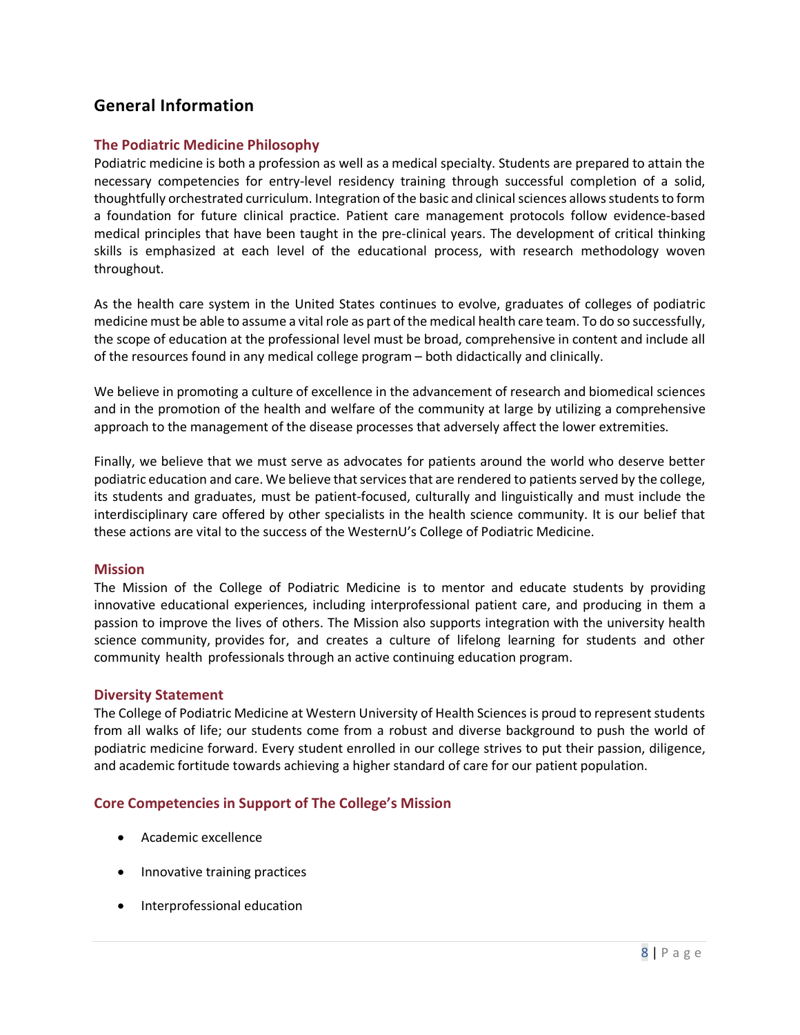# General Information

## The Podiatric Medicine Philosophy

Podiatric medicine is both a profession as well as a medical specialty. Students are prepared to attain the necessary competencies for entry-level residency training through successful completion of a solid, thoughtfully orchestrated curriculum. Integration of the basic and clinical sciences allows students to form a foundation for future clinical practice. Patient care management protocols follow evidence-based medical principles that have been taught in the pre-clinical years. The development of critical thinking skills is emphasized at each level of the educational process, with research methodology woven throughout.

As the health care system in the United States continues to evolve, graduates of colleges of podiatric medicine must be able to assume a vital role as part of the medical health care team. To do so successfully, the scope of education at the professional level must be broad, comprehensive in content and include all of the resources found in any medical college program – both didactically and clinically.

We believe in promoting a culture of excellence in the advancement of research and biomedical sciences and in the promotion of the health and welfare of the community at large by utilizing a comprehensive approach to the management of the disease processes that adversely affect the lower extremities.

Finally, we believe that we must serve as advocates for patients around the world who deserve better podiatric education and care. We believe that services that are rendered to patients served by the college, its students and graduates, must be patient-focused, culturally and linguistically and must include the interdisciplinary care offered by other specialists in the health science community. It is our belief that these actions are vital to the success of the WesternU's College of Podiatric Medicine.

## Mission

The Mission of the College of Podiatric Medicine is to mentor and educate students by providing innovative educational experiences, including interprofessional patient care, and producing in them a passion to improve the lives of others. The Mission also supports integration with the university health science community, provides for, and creates a culture of lifelong learning for students and other community health professionals through an active continuing education program.

## Diversity Statement

The College of Podiatric Medicine at Western University of Health Sciences is proud to represent students from all walks of life; our students come from a robust and diverse background to push the world of podiatric medicine forward. Every student enrolled in our college strives to put their passion, diligence, and academic fortitude towards achieving a higher standard of care for our patient population.

## Core Competencies in Support of The College's Mission

- Academic excellence
- Innovative training practices
- Interprofessional education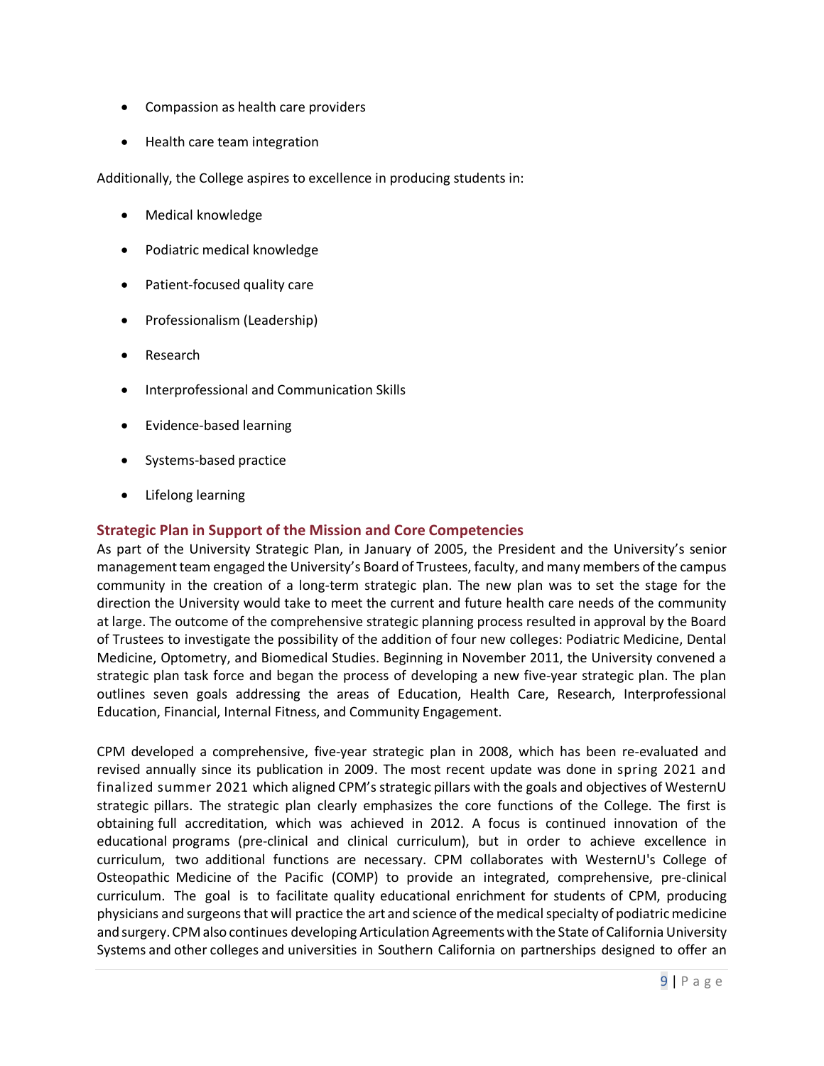- Compassion as health care providers
- Health care team integration

Additionally, the College aspires to excellence in producing students in:

- Medical knowledge
- Podiatric medical knowledge
- Patient-focused quality care
- Professionalism (Leadership)
- Research
- Interprofessional and Communication Skills
- Evidence-based learning
- Systems-based practice
- Lifelong learning

## Strategic Plan in Support of the Mission and Core Competencies

As part of the University Strategic Plan, in January of 2005, the President and the University's senior management team engaged the University's Board of Trustees, faculty, and many members of the campus community in the creation of a long-term strategic plan. The new plan was to set the stage for the direction the University would take to meet the current and future health care needs of the community at large. The outcome of the comprehensive strategic planning process resulted in approval by the Board of Trustees to investigate the possibility of the addition of four new colleges: Podiatric Medicine, Dental Medicine, Optometry, and Biomedical Studies. Beginning in November 2011, the University convened a strategic plan task force and began the process of developing a new five-year strategic plan. The plan outlines seven goals addressing the areas of Education, Health Care, Research, Interprofessional Education, Financial, Internal Fitness, and Community Engagement.

CPM developed a comprehensive, five-year strategic plan in 2008, which has been re-evaluated and revised annually since its publication in 2009. The most recent update was done in spring 2021 and finalized summer 2021 which aligned CPM's strategic pillars with the goals and objectives of WesternU strategic pillars. The strategic plan clearly emphasizes the core functions of the College. The first is obtaining full accreditation, which was achieved in 2012. A focus is continued innovation of the educational programs (pre-clinical and clinical curriculum), but in order to achieve excellence in curriculum, two additional functions are necessary. CPM collaborates with WesternU's College of Osteopathic Medicine of the Pacific (COMP) to provide an integrated, comprehensive, pre-clinical curriculum. The goal is to facilitate quality educational enrichment for students of CPM, producing physicians and surgeons that will practice the art and science of the medical specialty of podiatric medicine and surgery. CPM also continues developing Articulation Agreements with the State of California University Systems and other colleges and universities in Southern California on partnerships designed to offer an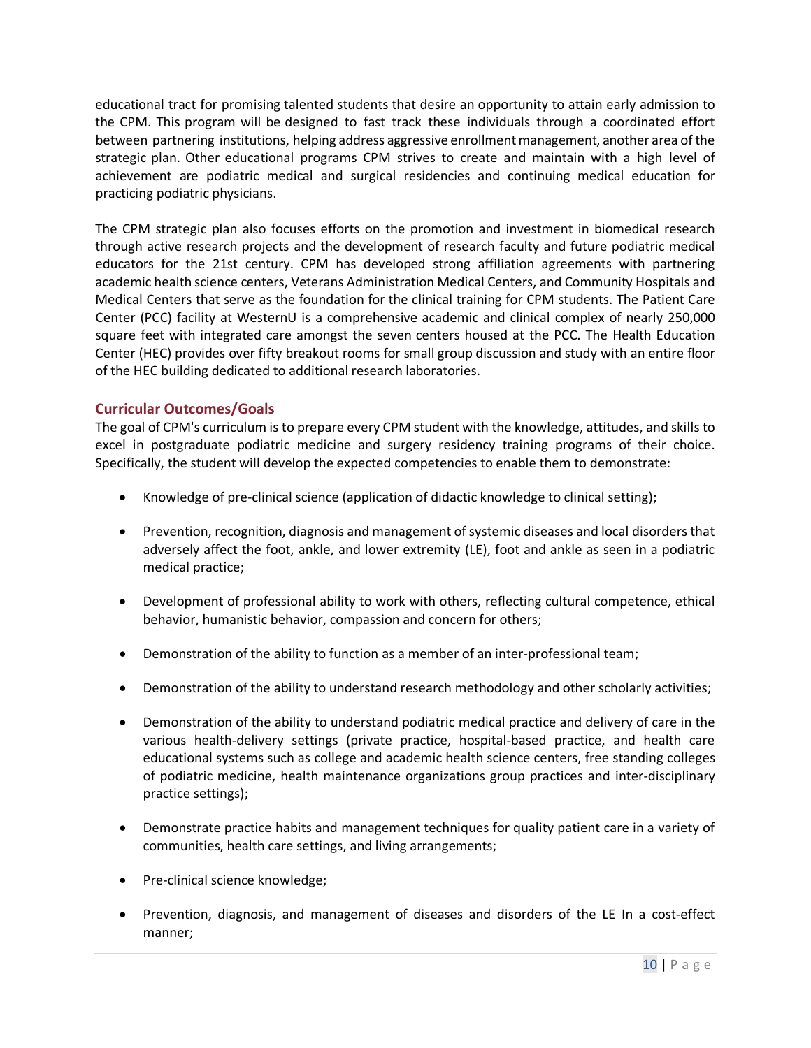educational tract for promising talented students that desire an opportunity to attain early admission to the CPM. This program will be designed to fast track these individuals through a coordinated effort between partnering institutions, helping address aggressive enrollment management, another area of the strategic plan. Other educational programs CPM strives to create and maintain with a high level of achievement are podiatric medical and surgical residencies and continuing medical education for practicing podiatric physicians.

The CPM strategic plan also focuses efforts on the promotion and investment in biomedical research through active research projects and the development of research faculty and future podiatric medical educators for the 21st century. CPM has developed strong affiliation agreements with partnering academic health science centers, Veterans Administration Medical Centers, and Community Hospitals and Medical Centers that serve as the foundation for the clinical training for CPM students. The Patient Care Center (PCC) facility at WesternU is a comprehensive academic and clinical complex of nearly 250,000 square feet with integrated care amongst the seven centers housed at the PCC. The Health Education Center (HEC) provides over fifty breakout rooms for small group discussion and study with an entire floor of the HEC building dedicated to additional research laboratories.

### Curricular Outcomes/Goals

The goal of CPM's curriculum is to prepare every CPM student with the knowledge, attitudes, and skills to excel in postgraduate podiatric medicine and surgery residency training programs of their choice. Specifically, the student will develop the expected competencies to enable them to demonstrate:

- Knowledge of pre-clinical science (application of didactic knowledge to clinical setting);
- Prevention, recognition, diagnosis and management of systemic diseases and local disorders that adversely affect the foot, ankle, and lower extremity (LE), foot and ankle as seen in a podiatric medical practice;
- Development of professional ability to work with others, reflecting cultural competence, ethical behavior, humanistic behavior, compassion and concern for others;
- Demonstration of the ability to function as a member of an inter-professional team;
- Demonstration of the ability to understand research methodology and other scholarly activities;
- Demonstration of the ability to understand podiatric medical practice and delivery of care in the various health-delivery settings (private practice, hospital-based practice, and health care educational systems such as college and academic health science centers, free standing colleges of podiatric medicine, health maintenance organizations group practices and inter-disciplinary practice settings);
- Demonstrate practice habits and management techniques for quality patient care in a variety of communities, health care settings, and living arrangements;
- Pre-clinical science knowledge;
- Prevention, diagnosis, and management of diseases and disorders of the LE In a cost-effect manner;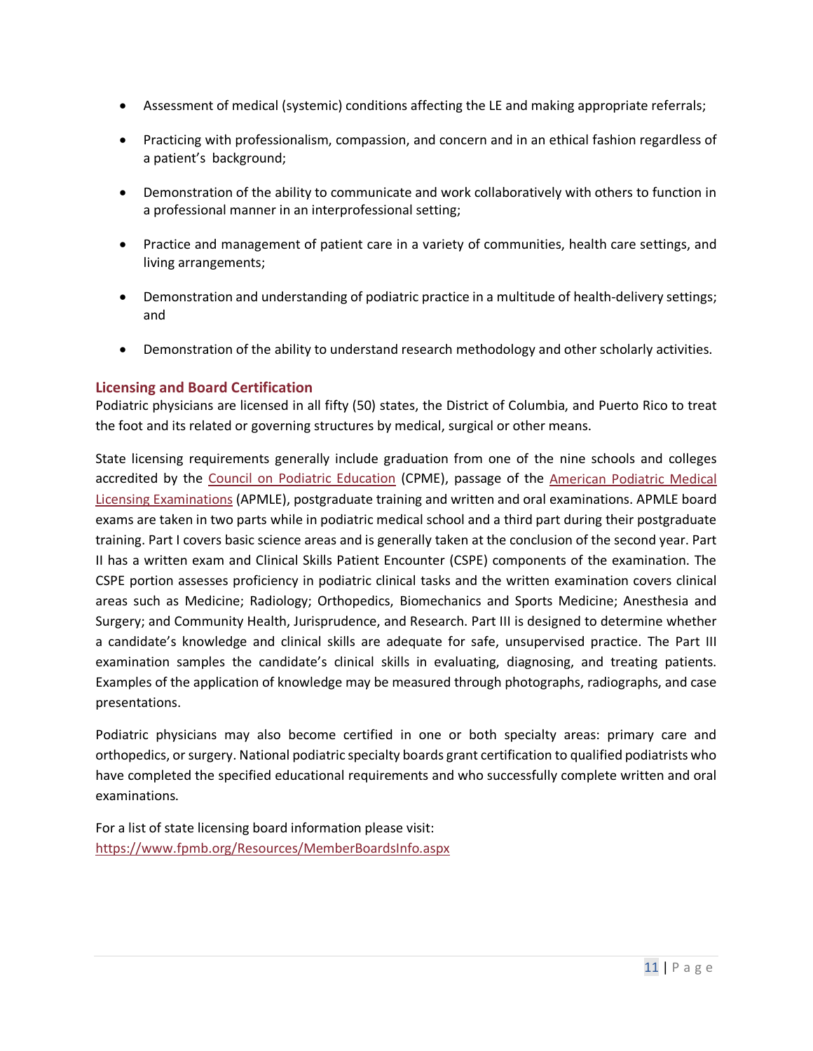- Assessment of medical (systemic) conditions affecting the LE and making appropriate referrals;
- Practicing with professionalism, compassion, and concern and in an ethical fashion regardless of a patient's background;
- Demonstration of the ability to communicate and work collaboratively with others to function in a professional manner in an interprofessional setting;
- Practice and management of patient care in a variety of communities, health care settings, and living arrangements;
- Demonstration and understanding of podiatric practice in a multitude of health-delivery settings; and
- Demonstration of the ability to understand research methodology and other scholarly activities.

## Licensing and Board Certification

Podiatric physicians are licensed in all fifty (50) states, the District of Columbia, and Puerto Rico to treat the foot and its related or governing structures by medical, surgical or other means.

State licensing requirements generally include graduation from one of the nine schools and colleges accredited by the [Council on Podiatric Education](#) (CPME), passage of the [American Podiatric Medical Licensing Examinations](#) (APMLE), postgraduate training and written and oral examinations. APMLE board exams are taken in two parts while in podiatric medical school and a third part during their postgraduate training. Part I covers basic science areas and is generally taken at the conclusion of the second year. Part II has a written exam and Clinical Skills Patient Encounter (CSPE) components of the examination. The CSPE portion assesses proficiency in podiatric clinical tasks and the written examination covers clinical areas such as Medicine; Radiology; Orthopedics, Biomechanics and Sports Medicine; Anesthesia and Surgery; and Community Health, Jurisprudence, and Research. Part III is designed to determine whether a candidate's knowledge and clinical skills are adequate for safe, unsupervised practice. The Part III examination samples the candidate's clinical skills in evaluating, diagnosing, and treating patients. Examples of the application of knowledge may be measured through photographs, radiographs, and case presentations.

Podiatric physicians may also become certified in one or both specialty areas: primary care and orthopedics, or surgery. National podiatric specialty boards grant certification to qualified podiatrists who have completed the specified educational requirements and who successfully complete written and oral examinations.

For a list of state licensing board information please visit:
https://www.fpmb.org/Resources/MemberBoardsInfo.aspx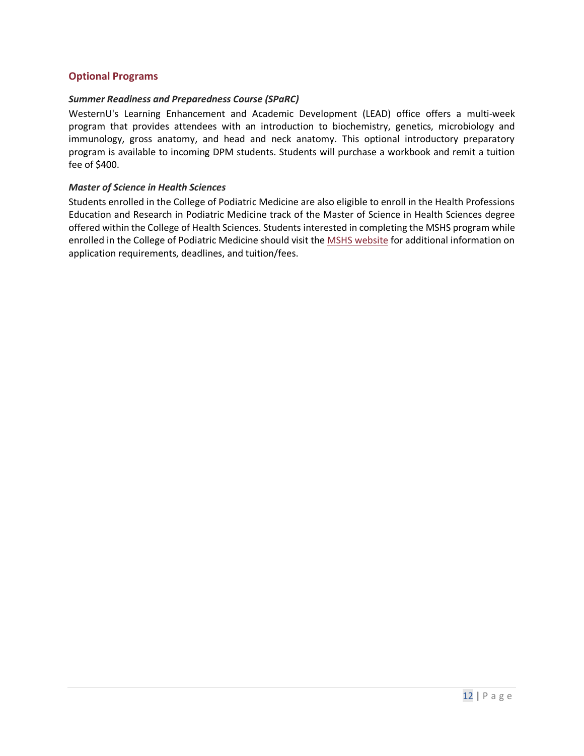## Optional Programs

### *Summer Readiness and Preparedness Course (SPaRC)*

WesternU's Learning Enhancement and Academic Development (LEAD) office offers a multi-week program that provides attendees with an introduction to biochemistry, genetics, microbiology and immunology, gross anatomy, and head and neck anatomy. This optional introductory preparatory program is available to incoming DPM students. Students will purchase a workbook and remit a tuition fee of $400.

### *Master of Science in Health Sciences*

Students enrolled in the College of Podiatric Medicine are also eligible to enroll in the Health Professions Education and Research in Podiatric Medicine track of the Master of Science in Health Sciences degree offered within the College of Health Sciences. Students interested in completing the MSHS program while enrolled in the College of Podiatric Medicine should visit the MSHS website for additional information on application requirements, deadlines, and tuition/fees.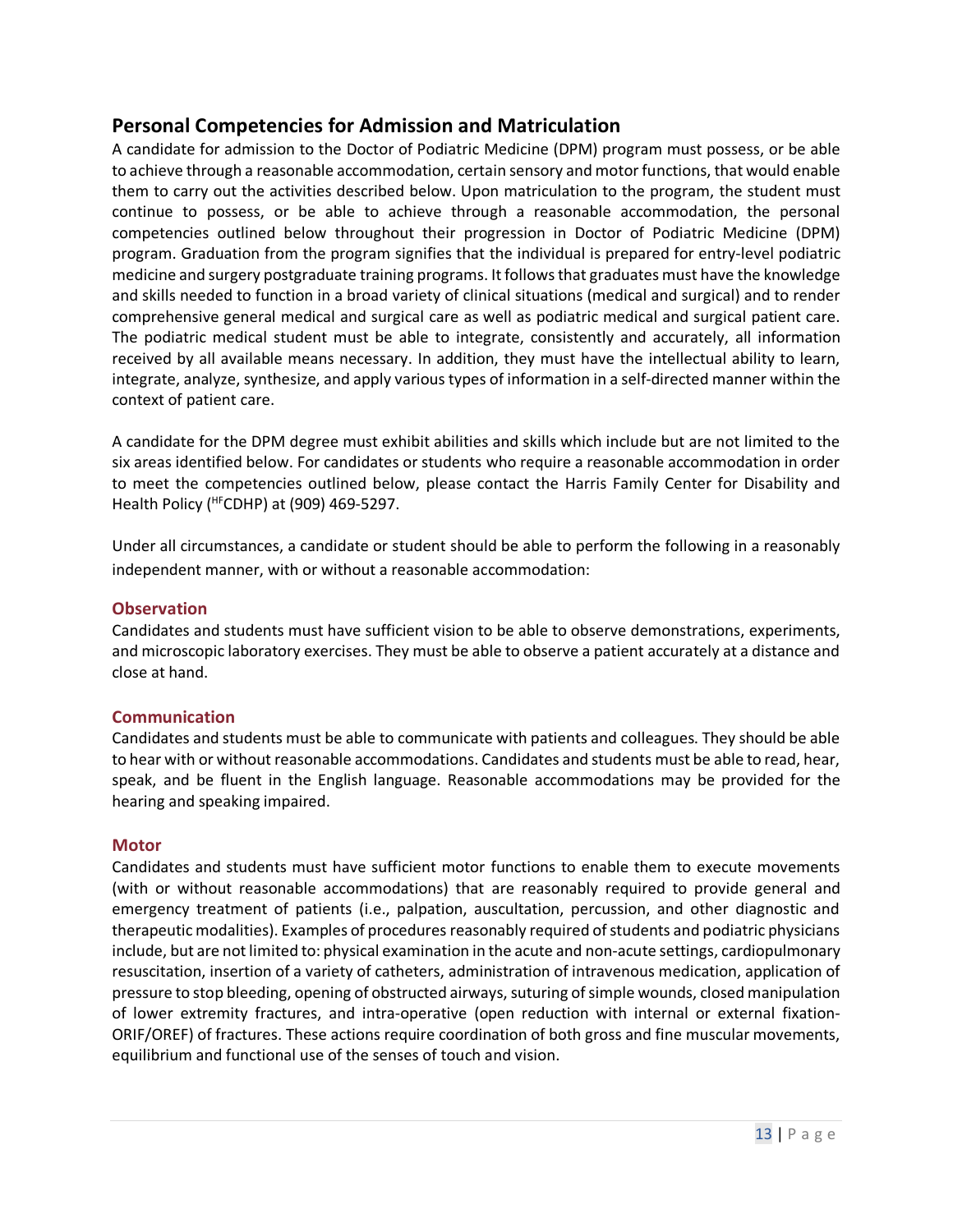## Personal Competencies for Admission and Matriculation

A candidate for admission to the Doctor of Podiatric Medicine (DPM) program must possess, or be able to achieve through a reasonable accommodation, certain sensory and motor functions, that would enable them to carry out the activities described below. Upon matriculation to the program, the student must continue to possess, or be able to achieve through a reasonable accommodation, the personal competencies outlined below throughout their progression in Doctor of Podiatric Medicine (DPM) program. Graduation from the program signifies that the individual is prepared for entry-level podiatric medicine and surgery postgraduate training programs. It follows that graduates must have the knowledge and skills needed to function in a broad variety of clinical situations (medical and surgical) and to render comprehensive general medical and surgical care as well as podiatric medical and surgical patient care. The podiatric medical student must be able to integrate, consistently and accurately, all information received by all available means necessary. In addition, they must have the intellectual ability to learn, integrate, analyze, synthesize, and apply various types of information in a self-directed manner within the context of patient care.

A candidate for the DPM degree must exhibit abilities and skills which include but are not limited to the six areas identified below. For candidates or students who require a reasonable accommodation in order to meet the competencies outlined below, please contact the Harris Family Center for Disability and Health Policy (HFCDHP) at (909) 469-5297.

Under all circumstances, a candidate or student should be able to perform the following in a reasonably independent manner, with or without a reasonable accommodation:

### Observation

Candidates and students must have sufficient vision to be able to observe demonstrations, experiments, and microscopic laboratory exercises. They must be able to observe a patient accurately at a distance and close at hand.

### Communication

Candidates and students must be able to communicate with patients and colleagues. They should be able to hear with or without reasonable accommodations. Candidates and students must be able to read, hear, speak, and be fluent in the English language. Reasonable accommodations may be provided for the hearing and speaking impaired.

### Motor

Candidates and students must have sufficient motor functions to enable them to execute movements (with or without reasonable accommodations) that are reasonably required to provide general and emergency treatment of patients (i.e., palpation, auscultation, percussion, and other diagnostic and therapeutic modalities). Examples of procedures reasonably required of students and podiatric physicians include, but are not limited to: physical examination in the acute and non-acute settings, cardiopulmonary resuscitation, insertion of a variety of catheters, administration of intravenous medication, application of pressure to stop bleeding, opening of obstructed airways, suturing of simple wounds, closed manipulation of lower extremity fractures, and intra-operative (open reduction with internal or external fixation-ORIF/OREF) of fractures. These actions require coordination of both gross and fine muscular movements, equilibrium and functional use of the senses of touch and vision.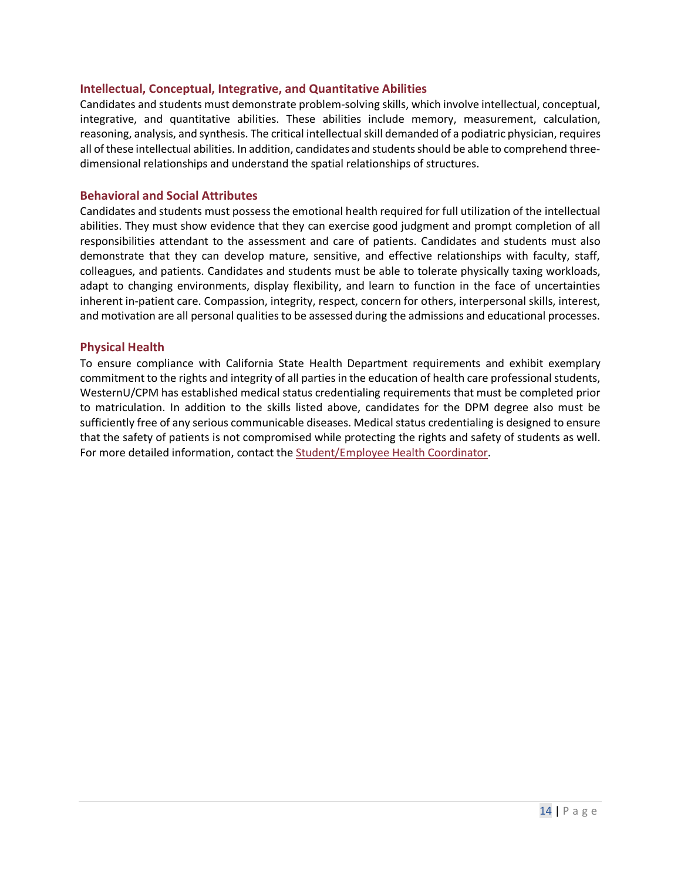### Intellectual, Conceptual, Integrative, and Quantitative Abilities

Candidates and students must demonstrate problem-solving skills, which involve intellectual, conceptual, integrative, and quantitative abilities. These abilities include memory, measurement, calculation, reasoning, analysis, and synthesis. The critical intellectual skill demanded of a podiatric physician, requires all of these intellectual abilities. In addition, candidates and students should be able to comprehend three-dimensional relationships and understand the spatial relationships of structures.

### Behavioral and Social Attributes

Candidates and students must possess the emotional health required for full utilization of the intellectual abilities. They must show evidence that they can exercise good judgment and prompt completion of all responsibilities attendant to the assessment and care of patients. Candidates and students must also demonstrate that they can develop mature, sensitive, and effective relationships with faculty, staff, colleagues, and patients. Candidates and students must be able to tolerate physically taxing workloads, adapt to changing environments, display flexibility, and learn to function in the face of uncertainties inherent in-patient care. Compassion, integrity, respect, concern for others, interpersonal skills, interest, and motivation are all personal qualities to be assessed during the admissions and educational processes.

### Physical Health

To ensure compliance with California State Health Department requirements and exhibit exemplary commitment to the rights and integrity of all parties in the education of health care professional students, WesternU/CPM has established medical status credentialing requirements that must be completed prior to matriculation. In addition to the skills listed above, candidates for the DPM degree also must be sufficiently free of any serious communicable diseases. Medical status credentialing is designed to ensure that the safety of patients is not compromised while protecting the rights and safety of students as well. For more detailed information, contact the Student/Employee Health Coordinator.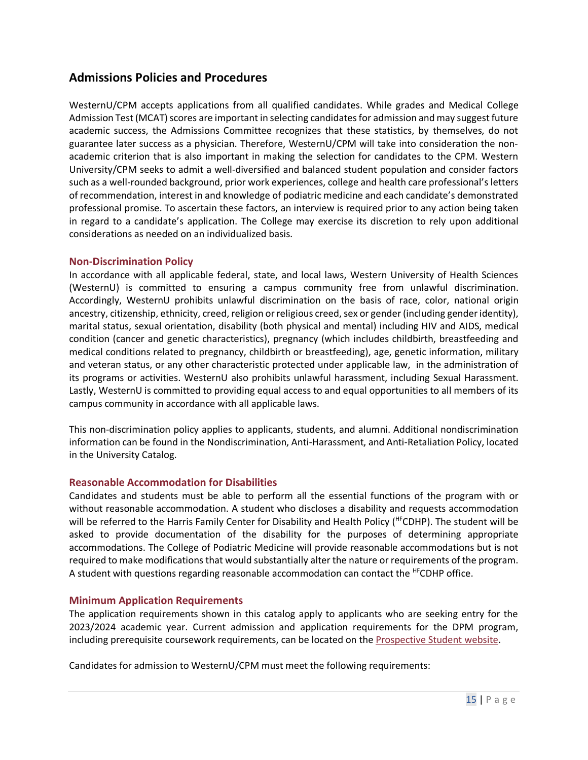## Admissions Policies and Procedures

WesternU/CPM accepts applications from all qualified candidates. While grades and Medical College Admission Test (MCAT) scores are important in selecting candidates for admission and may suggest future academic success, the Admissions Committee recognizes that these statistics, by themselves, do not guarantee later success as a physician. Therefore, WesternU/CPM will take into consideration the non-academic criterion that is also important in making the selection for candidates to the CPM. Western University/CPM seeks to admit a well-diversified and balanced student population and consider factors such as a well-rounded background, prior work experiences, college and health care professional's letters of recommendation, interest in and knowledge of podiatric medicine and each candidate's demonstrated professional promise. To ascertain these factors, an interview is required prior to any action being taken in regard to a candidate's application. The College may exercise its discretion to rely upon additional considerations as needed on an individualized basis.

### Non-Discrimination Policy

In accordance with all applicable federal, state, and local laws, Western University of Health Sciences (WesternU) is committed to ensuring a campus community free from unlawful discrimination. Accordingly, WesternU prohibits unlawful discrimination on the basis of race, color, national origin ancestry, citizenship, ethnicity, creed, religion or religious creed, sex or gender (including gender identity), marital status, sexual orientation, disability (both physical and mental) including HIV and AIDS, medical condition (cancer and genetic characteristics), pregnancy (which includes childbirth, breastfeeding and medical conditions related to pregnancy, childbirth or breastfeeding), age, genetic information, military and veteran status, or any other characteristic protected under applicable law, in the administration of its programs or activities. WesternU also prohibits unlawful harassment, including Sexual Harassment. Lastly, WesternU is committed to providing equal access to and equal opportunities to all members of its campus community in accordance with all applicable laws.

This non-discrimination policy applies to applicants, students, and alumni. Additional nondiscrimination information can be found in the Nondiscrimination, Anti-Harassment, and Anti-Retaliation Policy, located in the University Catalog.

### Reasonable Accommodation for Disabilities

Candidates and students must be able to perform all the essential functions of the program with or without reasonable accommodation. A student who discloses a disability and requests accommodation will be referred to the Harris Family Center for Disability and Health Policy (HFCDHP). The student will be asked to provide documentation of the disability for the purposes of determining appropriate accommodations. The College of Podiatric Medicine will provide reasonable accommodations but is not required to make modifications that would substantially alter the nature or requirements of the program. A student with questions regarding reasonable accommodation can contact the HFCDHP office.

### Minimum Application Requirements

The application requirements shown in this catalog apply to applicants who are seeking entry for the 2023/2024 academic year. Current admission and application requirements for the DPM program, including prerequisite coursework requirements, can be located on the Prospective Student website.

Candidates for admission to WesternU/CPM must meet the following requirements: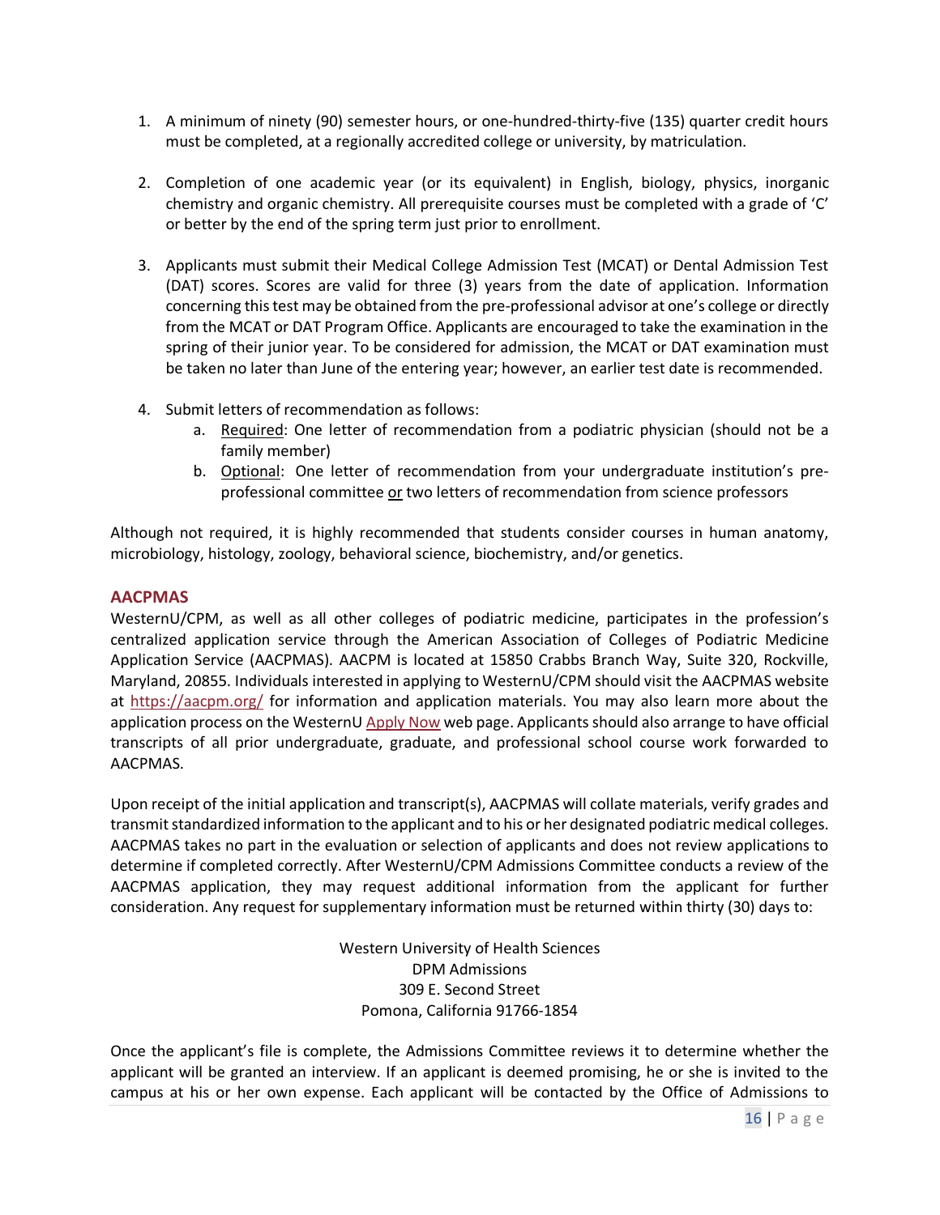1. A minimum of ninety (90) semester hours, or one-hundred-thirty-five (135) quarter credit hours must be completed, at a regionally accredited college or university, by matriculation.

2. Completion of one academic year (or its equivalent) in English, biology, physics, inorganic chemistry and organic chemistry. All prerequisite courses must be completed with a grade of 'C' or better by the end of the spring term just prior to enrollment.

3. Applicants must submit their Medical College Admission Test (MCAT) or Dental Admission Test (DAT) scores. Scores are valid for three (3) years from the date of application. Information concerning this test may be obtained from the pre-professional advisor at one's college or directly from the MCAT or DAT Program Office. Applicants are encouraged to take the examination in the spring of their junior year. To be considered for admission, the MCAT or DAT examination must be taken no later than June of the entering year; however, an earlier test date is recommended.

4. Submit letters of recommendation as follows:
   a. Required: One letter of recommendation from a podiatric physician (should not be a family member)
   b. Optional: One letter of recommendation from your undergraduate institution's pre-professional committee or two letters of recommendation from science professors

Although not required, it is highly recommended that students consider courses in human anatomy, microbiology, histology, zoology, behavioral science, biochemistry, and/or genetics.

## AACPMAS

WesternU/CPM, as well as all other colleges of podiatric medicine, participates in the profession's centralized application service through the American Association of Colleges of Podiatric Medicine Application Service (AACPMAS). AACPM is located at 15850 Crabbs Branch Way, Suite 320, Rockville, Maryland, 20855. Individuals interested in applying to WesternU/CPM should visit the AACPMAS website at https://aacpm.org/ for information and application materials. You may also learn more about the application process on the WesternU Apply Now web page. Applicants should also arrange to have official transcripts of all prior undergraduate, graduate, and professional school course work forwarded to AACPMAS.

Upon receipt of the initial application and transcript(s), AACPMAS will collate materials, verify grades and transmit standardized information to the applicant and to his or her designated podiatric medical colleges. AACPMAS takes no part in the evaluation or selection of applicants and does not review applications to determine if completed correctly. After WesternU/CPM Admissions Committee conducts a review of the AACPMAS application, they may request additional information from the applicant for further consideration. Any request for supplementary information must be returned within thirty (30) days to:

Western University of Health Sciences
DPM Admissions
309 E. Second Street
Pomona, California 91766-1854

Once the applicant's file is complete, the Admissions Committee reviews it to determine whether the applicant will be granted an interview. If an applicant is deemed promising, he or she is invited to the campus at his or her own expense. Each applicant will be contacted by the Office of Admissions to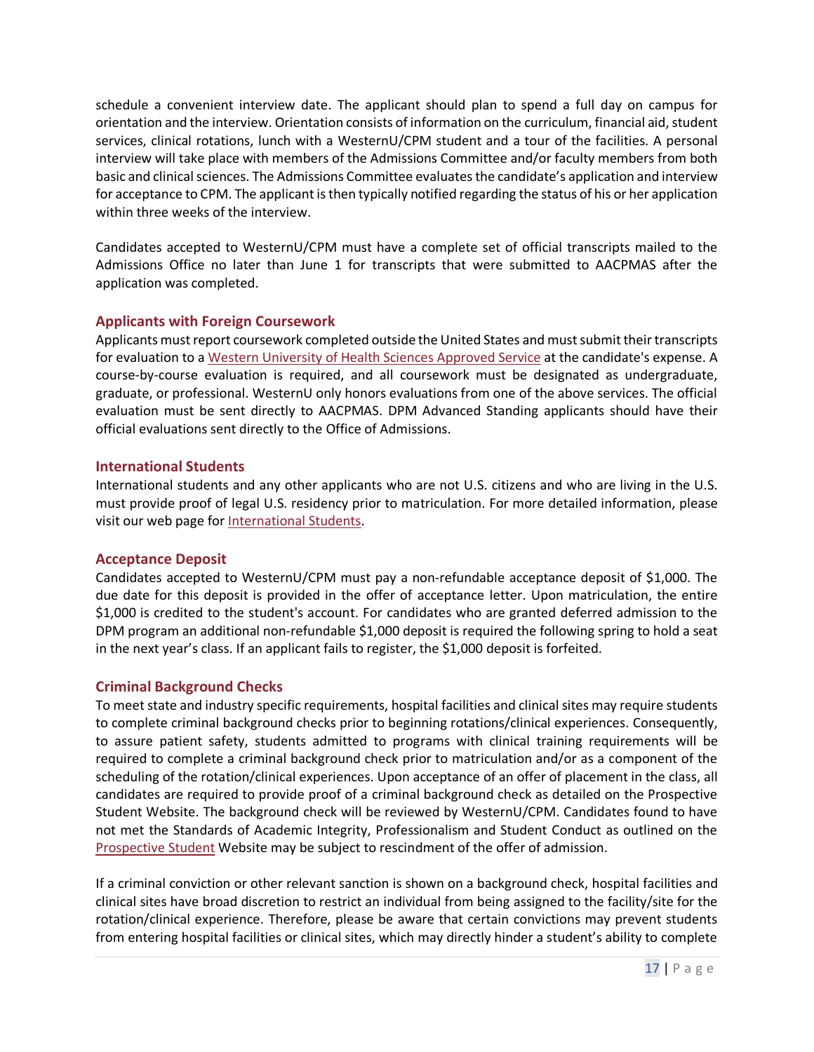schedule a convenient interview date. The applicant should plan to spend a full day on campus for orientation and the interview. Orientation consists of information on the curriculum, financial aid, student services, clinical rotations, lunch with a WesternU/CPM student and a tour of the facilities. A personal interview will take place with members of the Admissions Committee and/or faculty members from both basic and clinical sciences. The Admissions Committee evaluates the candidate's application and interview for acceptance to CPM. The applicant is then typically notified regarding the status of his or her application within three weeks of the interview.

Candidates accepted to WesternU/CPM must have a complete set of official transcripts mailed to the Admissions Office no later than June 1 for transcripts that were submitted to AACPMAS after the application was completed.

### Applicants with Foreign Coursework

Applicants must report coursework completed outside the United States and must submit their transcripts for evaluation to a Western University of Health Sciences Approved Service at the candidate's expense. A course-by-course evaluation is required, and all coursework must be designated as undergraduate, graduate, or professional. WesternU only honors evaluations from one of the above services. The official evaluation must be sent directly to AACPMAS. DPM Advanced Standing applicants should have their official evaluations sent directly to the Office of Admissions.

### International Students

International students and any other applicants who are not U.S. citizens and who are living in the U.S. must provide proof of legal U.S. residency prior to matriculation. For more detailed information, please visit our web page for International Students.

### Acceptance Deposit

Candidates accepted to WesternU/CPM must pay a non-refundable acceptance deposit of $1,000. The due date for this deposit is provided in the offer of acceptance letter. Upon matriculation, the entire $1,000 is credited to the student's account. For candidates who are granted deferred admission to the DPM program an additional non-refundable $1,000 deposit is required the following spring to hold a seat in the next year's class. If an applicant fails to register, the $1,000 deposit is forfeited.

### Criminal Background Checks

To meet state and industry specific requirements, hospital facilities and clinical sites may require students to complete criminal background checks prior to beginning rotations/clinical experiences. Consequently, to assure patient safety, students admitted to programs with clinical training requirements will be required to complete a criminal background check prior to matriculation and/or as a component of the scheduling of the rotation/clinical experiences. Upon acceptance of an offer of placement in the class, all candidates are required to provide proof of a criminal background check as detailed on the Prospective Student Website. The background check will be reviewed by WesternU/CPM. Candidates found to have not met the Standards of Academic Integrity, Professionalism and Student Conduct as outlined on the Prospective Student Website may be subject to rescindment of the offer of admission.

If a criminal conviction or other relevant sanction is shown on a background check, hospital facilities and clinical sites have broad discretion to restrict an individual from being assigned to the facility/site for the rotation/clinical experience. Therefore, please be aware that certain convictions may prevent students from entering hospital facilities or clinical sites, which may directly hinder a student's ability to complete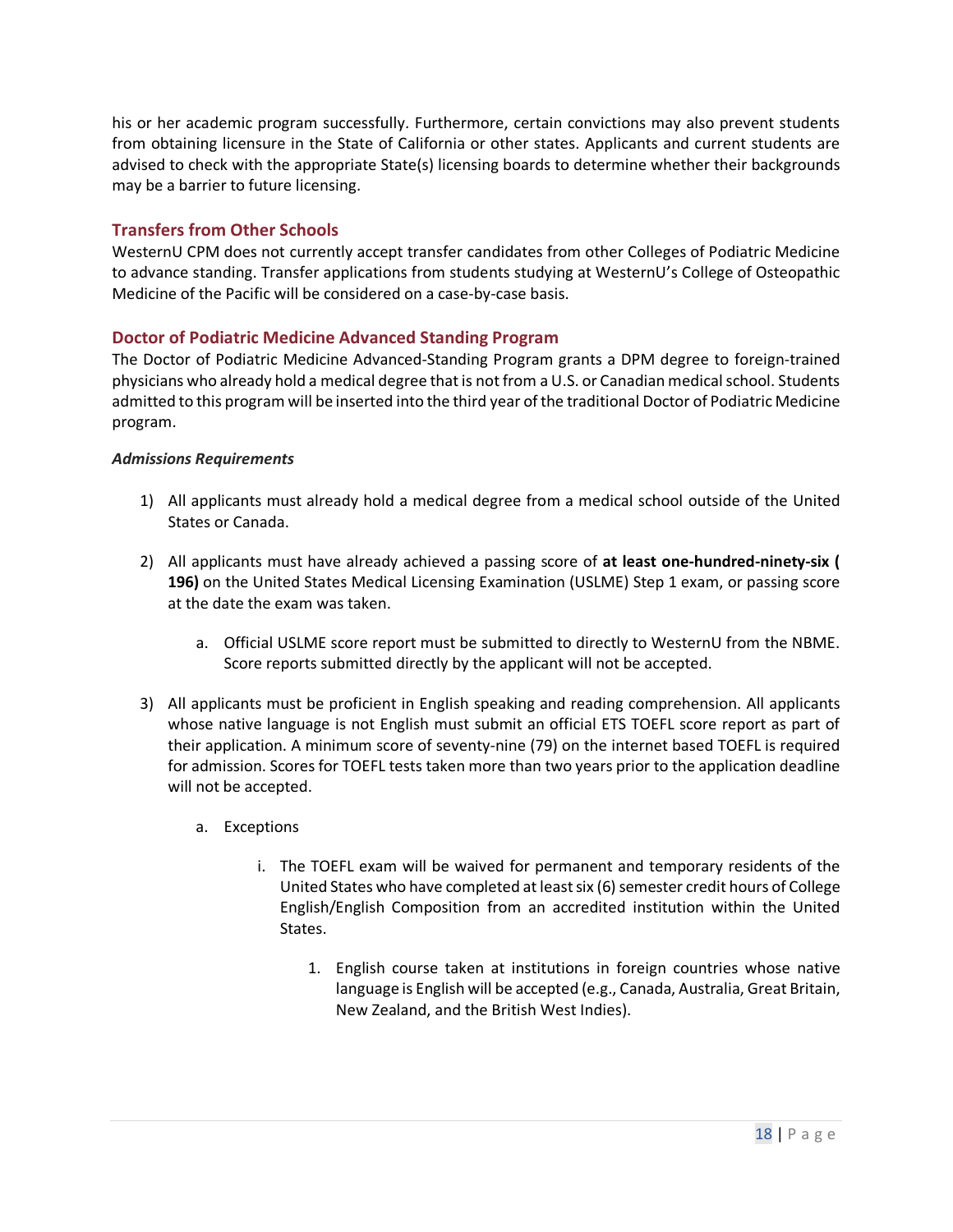his or her academic program successfully. Furthermore, certain convictions may also prevent students from obtaining licensure in the State of California or other states. Applicants and current students are advised to check with the appropriate State(s) licensing boards to determine whether their backgrounds may be a barrier to future licensing.

## Transfers from Other Schools

WesternU CPM does not currently accept transfer candidates from other Colleges of Podiatric Medicine to advance standing. Transfer applications from students studying at WesternU's College of Osteopathic Medicine of the Pacific will be considered on a case-by-case basis.

## Doctor of Podiatric Medicine Advanced Standing Program

The Doctor of Podiatric Medicine Advanced-Standing Program grants a DPM degree to foreign-trained physicians who already hold a medical degree that is not from a U.S. or Canadian medical school. Students admitted to this program will be inserted into the third year of the traditional Doctor of Podiatric Medicine program.

***Admissions Requirements***

1) All applicants must already hold a medical degree from a medical school outside of the United States or Canada.

2) All applicants must have already achieved a passing score of **at least one-hundred-ninety-six ( 196)** on the United States Medical Licensing Examination (USLME) Step 1 exam, or passing score at the date the exam was taken.

    a. Official USLME score report must be submitted to directly to WesternU from the NBME. Score reports submitted directly by the applicant will not be accepted.

3) All applicants must be proficient in English speaking and reading comprehension. All applicants whose native language is not English must submit an official ETS TOEFL score report as part of their application. A minimum score of seventy-nine (79) on the internet based TOEFL is required for admission. Scores for TOEFL tests taken more than two years prior to the application deadline will not be accepted.

    a. Exceptions

        i. The TOEFL exam will be waived for permanent and temporary residents of the United States who have completed at least six (6) semester credit hours of College English/English Composition from an accredited institution within the United States.

            1. English course taken at institutions in foreign countries whose native language is English will be accepted (e.g., Canada, Australia, Great Britain, New Zealand, and the British West Indies).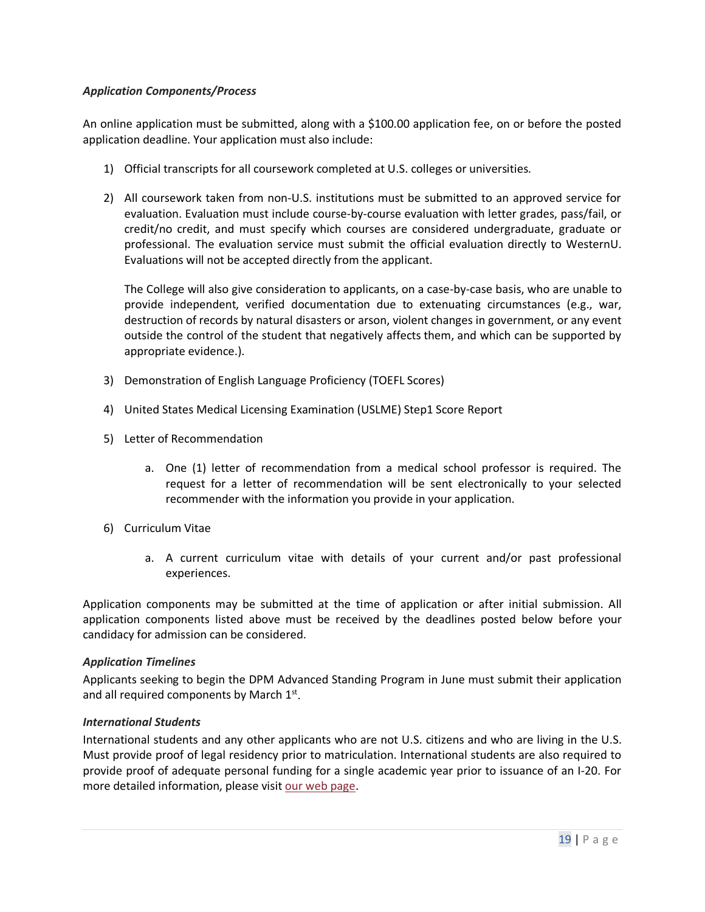### *Application Components/Process*

An online application must be submitted, along with a $100.00 application fee, on or before the posted application deadline. Your application must also include:

1) Official transcripts for all coursework completed at U.S. colleges or universities.

2) All coursework taken from non-U.S. institutions must be submitted to an approved service for evaluation. Evaluation must include course-by-course evaluation with letter grades, pass/fail, or credit/no credit, and must specify which courses are considered undergraduate, graduate or professional. The evaluation service must submit the official evaluation directly to WesternU. Evaluations will not be accepted directly from the applicant.

   The College will also give consideration to applicants, on a case-by-case basis, who are unable to provide independent, verified documentation due to extenuating circumstances (e.g., war, destruction of records by natural disasters or arson, violent changes in government, or any event outside the control of the student that negatively affects them, and which can be supported by appropriate evidence.).

3) Demonstration of English Language Proficiency (TOEFL Scores)

4) United States Medical Licensing Examination (USLME) Step1 Score Report

5) Letter of Recommendation

   a. One (1) letter of recommendation from a medical school professor is required. The request for a letter of recommendation will be sent electronically to your selected recommender with the information you provide in your application.

6) Curriculum Vitae

   a. A current curriculum vitae with details of your current and/or past professional experiences.

Application components may be submitted at the time of application or after initial submission. All application components listed above must be received by the deadlines posted below before your candidacy for admission can be considered.

### *Application Timelines*

Applicants seeking to begin the DPM Advanced Standing Program in June must submit their application and all required components by March 1st.

### *International Students*

International students and any other applicants who are not U.S. citizens and who are living in the U.S. Must provide proof of legal residency prior to matriculation. International students are also required to provide proof of adequate personal funding for a single academic year prior to issuance of an I-20. For more detailed information, please visit our web page.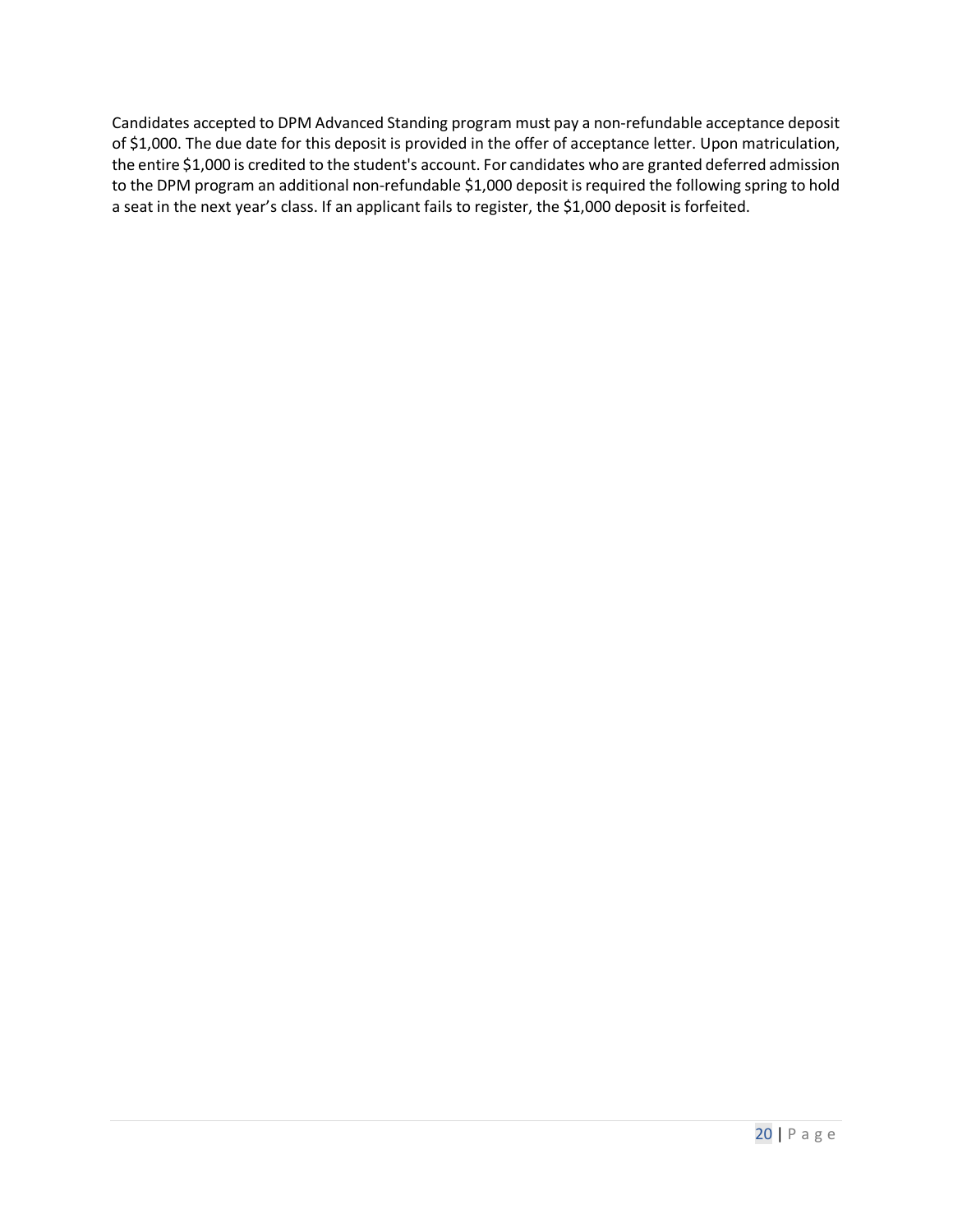Candidates accepted to DPM Advanced Standing program must pay a non-refundable acceptance deposit of $1,000. The due date for this deposit is provided in the offer of acceptance letter. Upon matriculation, the entire $1,000 is credited to the student's account. For candidates who are granted deferred admission to the DPM program an additional non-refundable $1,000 deposit is required the following spring to hold a seat in the next year's class. If an applicant fails to register, the $1,000 deposit is forfeited.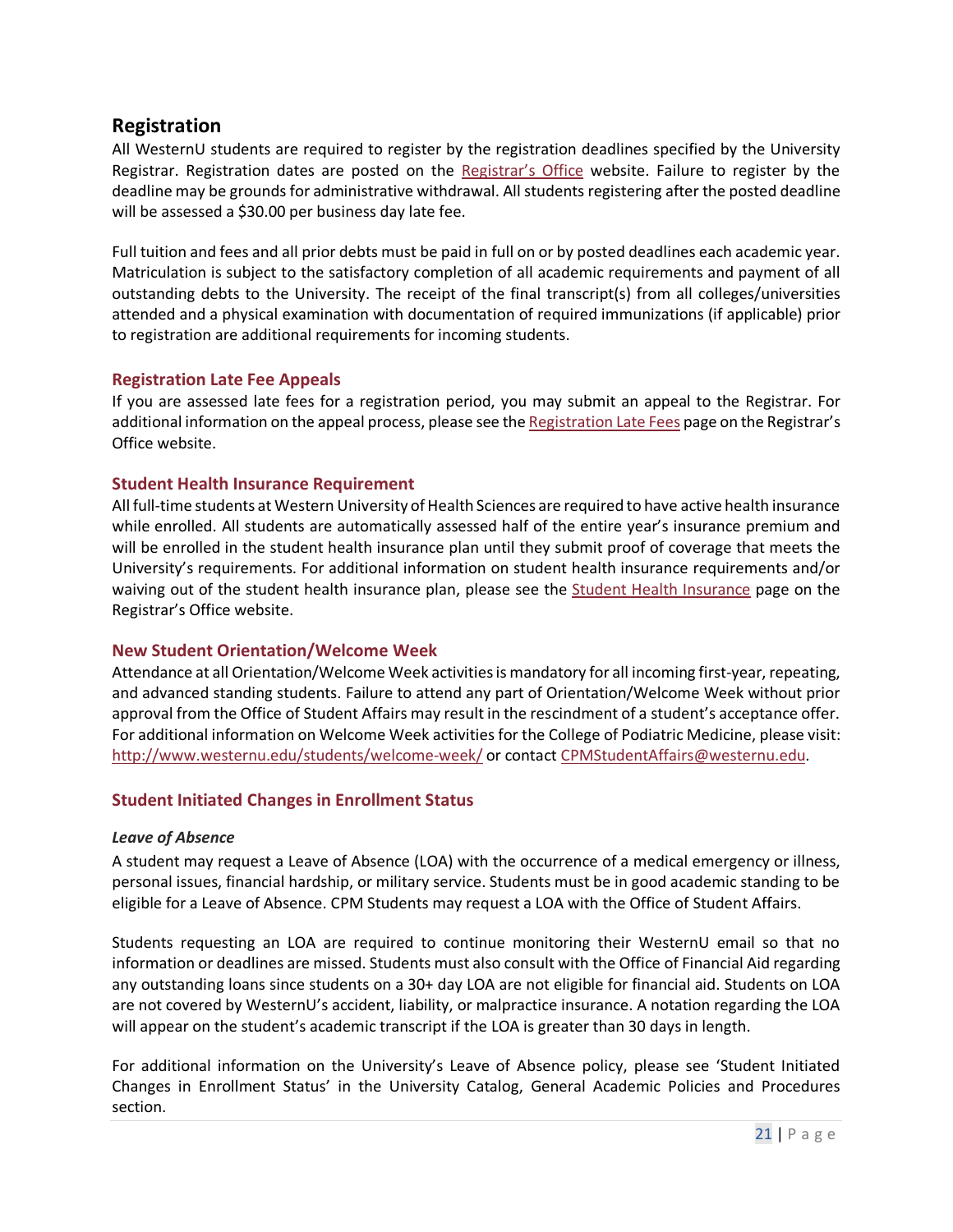## Registration

All WesternU students are required to register by the registration deadlines specified by the University Registrar. Registration dates are posted on the Registrar's Office website. Failure to register by the deadline may be grounds for administrative withdrawal. All students registering after the posted deadline will be assessed a $30.00 per business day late fee.

Full tuition and fees and all prior debts must be paid in full on or by posted deadlines each academic year. Matriculation is subject to the satisfactory completion of all academic requirements and payment of all outstanding debts to the University. The receipt of the final transcript(s) from all colleges/universities attended and a physical examination with documentation of required immunizations (if applicable) prior to registration are additional requirements for incoming students.

### Registration Late Fee Appeals

If you are assessed late fees for a registration period, you may submit an appeal to the Registrar. For additional information on the appeal process, please see the Registration Late Fees page on the Registrar's Office website.

### Student Health Insurance Requirement

All full-time students at Western University of Health Sciences are required to have active health insurance while enrolled. All students are automatically assessed half of the entire year's insurance premium and will be enrolled in the student health insurance plan until they submit proof of coverage that meets the University's requirements. For additional information on student health insurance requirements and/or waiving out of the student health insurance plan, please see the Student Health Insurance page on the Registrar's Office website.

### New Student Orientation/Welcome Week

Attendance at all Orientation/Welcome Week activities is mandatory for all incoming first-year, repeating, and advanced standing students. Failure to attend any part of Orientation/Welcome Week without prior approval from the Office of Student Affairs may result in the rescindment of a student's acceptance offer. For additional information on Welcome Week activities for the College of Podiatric Medicine, please visit: http://www.westernu.edu/students/welcome-week/ or contact CPMStudentAffairs@westernu.edu.

### Student Initiated Changes in Enrollment Status

#### *Leave of Absence*

A student may request a Leave of Absence (LOA) with the occurrence of a medical emergency or illness, personal issues, financial hardship, or military service. Students must be in good academic standing to be eligible for a Leave of Absence. CPM Students may request a LOA with the Office of Student Affairs.

Students requesting an LOA are required to continue monitoring their WesternU email so that no information or deadlines are missed. Students must also consult with the Office of Financial Aid regarding any outstanding loans since students on a 30+ day LOA are not eligible for financial aid. Students on LOA are not covered by WesternU's accident, liability, or malpractice insurance. A notation regarding the LOA will appear on the student's academic transcript if the LOA is greater than 30 days in length.

For additional information on the University's Leave of Absence policy, please see 'Student Initiated Changes in Enrollment Status' in the University Catalog, General Academic Policies and Procedures section.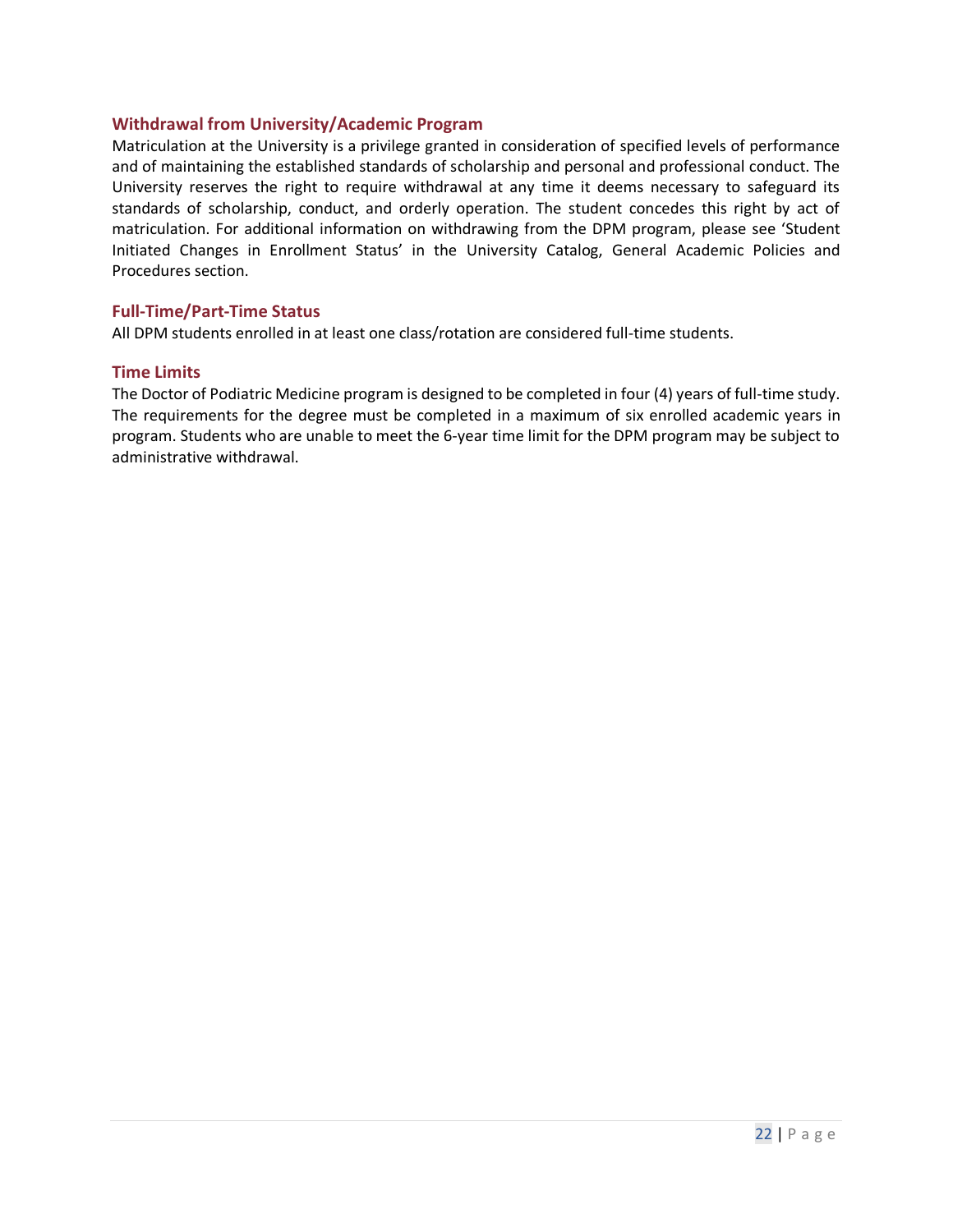## Withdrawal from University/Academic Program

Matriculation at the University is a privilege granted in consideration of specified levels of performance and of maintaining the established standards of scholarship and personal and professional conduct. The University reserves the right to require withdrawal at any time it deems necessary to safeguard its standards of scholarship, conduct, and orderly operation. The student concedes this right by act of matriculation. For additional information on withdrawing from the DPM program, please see 'Student Initiated Changes in Enrollment Status' in the University Catalog, General Academic Policies and Procedures section.

## Full-Time/Part-Time Status

All DPM students enrolled in at least one class/rotation are considered full-time students.

## Time Limits

The Doctor of Podiatric Medicine program is designed to be completed in four (4) years of full-time study. The requirements for the degree must be completed in a maximum of six enrolled academic years in program. Students who are unable to meet the 6-year time limit for the DPM program may be subject to administrative withdrawal.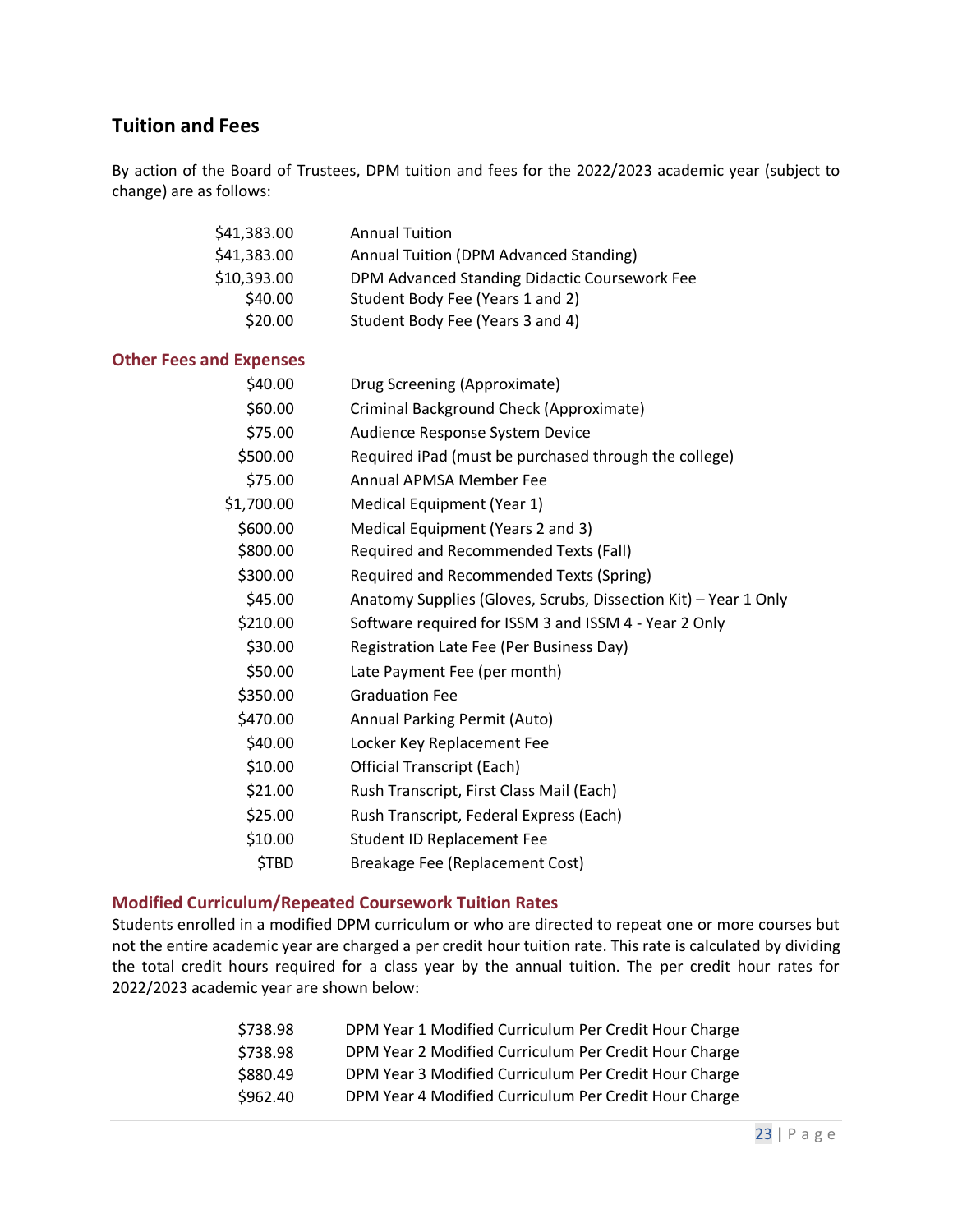## Tuition and Fees

By action of the Board of Trustees, DPM tuition and fees for the 2022/2023 academic year (subject to change) are as follows:

| Amount | Description |
|---|---|
| $41,383.00 | Annual Tuition |
| $41,383.00 | Annual Tuition (DPM Advanced Standing) |
| $10,393.00 | DPM Advanced Standing Didactic Coursework Fee |
| $40.00 | Student Body Fee (Years 1 and 2) |
| $20.00 | Student Body Fee (Years 3 and 4) |

### Other Fees and Expenses

| Amount | Description |
|---|---|
| $40.00 | Drug Screening (Approximate) |
| $60.00 | Criminal Background Check (Approximate) |
| $75.00 | Audience Response System Device |
| $500.00 | Required iPad (must be purchased through the college) |
| $75.00 | Annual APMSA Member Fee |
| $1,700.00 | Medical Equipment (Year 1) |
| $600.00 | Medical Equipment (Years 2 and 3) |
| $800.00 | Required and Recommended Texts (Fall) |
| $300.00 | Required and Recommended Texts (Spring) |
| $45.00 | Anatomy Supplies (Gloves, Scrubs, Dissection Kit) – Year 1 Only |
| $210.00 | Software required for ISSM 3 and ISSM 4 - Year 2 Only |
| $30.00 | Registration Late Fee (Per Business Day) |
| $50.00 | Late Payment Fee (per month) |
| $350.00 | Graduation Fee |
| $470.00 | Annual Parking Permit (Auto) |
| $40.00 | Locker Key Replacement Fee |
| $10.00 | Official Transcript (Each) |
| $21.00 | Rush Transcript, First Class Mail (Each) |
| $25.00 | Rush Transcript, Federal Express (Each) |
| $10.00 | Student ID Replacement Fee |
| $TBD | Breakage Fee (Replacement Cost) |

### Modified Curriculum/Repeated Coursework Tuition Rates

Students enrolled in a modified DPM curriculum or who are directed to repeat one or more courses but not the entire academic year are charged a per credit hour tuition rate. This rate is calculated by dividing the total credit hours required for a class year by the annual tuition. The per credit hour rates for 2022/2023 academic year are shown below:

| Amount | Description |
|---|---|
| $738.98 | DPM Year 1 Modified Curriculum Per Credit Hour Charge |
| $738.98 | DPM Year 2 Modified Curriculum Per Credit Hour Charge |
| $880.49 | DPM Year 3 Modified Curriculum Per Credit Hour Charge |
| $962.40 | DPM Year 4 Modified Curriculum Per Credit Hour Charge |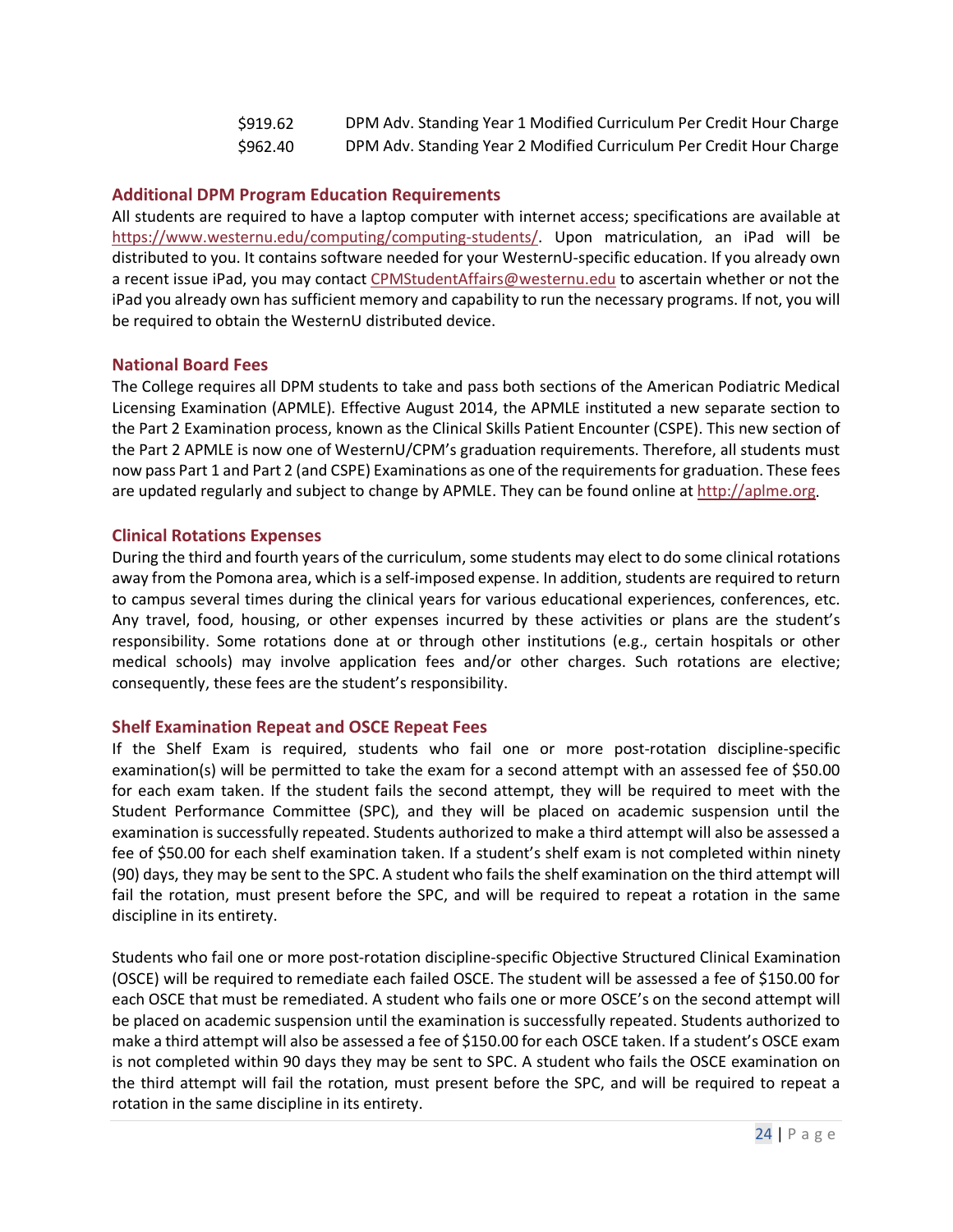| | |
|---|---|
| $919.62 | DPM Adv. Standing Year 1 Modified Curriculum Per Credit Hour Charge |
| $962.40 | DPM Adv. Standing Year 2 Modified Curriculum Per Credit Hour Charge |

### Additional DPM Program Education Requirements

All students are required to have a laptop computer with internet access; specifications are available at https://www.westernu.edu/computing/computing-students/. Upon matriculation, an iPad will be distributed to you. It contains software needed for your WesternU-specific education. If you already own a recent issue iPad, you may contact CPMStudentAffairs@westernu.edu to ascertain whether or not the iPad you already own has sufficient memory and capability to run the necessary programs. If not, you will be required to obtain the WesternU distributed device.

### National Board Fees

The College requires all DPM students to take and pass both sections of the American Podiatric Medical Licensing Examination (APMLE). Effective August 2014, the APMLE instituted a new separate section to the Part 2 Examination process, known as the Clinical Skills Patient Encounter (CSPE). This new section of the Part 2 APMLE is now one of WesternU/CPM's graduation requirements. Therefore, all students must now pass Part 1 and Part 2 (and CSPE) Examinations as one of the requirements for graduation. These fees are updated regularly and subject to change by APMLE. They can be found online at http://aplme.org.

### Clinical Rotations Expenses

During the third and fourth years of the curriculum, some students may elect to do some clinical rotations away from the Pomona area, which is a self-imposed expense. In addition, students are required to return to campus several times during the clinical years for various educational experiences, conferences, etc. Any travel, food, housing, or other expenses incurred by these activities or plans are the student's responsibility. Some rotations done at or through other institutions (e.g., certain hospitals or other medical schools) may involve application fees and/or other charges. Such rotations are elective; consequently, these fees are the student's responsibility.

### Shelf Examination Repeat and OSCE Repeat Fees

If the Shelf Exam is required, students who fail one or more post-rotation discipline-specific examination(s) will be permitted to take the exam for a second attempt with an assessed fee of $50.00 for each exam taken. If the student fails the second attempt, they will be required to meet with the Student Performance Committee (SPC), and they will be placed on academic suspension until the examination is successfully repeated. Students authorized to make a third attempt will also be assessed a fee of $50.00 for each shelf examination taken. If a student's shelf exam is not completed within ninety (90) days, they may be sent to the SPC. A student who fails the shelf examination on the third attempt will fail the rotation, must present before the SPC, and will be required to repeat a rotation in the same discipline in its entirety.

Students who fail one or more post-rotation discipline-specific Objective Structured Clinical Examination (OSCE) will be required to remediate each failed OSCE. The student will be assessed a fee of $150.00 for each OSCE that must be remediated. A student who fails one or more OSCE's on the second attempt will be placed on academic suspension until the examination is successfully repeated. Students authorized to make a third attempt will also be assessed a fee of $150.00 for each OSCE taken. If a student's OSCE exam is not completed within 90 days they may be sent to SPC. A student who fails the OSCE examination on the third attempt will fail the rotation, must present before the SPC, and will be required to repeat a rotation in the same discipline in its entirety.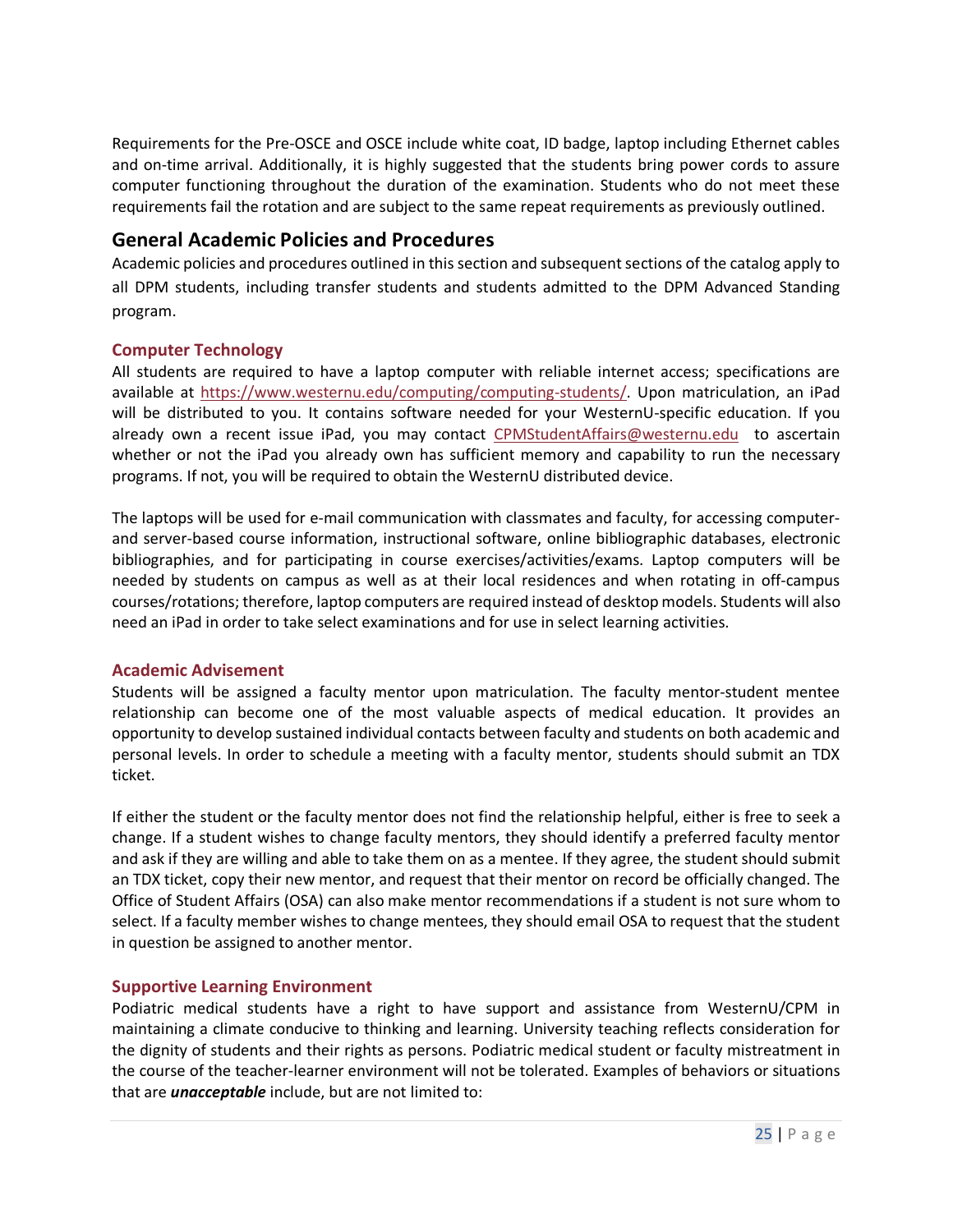Requirements for the Pre-OSCE and OSCE include white coat, ID badge, laptop including Ethernet cables and on-time arrival. Additionally, it is highly suggested that the students bring power cords to assure computer functioning throughout the duration of the examination. Students who do not meet these requirements fail the rotation and are subject to the same repeat requirements as previously outlined.

## General Academic Policies and Procedures

Academic policies and procedures outlined in this section and subsequent sections of the catalog apply to all DPM students, including transfer students and students admitted to the DPM Advanced Standing program.

### Computer Technology

All students are required to have a laptop computer with reliable internet access; specifications are available at [https://www.westernu.edu/computing/computing-students/](https://www.westernu.edu/computing/computing-students/). Upon matriculation, an iPad will be distributed to you. It contains software needed for your WesternU-specific education. If you already own a recent issue iPad, you may contact [CPMStudentAffairs@westernu.edu](mailto:CPMStudentAffairs@westernu.edu) to ascertain whether or not the iPad you already own has sufficient memory and capability to run the necessary programs. If not, you will be required to obtain the WesternU distributed device.

The laptops will be used for e-mail communication with classmates and faculty, for accessing computer- and server-based course information, instructional software, online bibliographic databases, electronic bibliographies, and for participating in course exercises/activities/exams. Laptop computers will be needed by students on campus as well as at their local residences and when rotating in off-campus courses/rotations; therefore, laptop computers are required instead of desktop models. Students will also need an iPad in order to take select examinations and for use in select learning activities.

### Academic Advisement

Students will be assigned a faculty mentor upon matriculation. The faculty mentor-student mentee relationship can become one of the most valuable aspects of medical education. It provides an opportunity to develop sustained individual contacts between faculty and students on both academic and personal levels. In order to schedule a meeting with a faculty mentor, students should submit an TDX ticket.

If either the student or the faculty mentor does not find the relationship helpful, either is free to seek a change. If a student wishes to change faculty mentors, they should identify a preferred faculty mentor and ask if they are willing and able to take them on as a mentee. If they agree, the student should submit an TDX ticket, copy their new mentor, and request that their mentor on record be officially changed. The Office of Student Affairs (OSA) can also make mentor recommendations if a student is not sure whom to select. If a faculty member wishes to change mentees, they should email OSA to request that the student in question be assigned to another mentor.

### Supportive Learning Environment

Podiatric medical students have a right to have support and assistance from WesternU/CPM in maintaining a climate conducive to thinking and learning. University teaching reflects consideration for the dignity of students and their rights as persons. Podiatric medical student or faculty mistreatment in the course of the teacher-learner environment will not be tolerated. Examples of behaviors or situations that are ***unacceptable*** include, but are not limited to: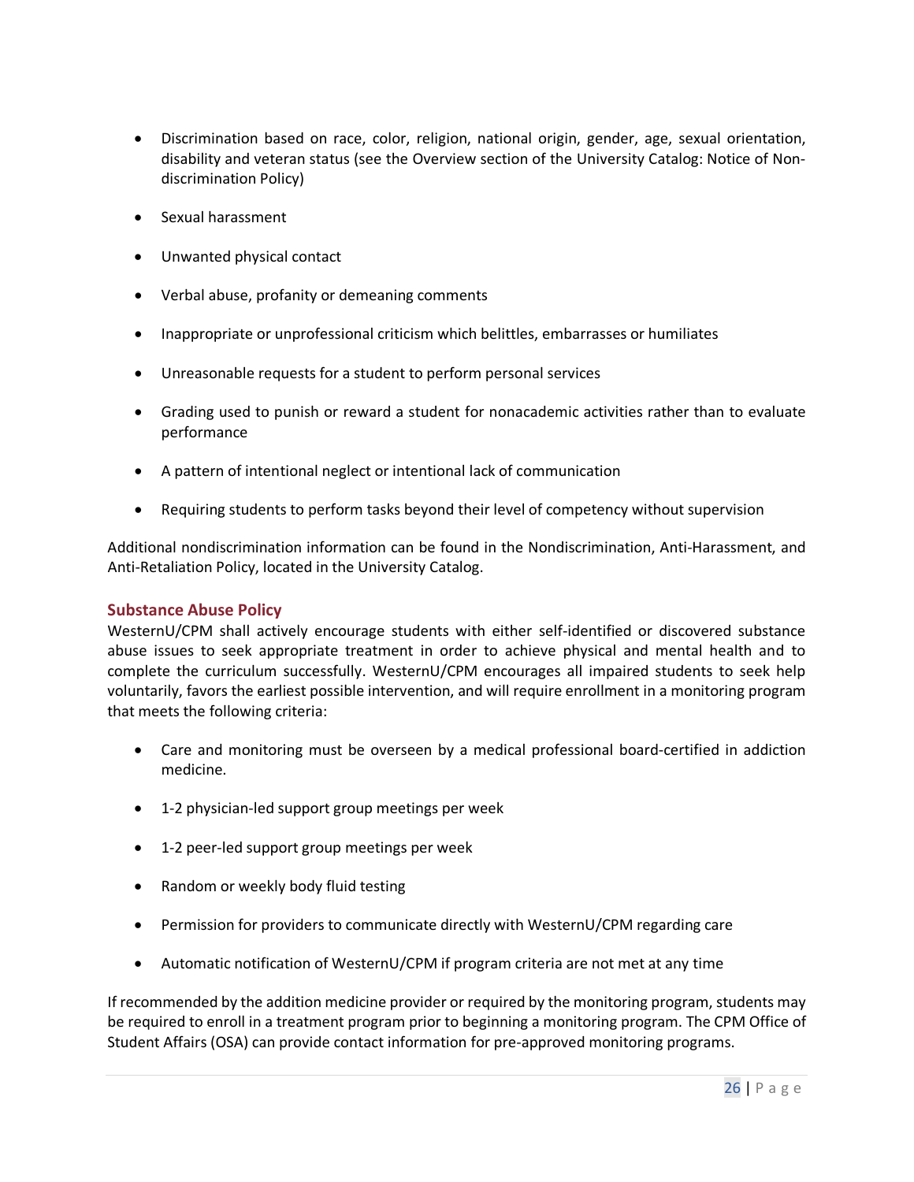- Discrimination based on race, color, religion, national origin, gender, age, sexual orientation, disability and veteran status (see the Overview section of the University Catalog: Notice of Non-discrimination Policy)
- Sexual harassment
- Unwanted physical contact
- Verbal abuse, profanity or demeaning comments
- Inappropriate or unprofessional criticism which belittles, embarrasses or humiliates
- Unreasonable requests for a student to perform personal services
- Grading used to punish or reward a student for nonacademic activities rather than to evaluate performance
- A pattern of intentional neglect or intentional lack of communication
- Requiring students to perform tasks beyond their level of competency without supervision

Additional nondiscrimination information can be found in the Nondiscrimination, Anti-Harassment, and Anti-Retaliation Policy, located in the University Catalog.

## Substance Abuse Policy

WesternU/CPM shall actively encourage students with either self-identified or discovered substance abuse issues to seek appropriate treatment in order to achieve physical and mental health and to complete the curriculum successfully. WesternU/CPM encourages all impaired students to seek help voluntarily, favors the earliest possible intervention, and will require enrollment in a monitoring program that meets the following criteria:

- Care and monitoring must be overseen by a medical professional board-certified in addiction medicine.
- 1-2 physician-led support group meetings per week
- 1-2 peer-led support group meetings per week
- Random or weekly body fluid testing
- Permission for providers to communicate directly with WesternU/CPM regarding care
- Automatic notification of WesternU/CPM if program criteria are not met at any time

If recommended by the addition medicine provider or required by the monitoring program, students may be required to enroll in a treatment program prior to beginning a monitoring program. The CPM Office of Student Affairs (OSA) can provide contact information for pre-approved monitoring programs.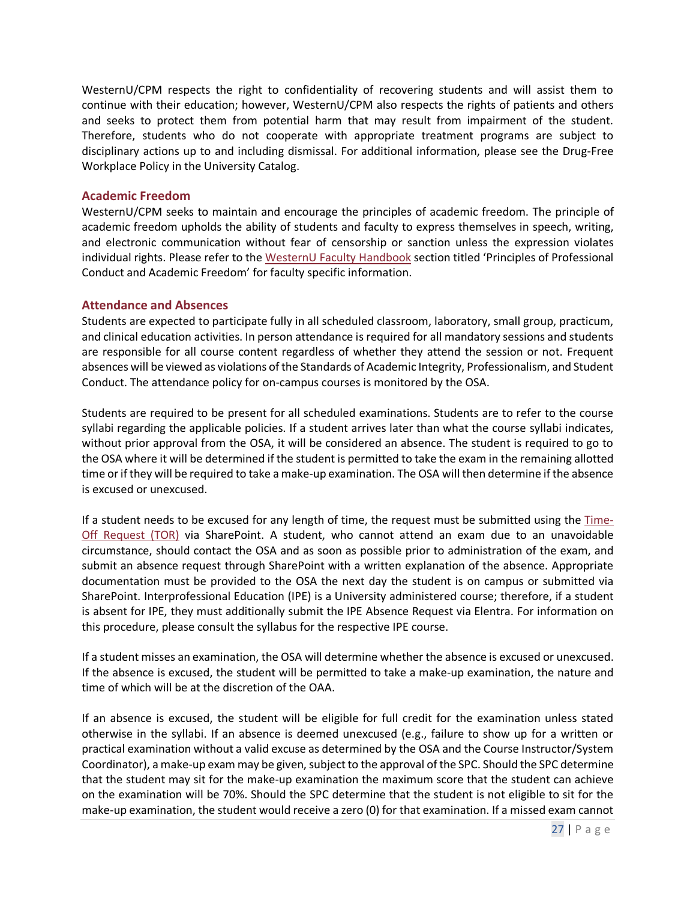WesternU/CPM respects the right to confidentiality of recovering students and will assist them to continue with their education; however, WesternU/CPM also respects the rights of patients and others and seeks to protect them from potential harm that may result from impairment of the student. Therefore, students who do not cooperate with appropriate treatment programs are subject to disciplinary actions up to and including dismissal. For additional information, please see the Drug-Free Workplace Policy in the University Catalog.

### Academic Freedom

WesternU/CPM seeks to maintain and encourage the principles of academic freedom. The principle of academic freedom upholds the ability of students and faculty to express themselves in speech, writing, and electronic communication without fear of censorship or sanction unless the expression violates individual rights. Please refer to the WesternU Faculty Handbook section titled 'Principles of Professional Conduct and Academic Freedom' for faculty specific information.

### Attendance and Absences

Students are expected to participate fully in all scheduled classroom, laboratory, small group, practicum, and clinical education activities. In person attendance is required for all mandatory sessions and students are responsible for all course content regardless of whether they attend the session or not. Frequent absences will be viewed as violations of the Standards of Academic Integrity, Professionalism, and Student Conduct. The attendance policy for on-campus courses is monitored by the OSA.

Students are required to be present for all scheduled examinations. Students are to refer to the course syllabi regarding the applicable policies. If a student arrives later than what the course syllabi indicates, without prior approval from the OSA, it will be considered an absence. The student is required to go to the OSA where it will be determined if the student is permitted to take the exam in the remaining allotted time or if they will be required to take a make-up examination. The OSA will then determine if the absence is excused or unexcused.

If a student needs to be excused for any length of time, the request must be submitted using the Time-Off Request (TOR) via SharePoint. A student, who cannot attend an exam due to an unavoidable circumstance, should contact the OSA and as soon as possible prior to administration of the exam, and submit an absence request through SharePoint with a written explanation of the absence. Appropriate documentation must be provided to the OSA the next day the student is on campus or submitted via SharePoint. Interprofessional Education (IPE) is a University administered course; therefore, if a student is absent for IPE, they must additionally submit the IPE Absence Request via Elentra. For information on this procedure, please consult the syllabus for the respective IPE course.

If a student misses an examination, the OSA will determine whether the absence is excused or unexcused. If the absence is excused, the student will be permitted to take a make-up examination, the nature and time of which will be at the discretion of the OAA.

If an absence is excused, the student will be eligible for full credit for the examination unless stated otherwise in the syllabi. If an absence is deemed unexcused (e.g., failure to show up for a written or practical examination without a valid excuse as determined by the OSA and the Course Instructor/System Coordinator), a make-up exam may be given, subject to the approval of the SPC. Should the SPC determine that the student may sit for the make-up examination the maximum score that the student can achieve on the examination will be 70%. Should the SPC determine that the student is not eligible to sit for the make-up examination, the student would receive a zero (0) for that examination. If a missed exam cannot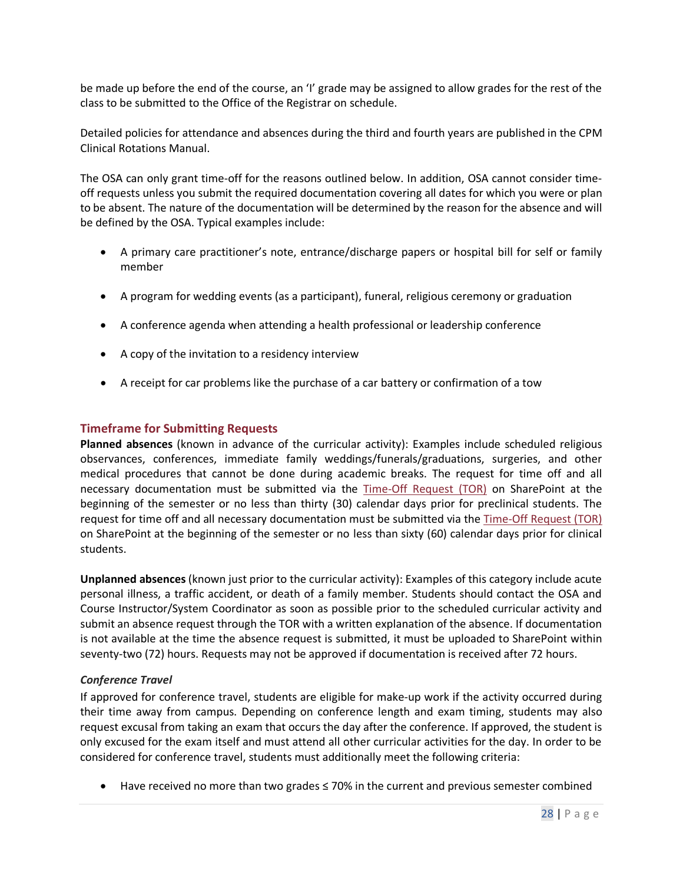be made up before the end of the course, an 'I' grade may be assigned to allow grades for the rest of the class to be submitted to the Office of the Registrar on schedule.

Detailed policies for attendance and absences during the third and fourth years are published in the CPM Clinical Rotations Manual.

The OSA can only grant time-off for the reasons outlined below. In addition, OSA cannot consider time-off requests unless you submit the required documentation covering all dates for which you were or plan to be absent. The nature of the documentation will be determined by the reason for the absence and will be defined by the OSA. Typical examples include:

- A primary care practitioner's note, entrance/discharge papers or hospital bill for self or family member
- A program for wedding events (as a participant), funeral, religious ceremony or graduation
- A conference agenda when attending a health professional or leadership conference
- A copy of the invitation to a residency interview
- A receipt for car problems like the purchase of a car battery or confirmation of a tow

## Timeframe for Submitting Requests

**Planned absences** (known in advance of the curricular activity): Examples include scheduled religious observances, conferences, immediate family weddings/funerals/graduations, surgeries, and other medical procedures that cannot be done during academic breaks. The request for time off and all necessary documentation must be submitted via the Time-Off Request (TOR) on SharePoint at the beginning of the semester or no less than thirty (30) calendar days prior for preclinical students. The request for time off and all necessary documentation must be submitted via the Time-Off Request (TOR) on SharePoint at the beginning of the semester or no less than sixty (60) calendar days prior for clinical students.

**Unplanned absences** (known just prior to the curricular activity): Examples of this category include acute personal illness, a traffic accident, or death of a family member. Students should contact the OSA and Course Instructor/System Coordinator as soon as possible prior to the scheduled curricular activity and submit an absence request through the TOR with a written explanation of the absence. If documentation is not available at the time the absence request is submitted, it must be uploaded to SharePoint within seventy-two (72) hours. Requests may not be approved if documentation is received after 72 hours.

### *Conference Travel*

If approved for conference travel, students are eligible for make-up work if the activity occurred during their time away from campus. Depending on conference length and exam timing, students may also request excusal from taking an exam that occurs the day after the conference. If approved, the student is only excused for the exam itself and must attend all other curricular activities for the day. In order to be considered for conference travel, students must additionally meet the following criteria:

- Have received no more than two grades ≤ 70% in the current and previous semester combined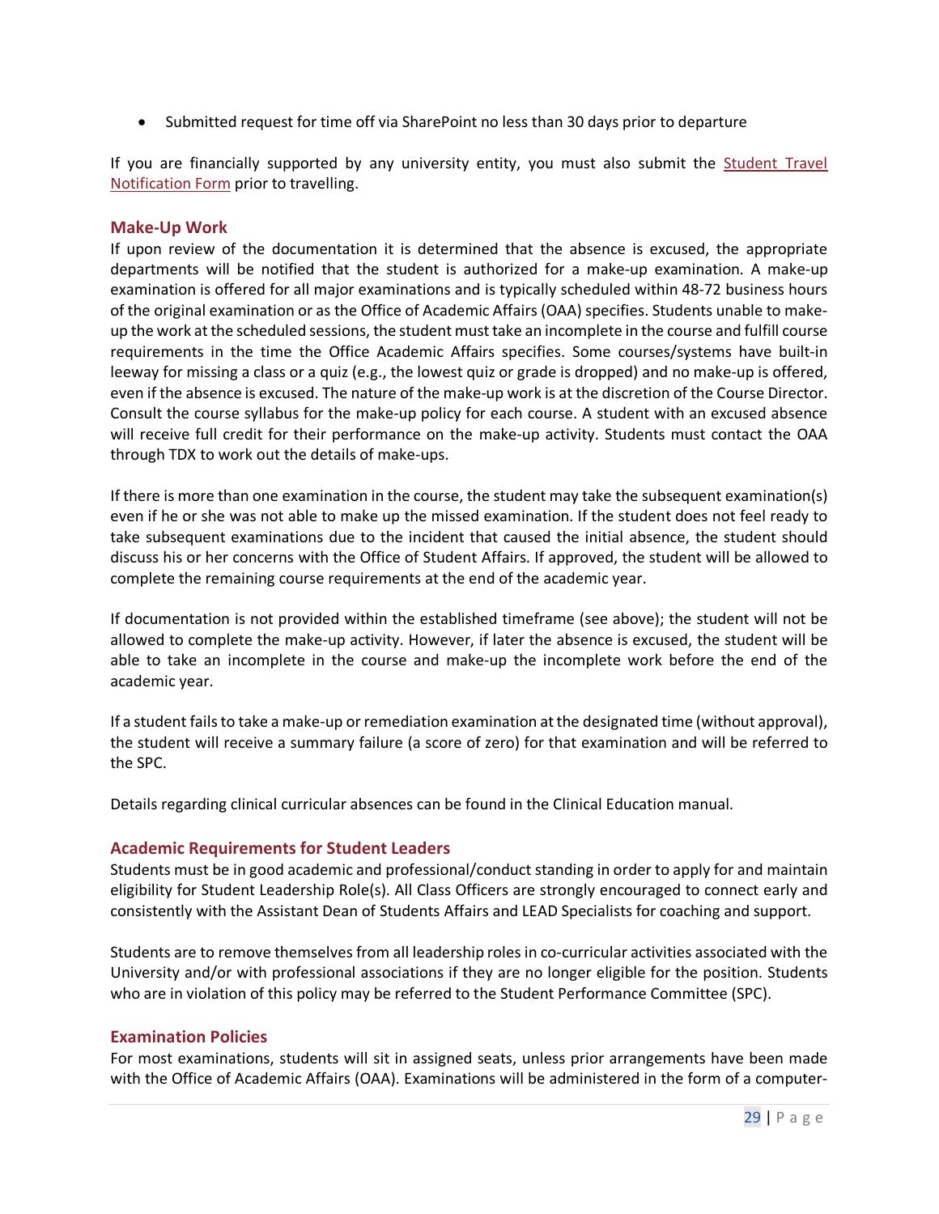- Submitted request for time off via SharePoint no less than 30 days prior to departure

If you are financially supported by any university entity, you must also submit the Student Travel Notification Form prior to travelling.

### Make-Up Work

If upon review of the documentation it is determined that the absence is excused, the appropriate departments will be notified that the student is authorized for a make-up examination. A make-up examination is offered for all major examinations and is typically scheduled within 48-72 business hours of the original examination or as the Office of Academic Affairs (OAA) specifies. Students unable to make-up the work at the scheduled sessions, the student must take an incomplete in the course and fulfill course requirements in the time the Office Academic Affairs specifies. Some courses/systems have built-in leeway for missing a class or a quiz (e.g., the lowest quiz or grade is dropped) and no make-up is offered, even if the absence is excused. The nature of the make-up work is at the discretion of the Course Director. Consult the course syllabus for the make-up policy for each course. A student with an excused absence will receive full credit for their performance on the make-up activity. Students must contact the OAA through TDX to work out the details of make-ups.

If there is more than one examination in the course, the student may take the subsequent examination(s) even if he or she was not able to make up the missed examination. If the student does not feel ready to take subsequent examinations due to the incident that caused the initial absence, the student should discuss his or her concerns with the Office of Student Affairs. If approved, the student will be allowed to complete the remaining course requirements at the end of the academic year.

If documentation is not provided within the established timeframe (see above); the student will not be allowed to complete the make-up activity. However, if later the absence is excused, the student will be able to take an incomplete in the course and make-up the incomplete work before the end of the academic year.

If a student fails to take a make-up or remediation examination at the designated time (without approval), the student will receive a summary failure (a score of zero) for that examination and will be referred to the SPC.

Details regarding clinical curricular absences can be found in the Clinical Education manual.

### Academic Requirements for Student Leaders

Students must be in good academic and professional/conduct standing in order to apply for and maintain eligibility for Student Leadership Role(s). All Class Officers are strongly encouraged to connect early and consistently with the Assistant Dean of Students Affairs and LEAD Specialists for coaching and support.

Students are to remove themselves from all leadership roles in co-curricular activities associated with the University and/or with professional associations if they are no longer eligible for the position. Students who are in violation of this policy may be referred to the Student Performance Committee (SPC).

### Examination Policies

For most examinations, students will sit in assigned seats, unless prior arrangements have been made with the Office of Academic Affairs (OAA). Examinations will be administered in the form of a computer-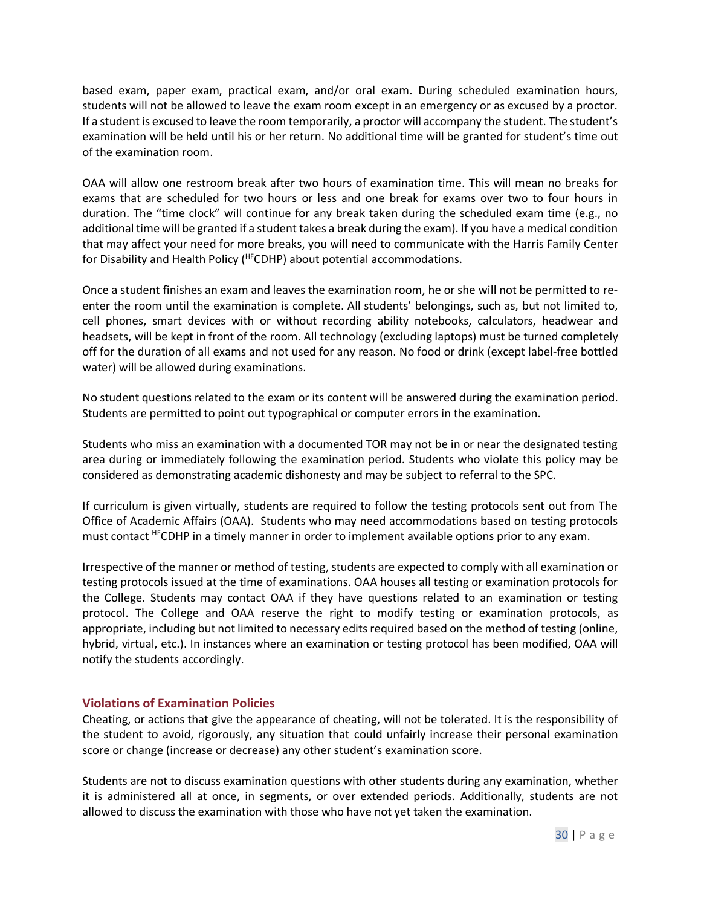based exam, paper exam, practical exam, and/or oral exam. During scheduled examination hours, students will not be allowed to leave the exam room except in an emergency or as excused by a proctor. If a student is excused to leave the room temporarily, a proctor will accompany the student. The student's examination will be held until his or her return. No additional time will be granted for student's time out of the examination room.

OAA will allow one restroom break after two hours of examination time. This will mean no breaks for exams that are scheduled for two hours or less and one break for exams over two to four hours in duration. The "time clock" will continue for any break taken during the scheduled exam time (e.g., no additional time will be granted if a student takes a break during the exam). If you have a medical condition that may affect your need for more breaks, you will need to communicate with the Harris Family Center for Disability and Health Policy (HFCDHP) about potential accommodations.

Once a student finishes an exam and leaves the examination room, he or she will not be permitted to re-enter the room until the examination is complete. All students' belongings, such as, but not limited to, cell phones, smart devices with or without recording ability notebooks, calculators, headwear and headsets, will be kept in front of the room. All technology (excluding laptops) must be turned completely off for the duration of all exams and not used for any reason. No food or drink (except label-free bottled water) will be allowed during examinations.

No student questions related to the exam or its content will be answered during the examination period. Students are permitted to point out typographical or computer errors in the examination.

Students who miss an examination with a documented TOR may not be in or near the designated testing area during or immediately following the examination period. Students who violate this policy may be considered as demonstrating academic dishonesty and may be subject to referral to the SPC.

If curriculum is given virtually, students are required to follow the testing protocols sent out from The Office of Academic Affairs (OAA). Students who may need accommodations based on testing protocols must contact HFCDHP in a timely manner in order to implement available options prior to any exam.

Irrespective of the manner or method of testing, students are expected to comply with all examination or testing protocols issued at the time of examinations. OAA houses all testing or examination protocols for the College. Students may contact OAA if they have questions related to an examination or testing protocol. The College and OAA reserve the right to modify testing or examination protocols, as appropriate, including but not limited to necessary edits required based on the method of testing (online, hybrid, virtual, etc.). In instances where an examination or testing protocol has been modified, OAA will notify the students accordingly.

### Violations of Examination Policies

Cheating, or actions that give the appearance of cheating, will not be tolerated. It is the responsibility of the student to avoid, rigorously, any situation that could unfairly increase their personal examination score or change (increase or decrease) any other student's examination score.

Students are not to discuss examination questions with other students during any examination, whether it is administered all at once, in segments, or over extended periods. Additionally, students are not allowed to discuss the examination with those who have not yet taken the examination.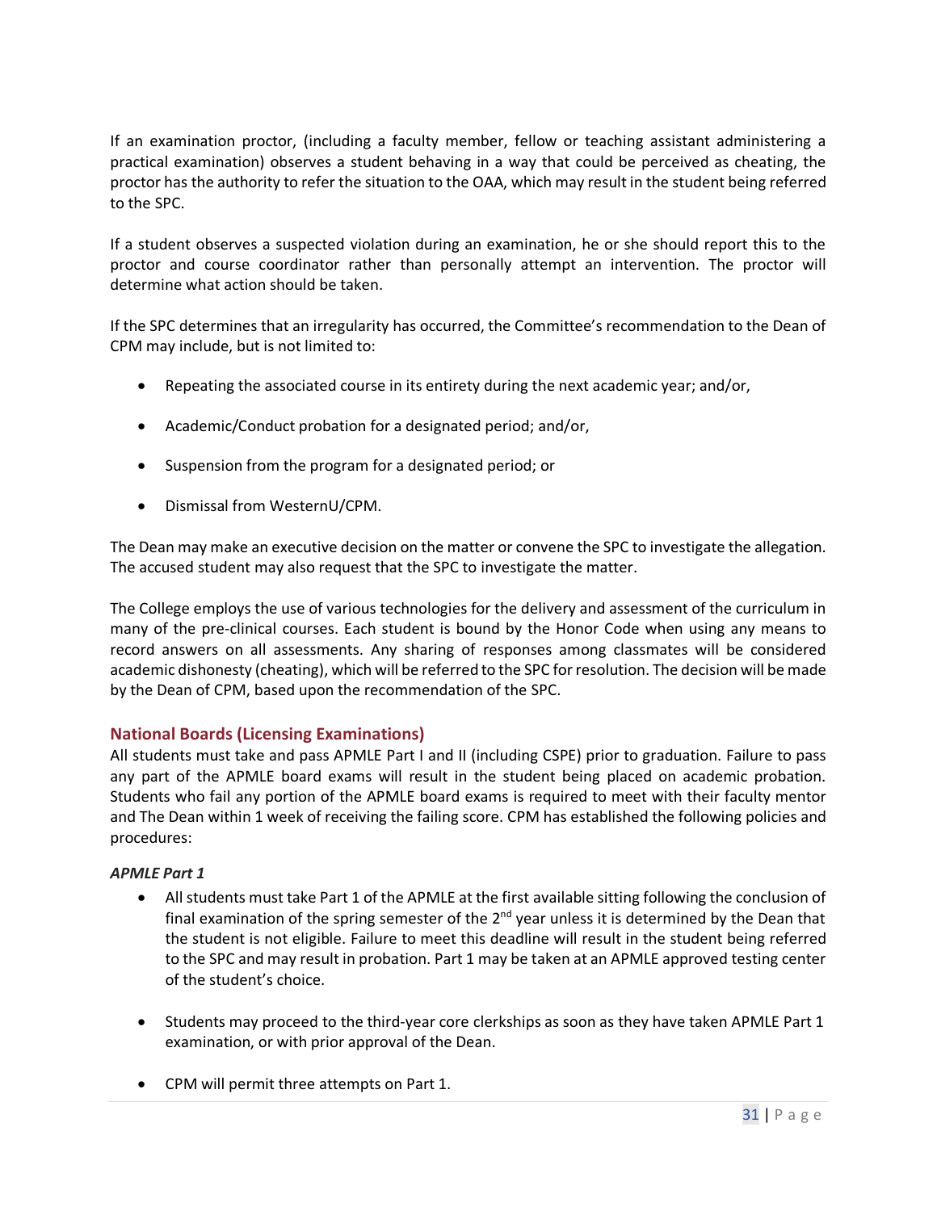If an examination proctor, (including a faculty member, fellow or teaching assistant administering a practical examination) observes a student behaving in a way that could be perceived as cheating, the proctor has the authority to refer the situation to the OAA, which may result in the student being referred to the SPC.

If a student observes a suspected violation during an examination, he or she should report this to the proctor and course coordinator rather than personally attempt an intervention. The proctor will determine what action should be taken.

If the SPC determines that an irregularity has occurred, the Committee's recommendation to the Dean of CPM may include, but is not limited to:

- Repeating the associated course in its entirety during the next academic year; and/or,
- Academic/Conduct probation for a designated period; and/or,
- Suspension from the program for a designated period; or
- Dismissal from WesternU/CPM.

The Dean may make an executive decision on the matter or convene the SPC to investigate the allegation. The accused student may also request that the SPC to investigate the matter.

The College employs the use of various technologies for the delivery and assessment of the curriculum in many of the pre-clinical courses. Each student is bound by the Honor Code when using any means to record answers on all assessments. Any sharing of responses among classmates will be considered academic dishonesty (cheating), which will be referred to the SPC for resolution. The decision will be made by the Dean of CPM, based upon the recommendation of the SPC.

## National Boards (Licensing Examinations)

All students must take and pass APMLE Part I and II (including CSPE) prior to graduation. Failure to pass any part of the APMLE board exams will result in the student being placed on academic probation. Students who fail any portion of the APMLE board exams is required to meet with their faculty mentor and The Dean within 1 week of receiving the failing score. CPM has established the following policies and procedures:

### *APMLE Part 1*

- All students must take Part 1 of the APMLE at the first available sitting following the conclusion of final examination of the spring semester of the 2nd year unless it is determined by the Dean that the student is not eligible. Failure to meet this deadline will result in the student being referred to the SPC and may result in probation. Part 1 may be taken at an APMLE approved testing center of the student's choice.
- Students may proceed to the third-year core clerkships as soon as they have taken APMLE Part 1 examination, or with prior approval of the Dean.
- CPM will permit three attempts on Part 1.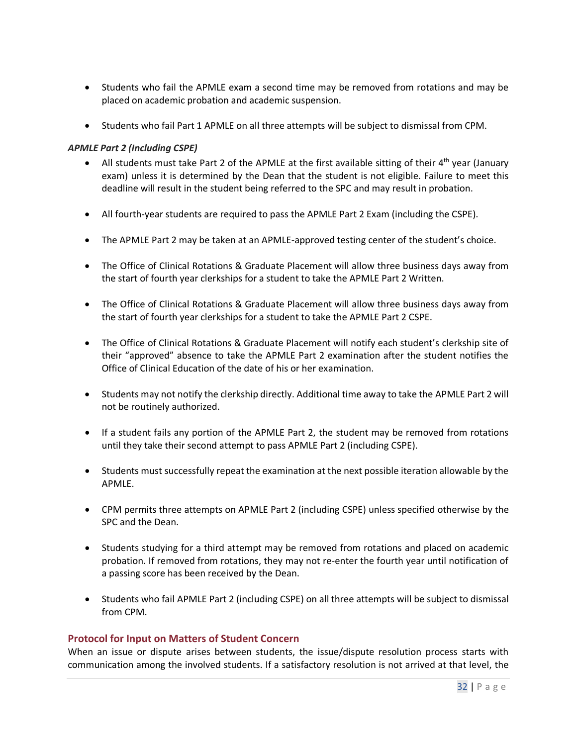- Students who fail the APMLE exam a second time may be removed from rotations and may be placed on academic probation and academic suspension.

- Students who fail Part 1 APMLE on all three attempts will be subject to dismissal from CPM.

*APMLE Part 2 (Including CSPE)*

- All students must take Part 2 of the APMLE at the first available sitting of their 4th year (January exam) unless it is determined by the Dean that the student is not eligible. Failure to meet this deadline will result in the student being referred to the SPC and may result in probation.

- All fourth-year students are required to pass the APMLE Part 2 Exam (including the CSPE).

- The APMLE Part 2 may be taken at an APMLE-approved testing center of the student's choice.

- The Office of Clinical Rotations & Graduate Placement will allow three business days away from the start of fourth year clerkships for a student to take the APMLE Part 2 Written.

- The Office of Clinical Rotations & Graduate Placement will allow three business days away from the start of fourth year clerkships for a student to take the APMLE Part 2 CSPE.

- The Office of Clinical Rotations & Graduate Placement will notify each student's clerkship site of their "approved" absence to take the APMLE Part 2 examination after the student notifies the Office of Clinical Education of the date of his or her examination.

- Students may not notify the clerkship directly. Additional time away to take the APMLE Part 2 will not be routinely authorized.

- If a student fails any portion of the APMLE Part 2, the student may be removed from rotations until they take their second attempt to pass APMLE Part 2 (including CSPE).

- Students must successfully repeat the examination at the next possible iteration allowable by the APMLE.

- CPM permits three attempts on APMLE Part 2 (including CSPE) unless specified otherwise by the SPC and the Dean.

- Students studying for a third attempt may be removed from rotations and placed on academic probation. If removed from rotations, they may not re-enter the fourth year until notification of a passing score has been received by the Dean.

- Students who fail APMLE Part 2 (including CSPE) on all three attempts will be subject to dismissal from CPM.

## Protocol for Input on Matters of Student Concern

When an issue or dispute arises between students, the issue/dispute resolution process starts with communication among the involved students. If a satisfactory resolution is not arrived at that level, the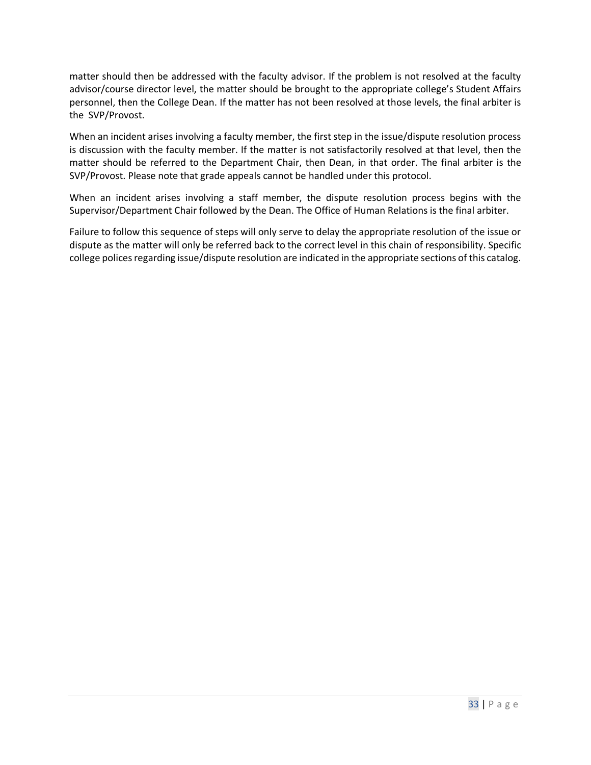matter should then be addressed with the faculty advisor. If the problem is not resolved at the faculty advisor/course director level, the matter should be brought to the appropriate college's Student Affairs personnel, then the College Dean. If the matter has not been resolved at those levels, the final arbiter is the SVP/Provost.

When an incident arises involving a faculty member, the first step in the issue/dispute resolution process is discussion with the faculty member. If the matter is not satisfactorily resolved at that level, then the matter should be referred to the Department Chair, then Dean, in that order. The final arbiter is the SVP/Provost. Please note that grade appeals cannot be handled under this protocol.

When an incident arises involving a staff member, the dispute resolution process begins with the Supervisor/Department Chair followed by the Dean. The Office of Human Relations is the final arbiter.

Failure to follow this sequence of steps will only serve to delay the appropriate resolution of the issue or dispute as the matter will only be referred back to the correct level in this chain of responsibility. Specific college polices regarding issue/dispute resolution are indicated in the appropriate sections of this catalog.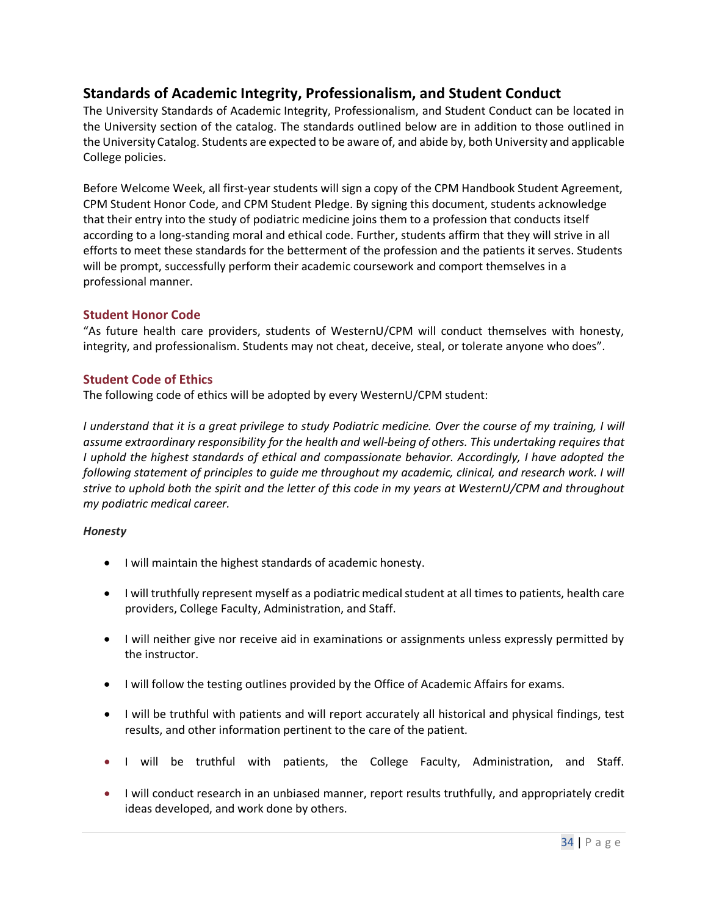## Standards of Academic Integrity, Professionalism, and Student Conduct

The University Standards of Academic Integrity, Professionalism, and Student Conduct can be located in the University section of the catalog. The standards outlined below are in addition to those outlined in the University Catalog. Students are expected to be aware of, and abide by, both University and applicable College policies.

Before Welcome Week, all first-year students will sign a copy of the CPM Handbook Student Agreement, CPM Student Honor Code, and CPM Student Pledge. By signing this document, students acknowledge that their entry into the study of podiatric medicine joins them to a profession that conducts itself according to a long-standing moral and ethical code. Further, students affirm that they will strive in all efforts to meet these standards for the betterment of the profession and the patients it serves. Students will be prompt, successfully perform their academic coursework and comport themselves in a professional manner.

### Student Honor Code

"As future health care providers, students of WesternU/CPM will conduct themselves with honesty, integrity, and professionalism. Students may not cheat, deceive, steal, or tolerate anyone who does".

### Student Code of Ethics

The following code of ethics will be adopted by every WesternU/CPM student:

*I understand that it is a great privilege to study Podiatric medicine. Over the course of my training, I will assume extraordinary responsibility for the health and well-being of others. This undertaking requires that I uphold the highest standards of ethical and compassionate behavior. Accordingly, I have adopted the following statement of principles to guide me throughout my academic, clinical, and research work. I will strive to uphold both the spirit and the letter of this code in my years at WesternU/CPM and throughout my podiatric medical career.*

***Honesty***

- I will maintain the highest standards of academic honesty.
- I will truthfully represent myself as a podiatric medical student at all times to patients, health care providers, College Faculty, Administration, and Staff.
- I will neither give nor receive aid in examinations or assignments unless expressly permitted by the instructor.
- I will follow the testing outlines provided by the Office of Academic Affairs for exams.
- I will be truthful with patients and will report accurately all historical and physical findings, test results, and other information pertinent to the care of the patient.
- I will be truthful with patients, the College Faculty, Administration, and Staff.
- I will conduct research in an unbiased manner, report results truthfully, and appropriately credit ideas developed, and work done by others.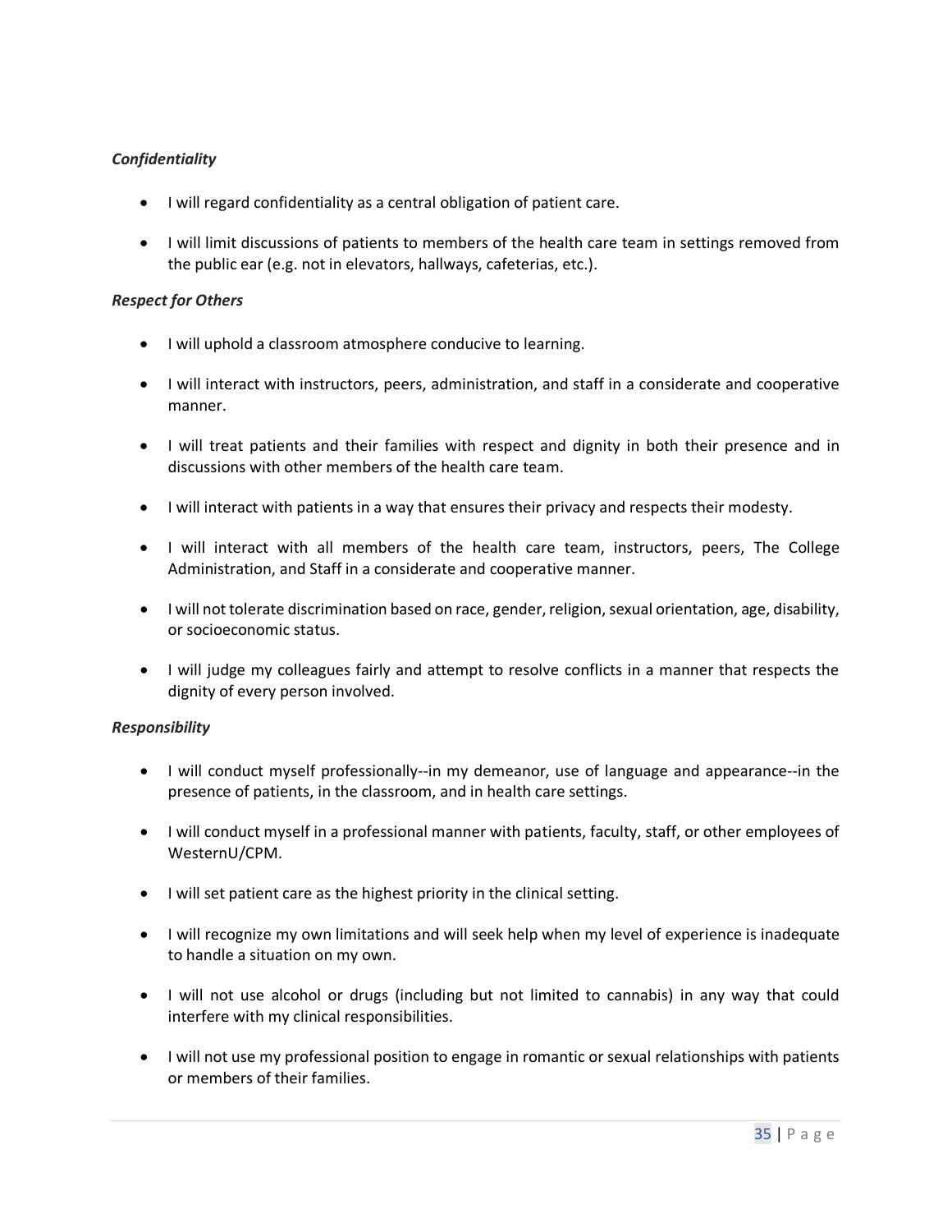*Confidentiality*

- I will regard confidentiality as a central obligation of patient care.
- I will limit discussions of patients to members of the health care team in settings removed from the public ear (e.g. not in elevators, hallways, cafeterias, etc.).

*Respect for Others*

- I will uphold a classroom atmosphere conducive to learning.
- I will interact with instructors, peers, administration, and staff in a considerate and cooperative manner.
- I will treat patients and their families with respect and dignity in both their presence and in discussions with other members of the health care team.
- I will interact with patients in a way that ensures their privacy and respects their modesty.
- I will interact with all members of the health care team, instructors, peers, The College Administration, and Staff in a considerate and cooperative manner.
- I will not tolerate discrimination based on race, gender, religion, sexual orientation, age, disability, or socioeconomic status.
- I will judge my colleagues fairly and attempt to resolve conflicts in a manner that respects the dignity of every person involved.

*Responsibility*

- I will conduct myself professionally--in my demeanor, use of language and appearance--in the presence of patients, in the classroom, and in health care settings.
- I will conduct myself in a professional manner with patients, faculty, staff, or other employees of WesternU/CPM.
- I will set patient care as the highest priority in the clinical setting.
- I will recognize my own limitations and will seek help when my level of experience is inadequate to handle a situation on my own.
- I will not use alcohol or drugs (including but not limited to cannabis) in any way that could interfere with my clinical responsibilities.
- I will not use my professional position to engage in romantic or sexual relationships with patients or members of their families.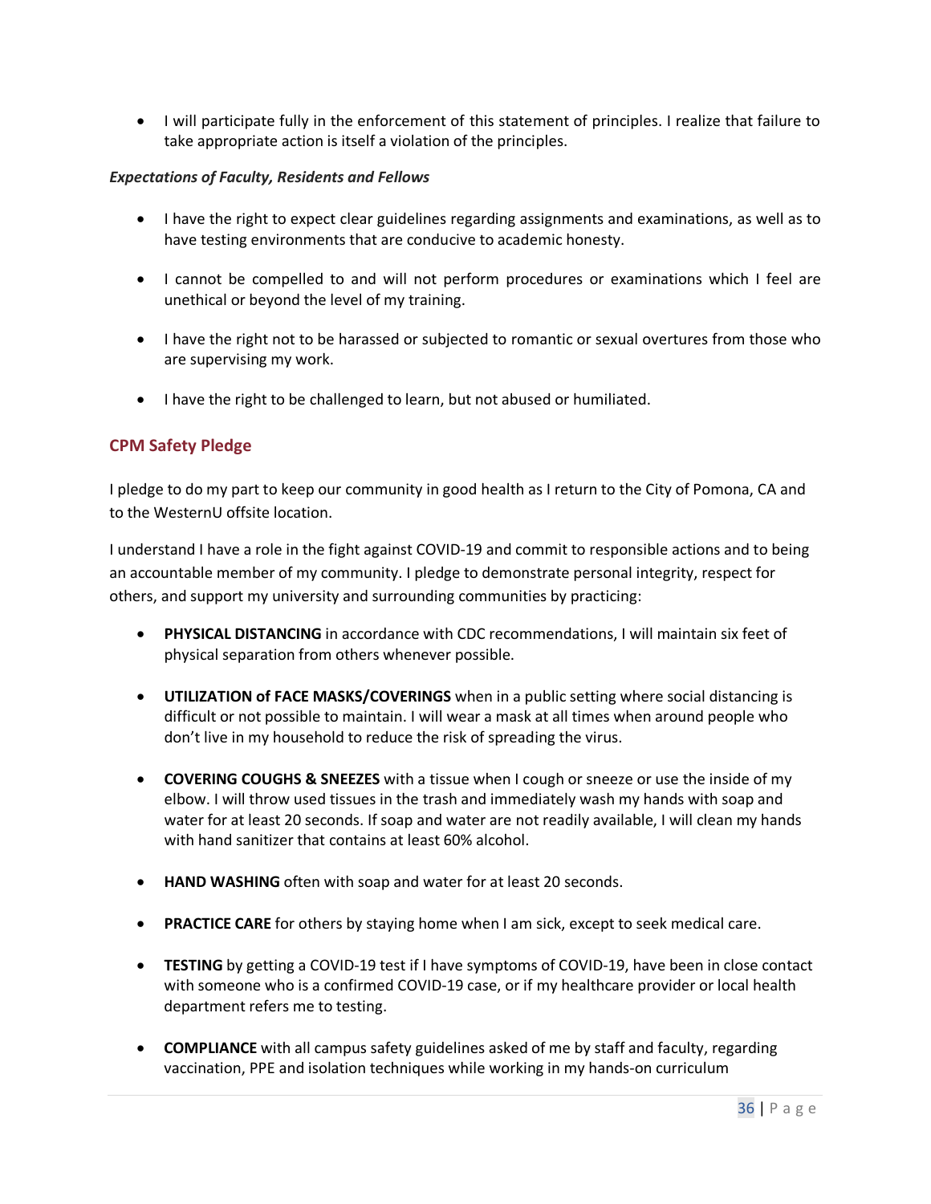- I will participate fully in the enforcement of this statement of principles. I realize that failure to take appropriate action is itself a violation of the principles.

***Expectations of Faculty, Residents and Fellows***

- I have the right to expect clear guidelines regarding assignments and examinations, as well as to have testing environments that are conducive to academic honesty.

- I cannot be compelled to and will not perform procedures or examinations which I feel are unethical or beyond the level of my training.

- I have the right not to be harassed or subjected to romantic or sexual overtures from those who are supervising my work.

- I have the right to be challenged to learn, but not abused or humiliated.

## CPM Safety Pledge

I pledge to do my part to keep our community in good health as I return to the City of Pomona, CA and to the WesternU offsite location.

I understand I have a role in the fight against COVID-19 and commit to responsible actions and to being an accountable member of my community. I pledge to demonstrate personal integrity, respect for others, and support my university and surrounding communities by practicing:

- **PHYSICAL DISTANCING** in accordance with CDC recommendations, I will maintain six feet of physical separation from others whenever possible.

- **UTILIZATION of FACE MASKS/COVERINGS** when in a public setting where social distancing is difficult or not possible to maintain. I will wear a mask at all times when around people who don't live in my household to reduce the risk of spreading the virus.

- **COVERING COUGHS & SNEEZES** with a tissue when I cough or sneeze or use the inside of my elbow. I will throw used tissues in the trash and immediately wash my hands with soap and water for at least 20 seconds. If soap and water are not readily available, I will clean my hands with hand sanitizer that contains at least 60% alcohol.

- **HAND WASHING** often with soap and water for at least 20 seconds.

- **PRACTICE CARE** for others by staying home when I am sick, except to seek medical care.

- **TESTING** by getting a COVID-19 test if I have symptoms of COVID-19, have been in close contact with someone who is a confirmed COVID-19 case, or if my healthcare provider or local health department refers me to testing.

- **COMPLIANCE** with all campus safety guidelines asked of me by staff and faculty, regarding vaccination, PPE and isolation techniques while working in my hands-on curriculum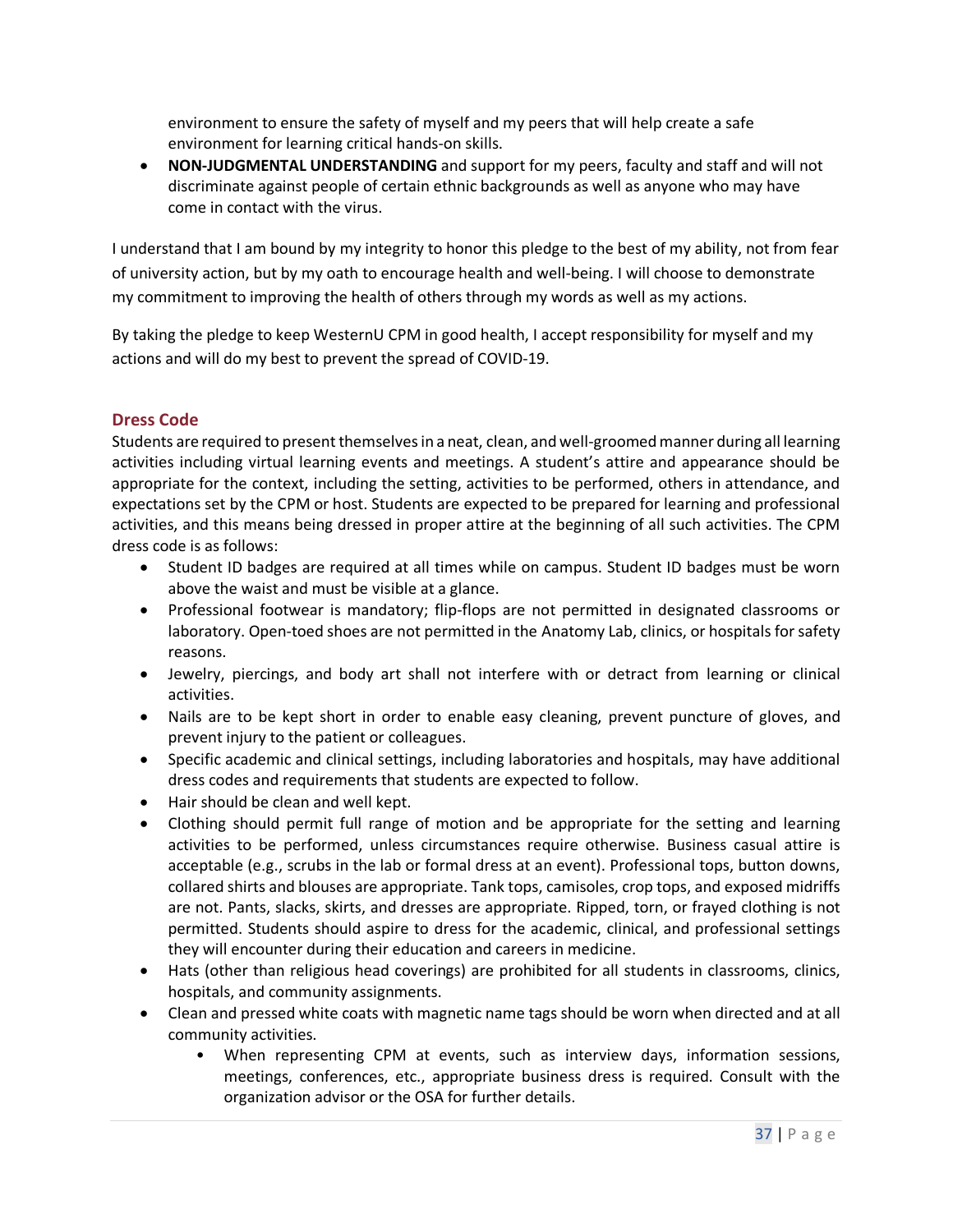environment to ensure the safety of myself and my peers that will help create a safe environment for learning critical hands-on skills.
- **NON-JUDGMENTAL UNDERSTANDING** and support for my peers, faculty and staff and will not discriminate against people of certain ethnic backgrounds as well as anyone who may have come in contact with the virus.

I understand that I am bound by my integrity to honor this pledge to the best of my ability, not from fear of university action, but by my oath to encourage health and well-being. I will choose to demonstrate my commitment to improving the health of others through my words as well as my actions.

By taking the pledge to keep WesternU CPM in good health, I accept responsibility for myself and my actions and will do my best to prevent the spread of COVID-19.

## Dress Code

Students are required to present themselves in a neat, clean, and well-groomed manner during all learning activities including virtual learning events and meetings. A student's attire and appearance should be appropriate for the context, including the setting, activities to be performed, others in attendance, and expectations set by the CPM or host. Students are expected to be prepared for learning and professional activities, and this means being dressed in proper attire at the beginning of all such activities. The CPM dress code is as follows:

- Student ID badges are required at all times while on campus. Student ID badges must be worn above the waist and must be visible at a glance.
- Professional footwear is mandatory; flip-flops are not permitted in designated classrooms or laboratory. Open-toed shoes are not permitted in the Anatomy Lab, clinics, or hospitals for safety reasons.
- Jewelry, piercings, and body art shall not interfere with or detract from learning or clinical activities.
- Nails are to be kept short in order to enable easy cleaning, prevent puncture of gloves, and prevent injury to the patient or colleagues.
- Specific academic and clinical settings, including laboratories and hospitals, may have additional dress codes and requirements that students are expected to follow.
- Hair should be clean and well kept.
- Clothing should permit full range of motion and be appropriate for the setting and learning activities to be performed, unless circumstances require otherwise. Business casual attire is acceptable (e.g., scrubs in the lab or formal dress at an event). Professional tops, button downs, collared shirts and blouses are appropriate. Tank tops, camisoles, crop tops, and exposed midriffs are not. Pants, slacks, skirts, and dresses are appropriate. Ripped, torn, or frayed clothing is not permitted. Students should aspire to dress for the academic, clinical, and professional settings they will encounter during their education and careers in medicine.
- Hats (other than religious head coverings) are prohibited for all students in classrooms, clinics, hospitals, and community assignments.
- Clean and pressed white coats with magnetic name tags should be worn when directed and at all community activities.
  - When representing CPM at events, such as interview days, information sessions, meetings, conferences, etc., appropriate business dress is required. Consult with the organization advisor or the OSA for further details.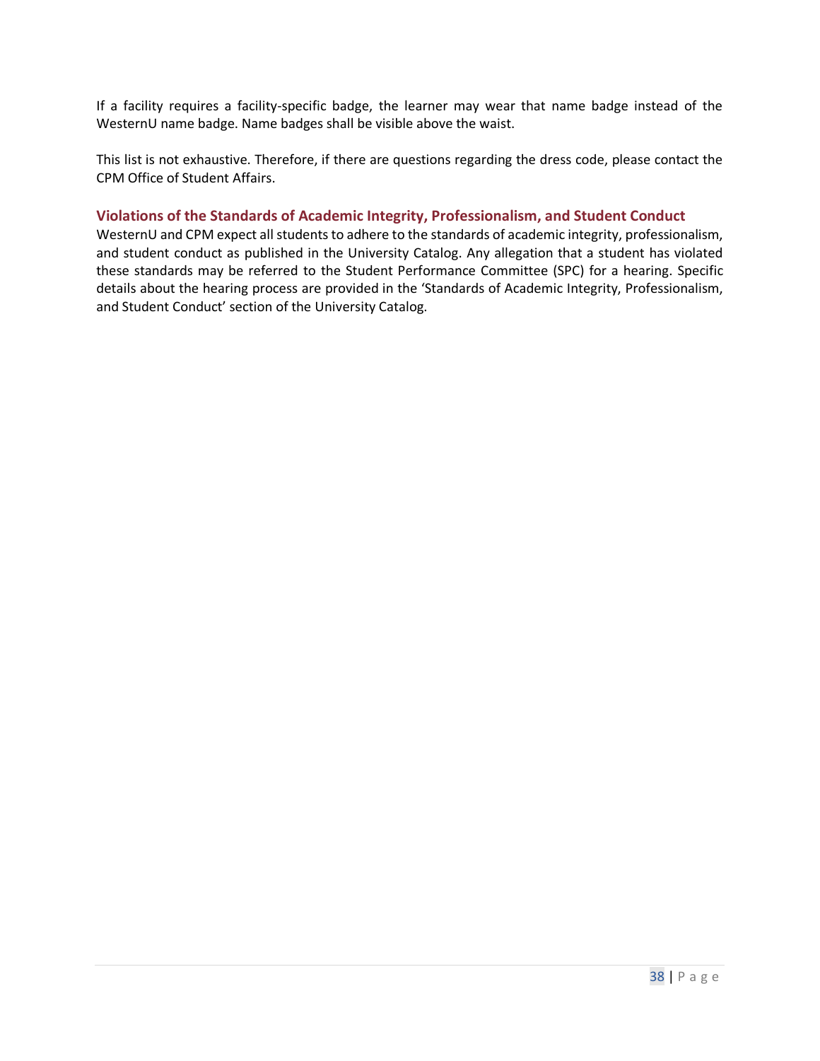If a facility requires a facility-specific badge, the learner may wear that name badge instead of the WesternU name badge. Name badges shall be visible above the waist.

This list is not exhaustive. Therefore, if there are questions regarding the dress code, please contact the CPM Office of Student Affairs.

### Violations of the Standards of Academic Integrity, Professionalism, and Student Conduct

WesternU and CPM expect all students to adhere to the standards of academic integrity, professionalism, and student conduct as published in the University Catalog. Any allegation that a student has violated these standards may be referred to the Student Performance Committee (SPC) for a hearing. Specific details about the hearing process are provided in the 'Standards of Academic Integrity, Professionalism, and Student Conduct' section of the University Catalog.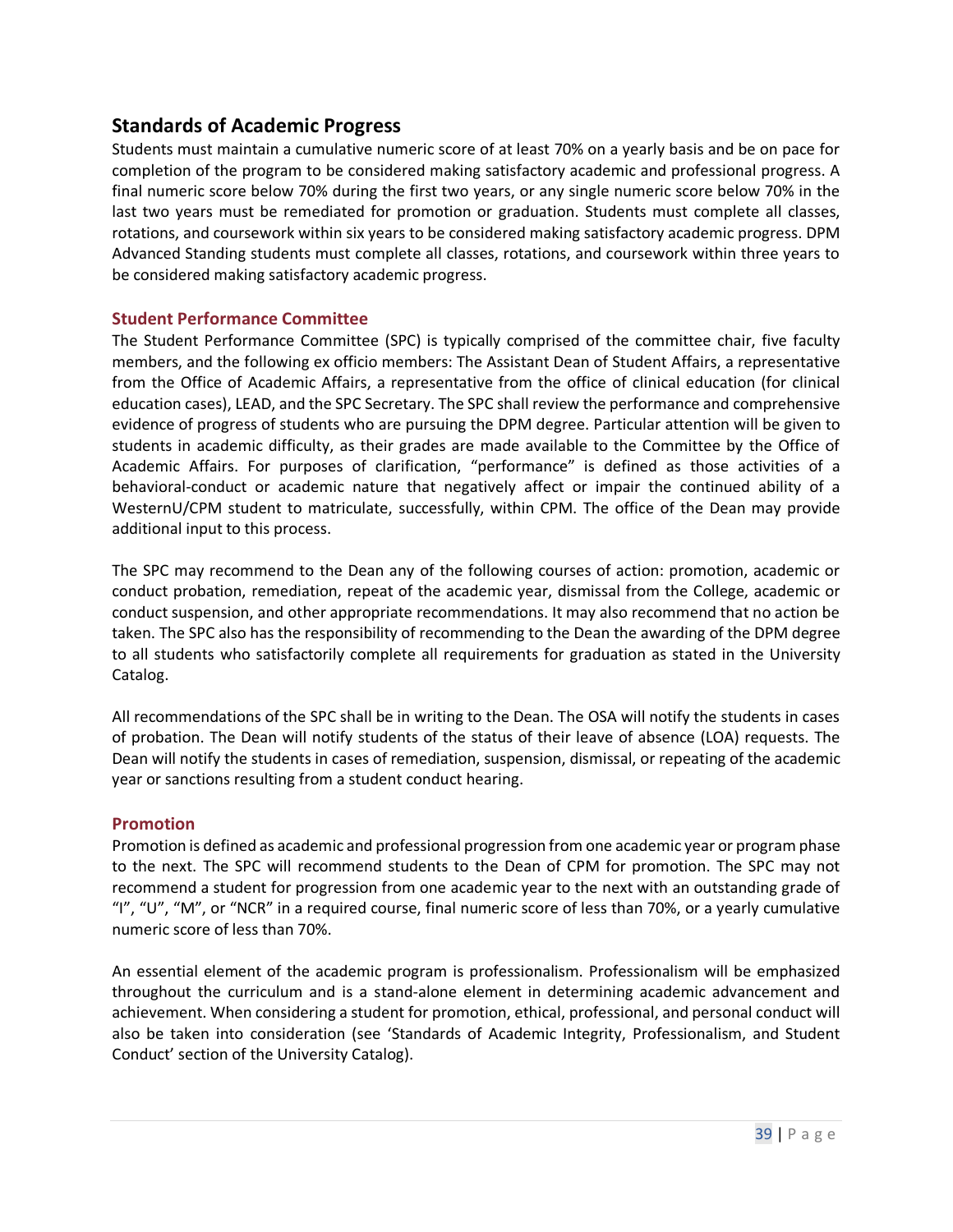## Standards of Academic Progress

Students must maintain a cumulative numeric score of at least 70% on a yearly basis and be on pace for completion of the program to be considered making satisfactory academic and professional progress. A final numeric score below 70% during the first two years, or any single numeric score below 70% in the last two years must be remediated for promotion or graduation. Students must complete all classes, rotations, and coursework within six years to be considered making satisfactory academic progress. DPM Advanced Standing students must complete all classes, rotations, and coursework within three years to be considered making satisfactory academic progress.

### Student Performance Committee

The Student Performance Committee (SPC) is typically comprised of the committee chair, five faculty members, and the following ex officio members: The Assistant Dean of Student Affairs, a representative from the Office of Academic Affairs, a representative from the office of clinical education (for clinical education cases), LEAD, and the SPC Secretary. The SPC shall review the performance and comprehensive evidence of progress of students who are pursuing the DPM degree. Particular attention will be given to students in academic difficulty, as their grades are made available to the Committee by the Office of Academic Affairs. For purposes of clarification, "performance" is defined as those activities of a behavioral-conduct or academic nature that negatively affect or impair the continued ability of a WesternU/CPM student to matriculate, successfully, within CPM. The office of the Dean may provide additional input to this process.

The SPC may recommend to the Dean any of the following courses of action: promotion, academic or conduct probation, remediation, repeat of the academic year, dismissal from the College, academic or conduct suspension, and other appropriate recommendations. It may also recommend that no action be taken. The SPC also has the responsibility of recommending to the Dean the awarding of the DPM degree to all students who satisfactorily complete all requirements for graduation as stated in the University Catalog.

All recommendations of the SPC shall be in writing to the Dean. The OSA will notify the students in cases of probation. The Dean will notify students of the status of their leave of absence (LOA) requests. The Dean will notify the students in cases of remediation, suspension, dismissal, or repeating of the academic year or sanctions resulting from a student conduct hearing.

### Promotion

Promotion is defined as academic and professional progression from one academic year or program phase to the next. The SPC will recommend students to the Dean of CPM for promotion. The SPC may not recommend a student for progression from one academic year to the next with an outstanding grade of "I", "U", "M", or "NCR" in a required course, final numeric score of less than 70%, or a yearly cumulative numeric score of less than 70%.

An essential element of the academic program is professionalism. Professionalism will be emphasized throughout the curriculum and is a stand-alone element in determining academic advancement and achievement. When considering a student for promotion, ethical, professional, and personal conduct will also be taken into consideration (see 'Standards of Academic Integrity, Professionalism, and Student Conduct' section of the University Catalog).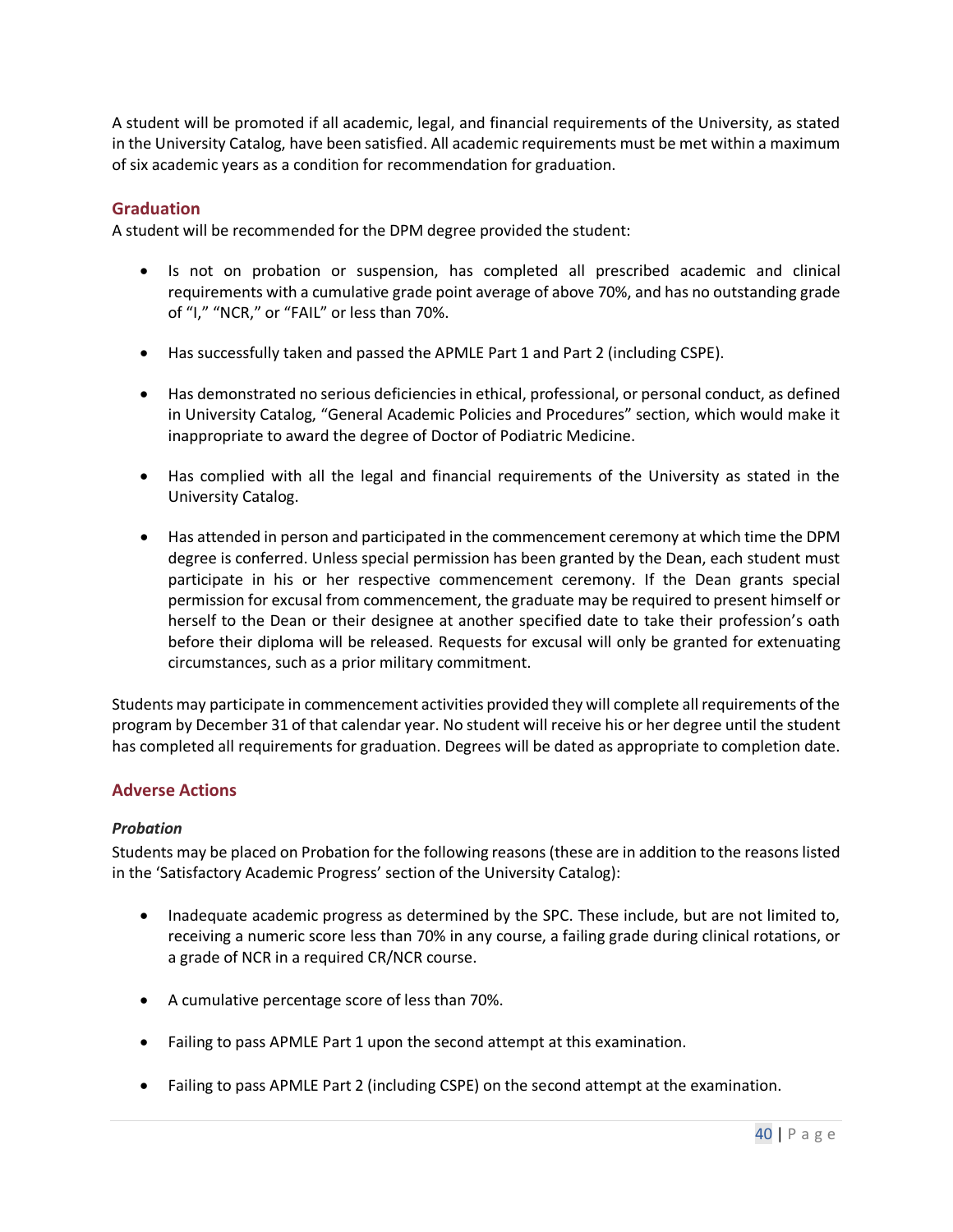A student will be promoted if all academic, legal, and financial requirements of the University, as stated in the University Catalog, have been satisfied. All academic requirements must be met within a maximum of six academic years as a condition for recommendation for graduation.

## Graduation

A student will be recommended for the DPM degree provided the student:

- Is not on probation or suspension, has completed all prescribed academic and clinical requirements with a cumulative grade point average of above 70%, and has no outstanding grade of "I," "NCR," or "FAIL" or less than 70%.

- Has successfully taken and passed the APMLE Part 1 and Part 2 (including CSPE).

- Has demonstrated no serious deficiencies in ethical, professional, or personal conduct, as defined in University Catalog, "General Academic Policies and Procedures" section, which would make it inappropriate to award the degree of Doctor of Podiatric Medicine.

- Has complied with all the legal and financial requirements of the University as stated in the University Catalog.

- Has attended in person and participated in the commencement ceremony at which time the DPM degree is conferred. Unless special permission has been granted by the Dean, each student must participate in his or her respective commencement ceremony. If the Dean grants special permission for excusal from commencement, the graduate may be required to present himself or herself to the Dean or their designee at another specified date to take their profession's oath before their diploma will be released. Requests for excusal will only be granted for extenuating circumstances, such as a prior military commitment.

Students may participate in commencement activities provided they will complete all requirements of the program by December 31 of that calendar year. No student will receive his or her degree until the student has completed all requirements for graduation. Degrees will be dated as appropriate to completion date.

## Adverse Actions

### *Probation*

Students may be placed on Probation for the following reasons (these are in addition to the reasons listed in the 'Satisfactory Academic Progress' section of the University Catalog):

- Inadequate academic progress as determined by the SPC. These include, but are not limited to, receiving a numeric score less than 70% in any course, a failing grade during clinical rotations, or a grade of NCR in a required CR/NCR course.

- A cumulative percentage score of less than 70%.

- Failing to pass APMLE Part 1 upon the second attempt at this examination.

- Failing to pass APMLE Part 2 (including CSPE) on the second attempt at the examination.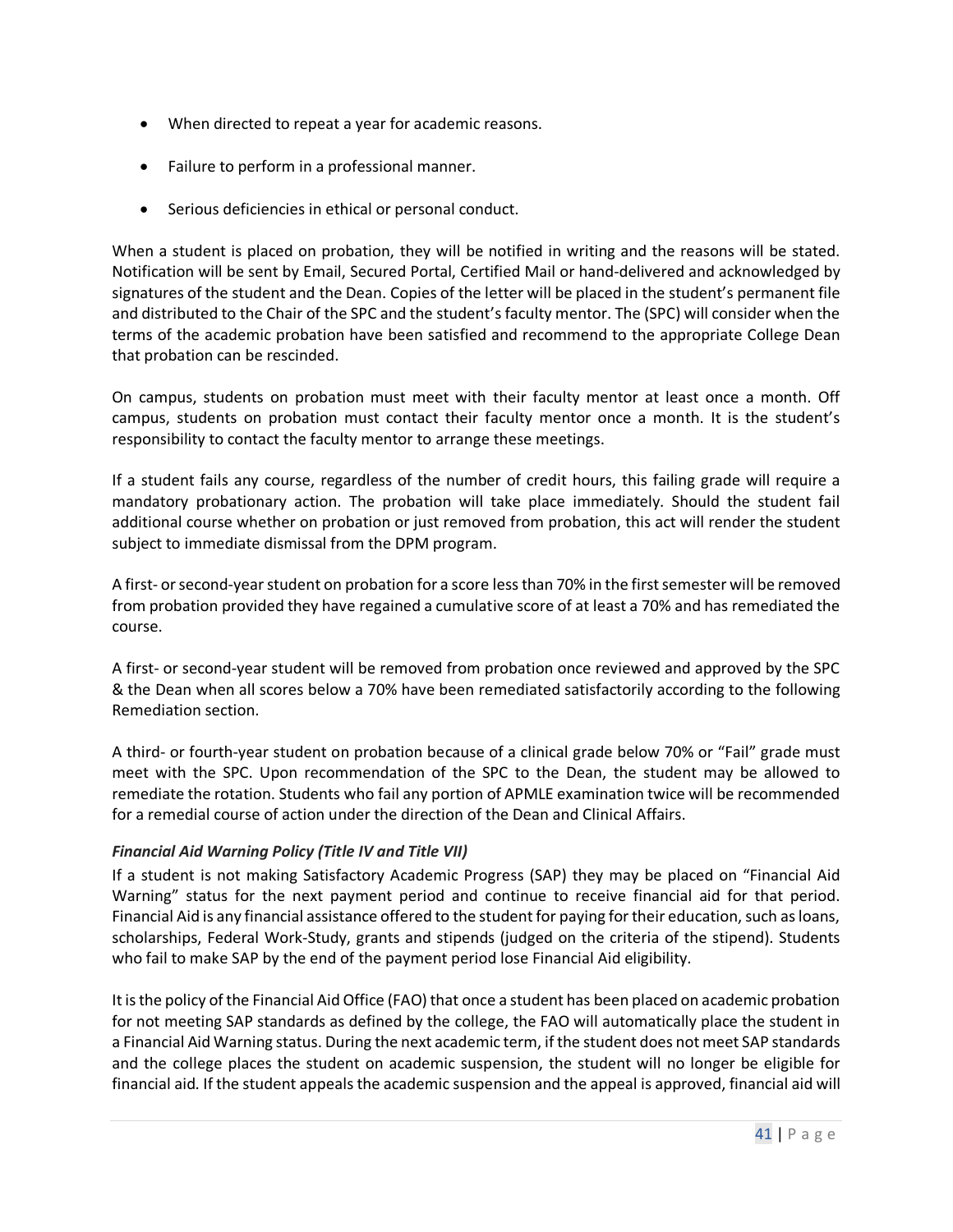- When directed to repeat a year for academic reasons.
- Failure to perform in a professional manner.
- Serious deficiencies in ethical or personal conduct.

When a student is placed on probation, they will be notified in writing and the reasons will be stated. Notification will be sent by Email, Secured Portal, Certified Mail or hand-delivered and acknowledged by signatures of the student and the Dean. Copies of the letter will be placed in the student's permanent file and distributed to the Chair of the SPC and the student's faculty mentor. The (SPC) will consider when the terms of the academic probation have been satisfied and recommend to the appropriate College Dean that probation can be rescinded.

On campus, students on probation must meet with their faculty mentor at least once a month. Off campus, students on probation must contact their faculty mentor once a month. It is the student's responsibility to contact the faculty mentor to arrange these meetings.

If a student fails any course, regardless of the number of credit hours, this failing grade will require a mandatory probationary action. The probation will take place immediately. Should the student fail additional course whether on probation or just removed from probation, this act will render the student subject to immediate dismissal from the DPM program.

A first- or second-year student on probation for a score less than 70% in the first semester will be removed from probation provided they have regained a cumulative score of at least a 70% and has remediated the course.

A first- or second-year student will be removed from probation once reviewed and approved by the SPC & the Dean when all scores below a 70% have been remediated satisfactorily according to the following Remediation section.

A third- or fourth-year student on probation because of a clinical grade below 70% or "Fail" grade must meet with the SPC. Upon recommendation of the SPC to the Dean, the student may be allowed to remediate the rotation. Students who fail any portion of APMLE examination twice will be recommended for a remedial course of action under the direction of the Dean and Clinical Affairs.

***Financial Aid Warning Policy (Title IV and Title VII)***

If a student is not making Satisfactory Academic Progress (SAP) they may be placed on "Financial Aid Warning" status for the next payment period and continue to receive financial aid for that period. Financial Aid is any financial assistance offered to the student for paying for their education, such as loans, scholarships, Federal Work-Study, grants and stipends (judged on the criteria of the stipend). Students who fail to make SAP by the end of the payment period lose Financial Aid eligibility.

It is the policy of the Financial Aid Office (FAO) that once a student has been placed on academic probation for not meeting SAP standards as defined by the college, the FAO will automatically place the student in a Financial Aid Warning status. During the next academic term, if the student does not meet SAP standards and the college places the student on academic suspension, the student will no longer be eligible for financial aid. If the student appeals the academic suspension and the appeal is approved, financial aid will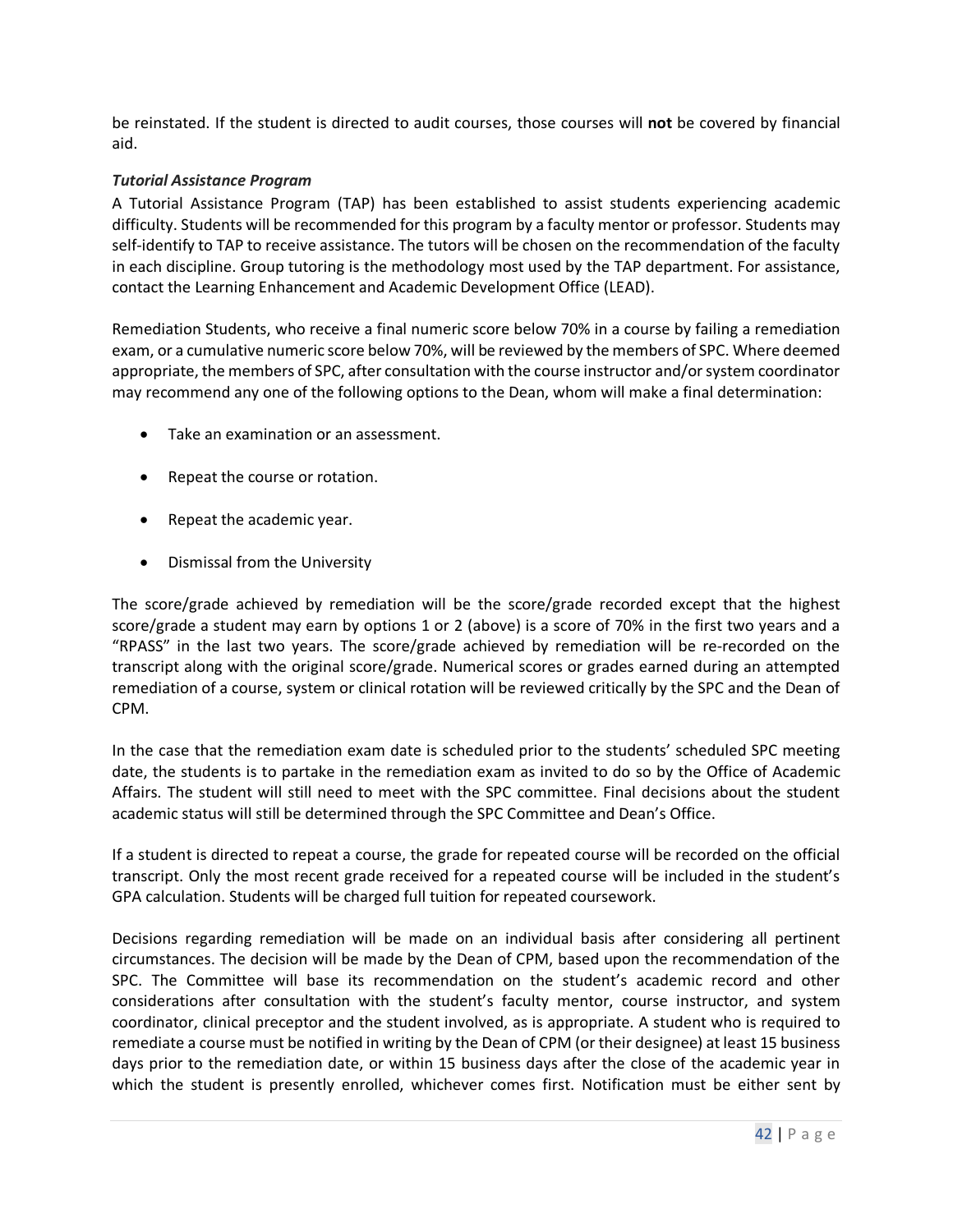be reinstated. If the student is directed to audit courses, those courses will **not** be covered by financial aid.

***Tutorial Assistance Program***

A Tutorial Assistance Program (TAP) has been established to assist students experiencing academic difficulty. Students will be recommended for this program by a faculty mentor or professor. Students may self-identify to TAP to receive assistance. The tutors will be chosen on the recommendation of the faculty in each discipline. Group tutoring is the methodology most used by the TAP department. For assistance, contact the Learning Enhancement and Academic Development Office (LEAD).

Remediation Students, who receive a final numeric score below 70% in a course by failing a remediation exam, or a cumulative numeric score below 70%, will be reviewed by the members of SPC. Where deemed appropriate, the members of SPC, after consultation with the course instructor and/or system coordinator may recommend any one of the following options to the Dean, whom will make a final determination:

- Take an examination or an assessment.
- Repeat the course or rotation.
- Repeat the academic year.
- Dismissal from the University

The score/grade achieved by remediation will be the score/grade recorded except that the highest score/grade a student may earn by options 1 or 2 (above) is a score of 70% in the first two years and a "RPASS" in the last two years. The score/grade achieved by remediation will be re-recorded on the transcript along with the original score/grade. Numerical scores or grades earned during an attempted remediation of a course, system or clinical rotation will be reviewed critically by the SPC and the Dean of CPM.

In the case that the remediation exam date is scheduled prior to the students' scheduled SPC meeting date, the students is to partake in the remediation exam as invited to do so by the Office of Academic Affairs. The student will still need to meet with the SPC committee. Final decisions about the student academic status will still be determined through the SPC Committee and Dean's Office.

If a student is directed to repeat a course, the grade for repeated course will be recorded on the official transcript. Only the most recent grade received for a repeated course will be included in the student's GPA calculation. Students will be charged full tuition for repeated coursework.

Decisions regarding remediation will be made on an individual basis after considering all pertinent circumstances. The decision will be made by the Dean of CPM, based upon the recommendation of the SPC. The Committee will base its recommendation on the student's academic record and other considerations after consultation with the student's faculty mentor, course instructor, and system coordinator, clinical preceptor and the student involved, as is appropriate. A student who is required to remediate a course must be notified in writing by the Dean of CPM (or their designee) at least 15 business days prior to the remediation date, or within 15 business days after the close of the academic year in which the student is presently enrolled, whichever comes first. Notification must be either sent by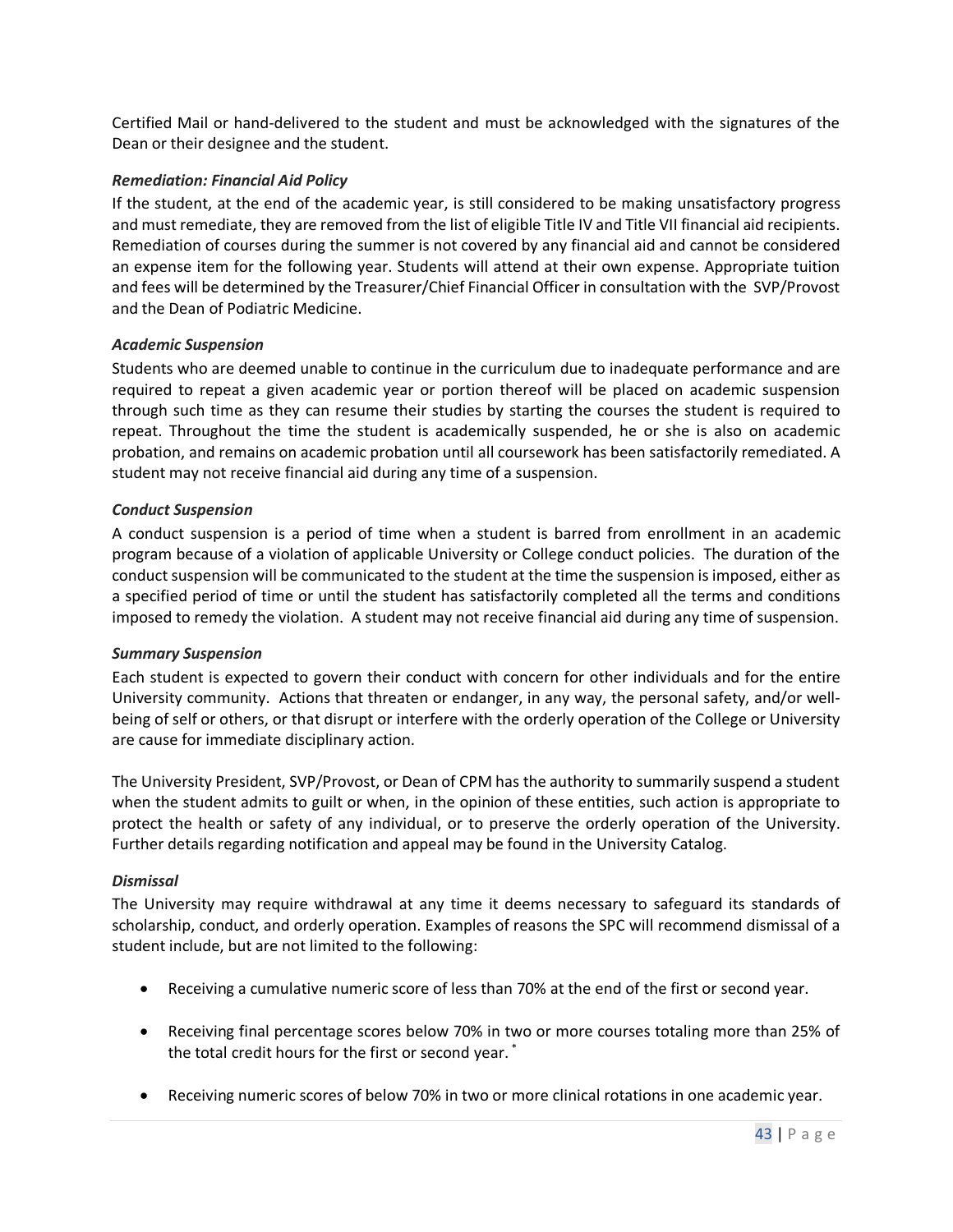Certified Mail or hand-delivered to the student and must be acknowledged with the signatures of the Dean or their designee and the student.

***Remediation: Financial Aid Policy***

If the student, at the end of the academic year, is still considered to be making unsatisfactory progress and must remediate, they are removed from the list of eligible Title IV and Title VII financial aid recipients. Remediation of courses during the summer is not covered by any financial aid and cannot be considered an expense item for the following year. Students will attend at their own expense. Appropriate tuition and fees will be determined by the Treasurer/Chief Financial Officer in consultation with the SVP/Provost and the Dean of Podiatric Medicine.

***Academic Suspension***

Students who are deemed unable to continue in the curriculum due to inadequate performance and are required to repeat a given academic year or portion thereof will be placed on academic suspension through such time as they can resume their studies by starting the courses the student is required to repeat. Throughout the time the student is academically suspended, he or she is also on academic probation, and remains on academic probation until all coursework has been satisfactorily remediated. A student may not receive financial aid during any time of a suspension.

***Conduct Suspension***

A conduct suspension is a period of time when a student is barred from enrollment in an academic program because of a violation of applicable University or College conduct policies. The duration of the conduct suspension will be communicated to the student at the time the suspension is imposed, either as a specified period of time or until the student has satisfactorily completed all the terms and conditions imposed to remedy the violation. A student may not receive financial aid during any time of suspension.

***Summary Suspension***

Each student is expected to govern their conduct with concern for other individuals and for the entire University community. Actions that threaten or endanger, in any way, the personal safety, and/or well-being of self or others, or that disrupt or interfere with the orderly operation of the College or University are cause for immediate disciplinary action.

The University President, SVP/Provost, or Dean of CPM has the authority to summarily suspend a student when the student admits to guilt or when, in the opinion of these entities, such action is appropriate to protect the health or safety of any individual, or to preserve the orderly operation of the University. Further details regarding notification and appeal may be found in the University Catalog.

***Dismissal***

The University may require withdrawal at any time it deems necessary to safeguard its standards of scholarship, conduct, and orderly operation. Examples of reasons the SPC will recommend dismissal of a student include, but are not limited to the following:

- Receiving a cumulative numeric score of less than 70% at the end of the first or second year.
- Receiving final percentage scores below 70% in two or more courses totaling more than 25% of the total credit hours for the first or second year. *
- Receiving numeric scores of below 70% in two or more clinical rotations in one academic year.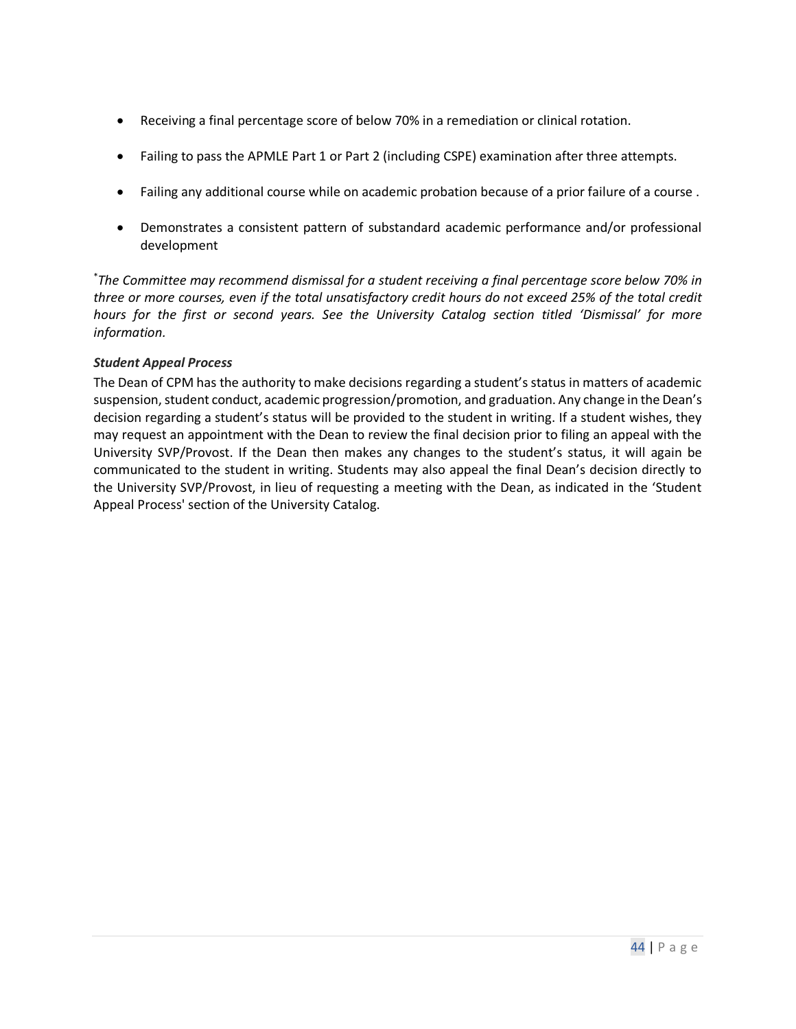- Receiving a final percentage score of below 70% in a remediation or clinical rotation.
- Failing to pass the APMLE Part 1 or Part 2 (including CSPE) examination after three attempts.
- Failing any additional course while on academic probation because of a prior failure of a course .
- Demonstrates a consistent pattern of substandard academic performance and/or professional development

*\*The Committee may recommend dismissal for a student receiving a final percentage score below 70% in three or more courses, even if the total unsatisfactory credit hours do not exceed 25% of the total credit hours for the first or second years. See the University Catalog section titled 'Dismissal' for more information.*

***Student Appeal Process***

The Dean of CPM has the authority to make decisions regarding a student's status in matters of academic suspension, student conduct, academic progression/promotion, and graduation. Any change in the Dean's decision regarding a student's status will be provided to the student in writing. If a student wishes, they may request an appointment with the Dean to review the final decision prior to filing an appeal with the University SVP/Provost. If the Dean then makes any changes to the student's status, it will again be communicated to the student in writing. Students may also appeal the final Dean's decision directly to the University SVP/Provost, in lieu of requesting a meeting with the Dean, as indicated in the 'Student Appeal Process' section of the University Catalog.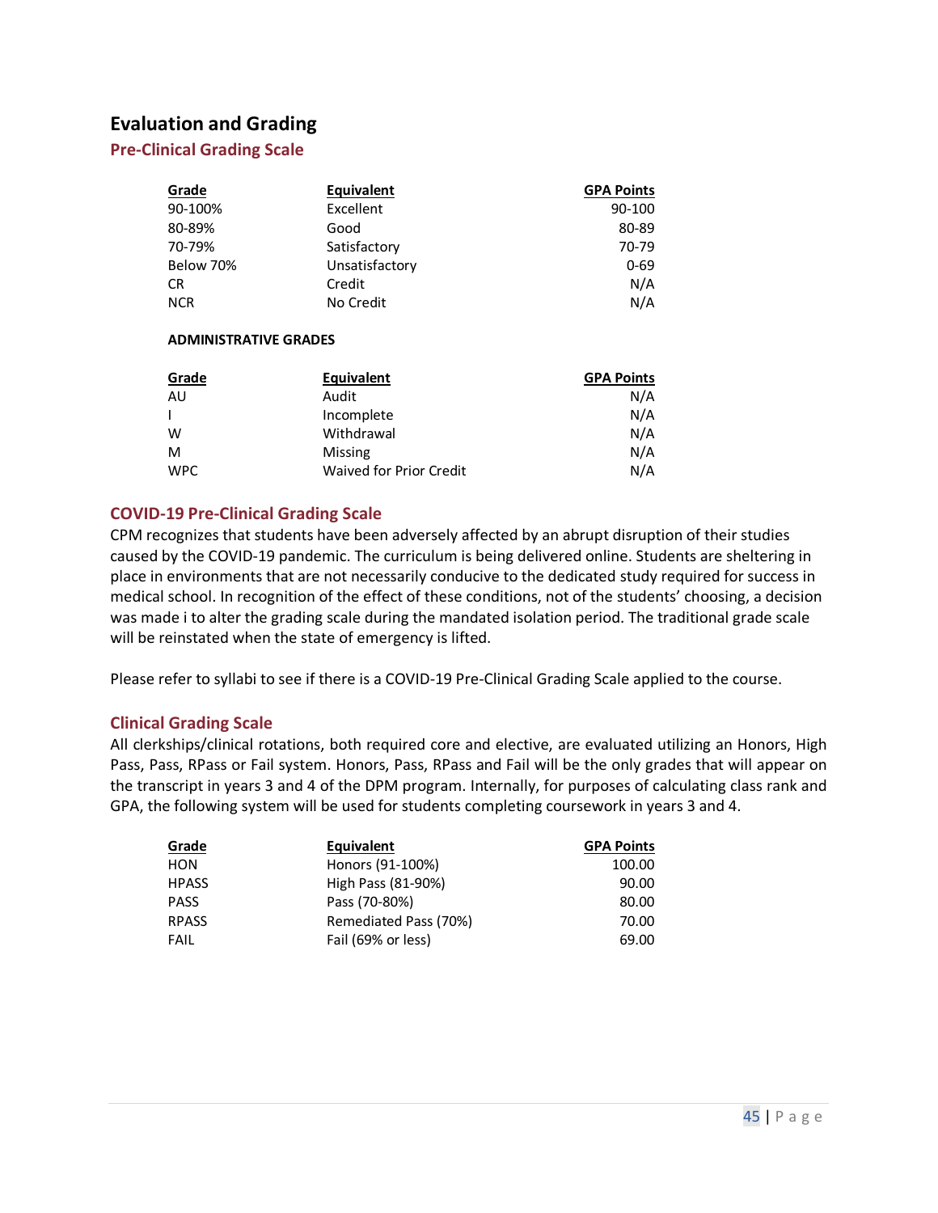## Evaluation and Grading

### Pre-Clinical Grading Scale

| Grade | Equivalent | GPA Points |
|---|---|---|
| 90-100% | Excellent | 90-100 |
| 80-89% | Good | 80-89 |
| 70-79% | Satisfactory | 70-79 |
| Below 70% | Unsatisfactory | 0-69 |
| CR | Credit | N/A |
| NCR | No Credit | N/A |

**ADMINISTRATIVE GRADES**

| Grade | Equivalent | GPA Points |
|---|---|---|
| AU | Audit | N/A |
| I | Incomplete | N/A |
| W | Withdrawal | N/A |
| M | Missing | N/A |
| WPC | Waived for Prior Credit | N/A |

### COVID-19 Pre-Clinical Grading Scale

CPM recognizes that students have been adversely affected by an abrupt disruption of their studies caused by the COVID-19 pandemic. The curriculum is being delivered online. Students are sheltering in place in environments that are not necessarily conducive to the dedicated study required for success in medical school. In recognition of the effect of these conditions, not of the students' choosing, a decision was made i to alter the grading scale during the mandated isolation period. The traditional grade scale will be reinstated when the state of emergency is lifted.

Please refer to syllabi to see if there is a COVID-19 Pre-Clinical Grading Scale applied to the course.

### Clinical Grading Scale

All clerkships/clinical rotations, both required core and elective, are evaluated utilizing an Honors, High Pass, Pass, RPass or Fail system. Honors, Pass, RPass and Fail will be the only grades that will appear on the transcript in years 3 and 4 of the DPM program. Internally, for purposes of calculating class rank and GPA, the following system will be used for students completing coursework in years 3 and 4.

| Grade | Equivalent | GPA Points |
|---|---|---|
| HON | Honors (91-100%) | 100.00 |
| HPASS | High Pass (81-90%) | 90.00 |
| PASS | Pass (70-80%) | 80.00 |
| RPASS | Remediated Pass (70%) | 70.00 |
| FAIL | Fail (69% or less) | 69.00 |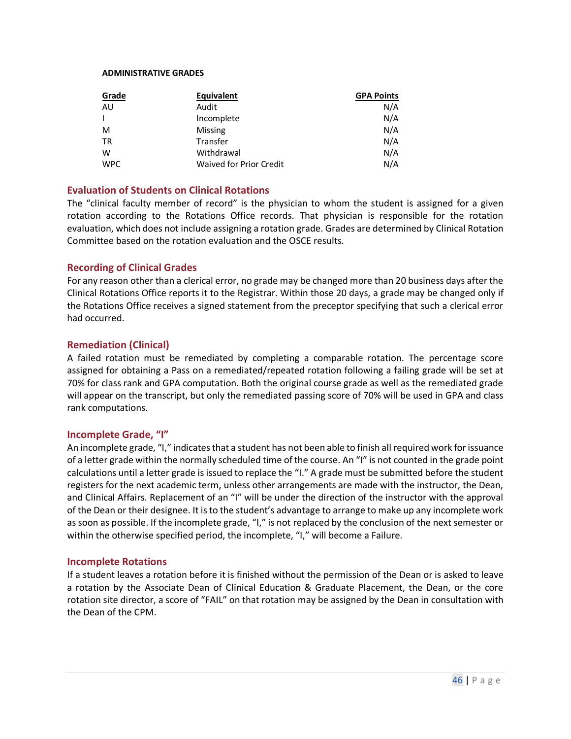**ADMINISTRATIVE GRADES**

| Grade | Equivalent | GPA Points |
|---|---|---|
| AU | Audit | N/A |
| I | Incomplete | N/A |
| M | Missing | N/A |
| TR | Transfer | N/A |
| W | Withdrawal | N/A |
| WPC | Waived for Prior Credit | N/A |

## Evaluation of Students on Clinical Rotations

The "clinical faculty member of record" is the physician to whom the student is assigned for a given rotation according to the Rotations Office records. That physician is responsible for the rotation evaluation, which does not include assigning a rotation grade. Grades are determined by Clinical Rotation Committee based on the rotation evaluation and the OSCE results.

## Recording of Clinical Grades

For any reason other than a clerical error, no grade may be changed more than 20 business days after the Clinical Rotations Office reports it to the Registrar. Within those 20 days, a grade may be changed only if the Rotations Office receives a signed statement from the preceptor specifying that such a clerical error had occurred.

## Remediation (Clinical)

A failed rotation must be remediated by completing a comparable rotation. The percentage score assigned for obtaining a Pass on a remediated/repeated rotation following a failing grade will be set at 70% for class rank and GPA computation. Both the original course grade as well as the remediated grade will appear on the transcript, but only the remediated passing score of 70% will be used in GPA and class rank computations.

## Incomplete Grade, "I"

An incomplete grade, "I," indicates that a student has not been able to finish all required work for issuance of a letter grade within the normally scheduled time of the course. An "I" is not counted in the grade point calculations until a letter grade is issued to replace the "I." A grade must be submitted before the student registers for the next academic term, unless other arrangements are made with the instructor, the Dean, and Clinical Affairs. Replacement of an "I" will be under the direction of the instructor with the approval of the Dean or their designee. It is to the student's advantage to arrange to make up any incomplete work as soon as possible. If the incomplete grade, "I," is not replaced by the conclusion of the next semester or within the otherwise specified period, the incomplete, "I," will become a Failure.

## Incomplete Rotations

If a student leaves a rotation before it is finished without the permission of the Dean or is asked to leave a rotation by the Associate Dean of Clinical Education & Graduate Placement, the Dean, or the core rotation site director, a score of "FAIL" on that rotation may be assigned by the Dean in consultation with the Dean of the CPM.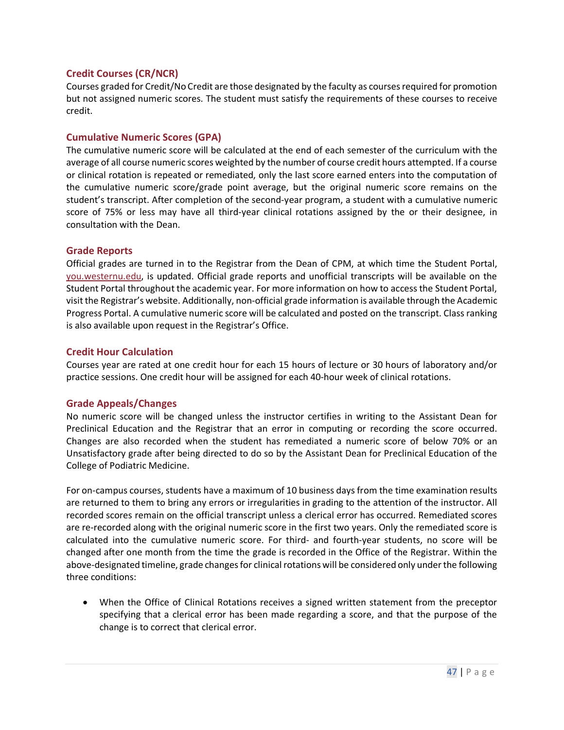### Credit Courses (CR/NCR)

Courses graded for Credit/No Credit are those designated by the faculty as courses required for promotion but not assigned numeric scores. The student must satisfy the requirements of these courses to receive credit.

### Cumulative Numeric Scores (GPA)

The cumulative numeric score will be calculated at the end of each semester of the curriculum with the average of all course numeric scores weighted by the number of course credit hours attempted. If a course or clinical rotation is repeated or remediated, only the last score earned enters into the computation of the cumulative numeric score/grade point average, but the original numeric score remains on the student's transcript. After completion of the second-year program, a student with a cumulative numeric score of 75% or less may have all third-year clinical rotations assigned by the or their designee, in consultation with the Dean.

### Grade Reports

Official grades are turned in to the Registrar from the Dean of CPM, at which time the Student Portal, [you.westernu.edu](you.westernu.edu), is updated. Official grade reports and unofficial transcripts will be available on the Student Portal throughout the academic year. For more information on how to access the Student Portal, visit the Registrar's website. Additionally, non-official grade information is available through the Academic Progress Portal. A cumulative numeric score will be calculated and posted on the transcript. Class ranking is also available upon request in the Registrar's Office.

### Credit Hour Calculation

Courses year are rated at one credit hour for each 15 hours of lecture or 30 hours of laboratory and/or practice sessions. One credit hour will be assigned for each 40-hour week of clinical rotations.

### Grade Appeals/Changes

No numeric score will be changed unless the instructor certifies in writing to the Assistant Dean for Preclinical Education and the Registrar that an error in computing or recording the score occurred. Changes are also recorded when the student has remediated a numeric score of below 70% or an Unsatisfactory grade after being directed to do so by the Assistant Dean for Preclinical Education of the College of Podiatric Medicine.

For on-campus courses, students have a maximum of 10 business days from the time examination results are returned to them to bring any errors or irregularities in grading to the attention of the instructor. All recorded scores remain on the official transcript unless a clerical error has occurred. Remediated scores are re-recorded along with the original numeric score in the first two years. Only the remediated score is calculated into the cumulative numeric score. For third- and fourth-year students, no score will be changed after one month from the time the grade is recorded in the Office of the Registrar. Within the above-designated timeline, grade changes for clinical rotations will be considered only under the following three conditions:

- When the Office of Clinical Rotations receives a signed written statement from the preceptor specifying that a clerical error has been made regarding a score, and that the purpose of the change is to correct that clerical error.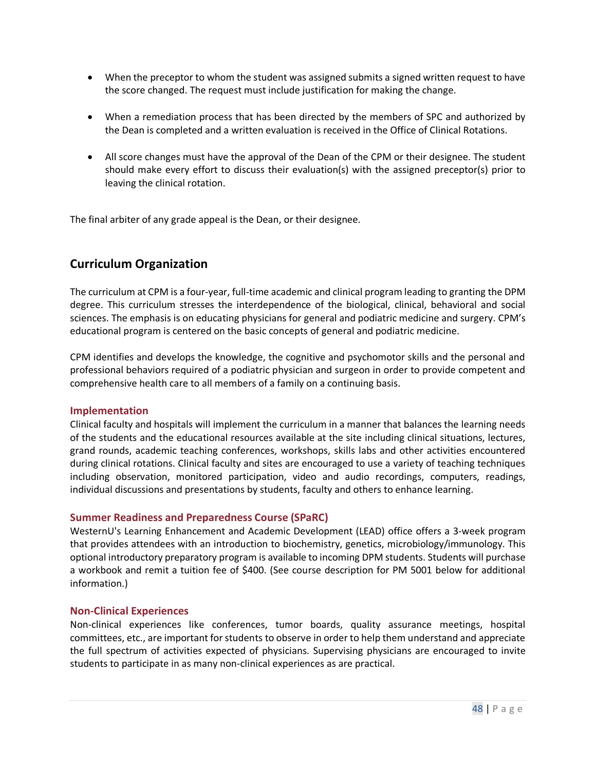- When the preceptor to whom the student was assigned submits a signed written request to have the score changed. The request must include justification for making the change.

- When a remediation process that has been directed by the members of SPC and authorized by the Dean is completed and a written evaluation is received in the Office of Clinical Rotations.

- All score changes must have the approval of the Dean of the CPM or their designee. The student should make every effort to discuss their evaluation(s) with the assigned preceptor(s) prior to leaving the clinical rotation.

The final arbiter of any grade appeal is the Dean, or their designee.

## Curriculum Organization

The curriculum at CPM is a four-year, full-time academic and clinical program leading to granting the DPM degree. This curriculum stresses the interdependence of the biological, clinical, behavioral and social sciences. The emphasis is on educating physicians for general and podiatric medicine and surgery. CPM's educational program is centered on the basic concepts of general and podiatric medicine.

CPM identifies and develops the knowledge, the cognitive and psychomotor skills and the personal and professional behaviors required of a podiatric physician and surgeon in order to provide competent and comprehensive health care to all members of a family on a continuing basis.

### Implementation

Clinical faculty and hospitals will implement the curriculum in a manner that balances the learning needs of the students and the educational resources available at the site including clinical situations, lectures, grand rounds, academic teaching conferences, workshops, skills labs and other activities encountered during clinical rotations. Clinical faculty and sites are encouraged to use a variety of teaching techniques including observation, monitored participation, video and audio recordings, computers, readings, individual discussions and presentations by students, faculty and others to enhance learning.

### Summer Readiness and Preparedness Course (SPaRC)

WesternU's Learning Enhancement and Academic Development (LEAD) office offers a 3-week program that provides attendees with an introduction to biochemistry, genetics, microbiology/immunology. This optional introductory preparatory program is available to incoming DPM students. Students will purchase a workbook and remit a tuition fee of $400. (See course description for PM 5001 below for additional information.)

### Non-Clinical Experiences

Non-clinical experiences like conferences, tumor boards, quality assurance meetings, hospital committees, etc., are important for students to observe in order to help them understand and appreciate the full spectrum of activities expected of physicians. Supervising physicians are encouraged to invite students to participate in as many non-clinical experiences as are practical.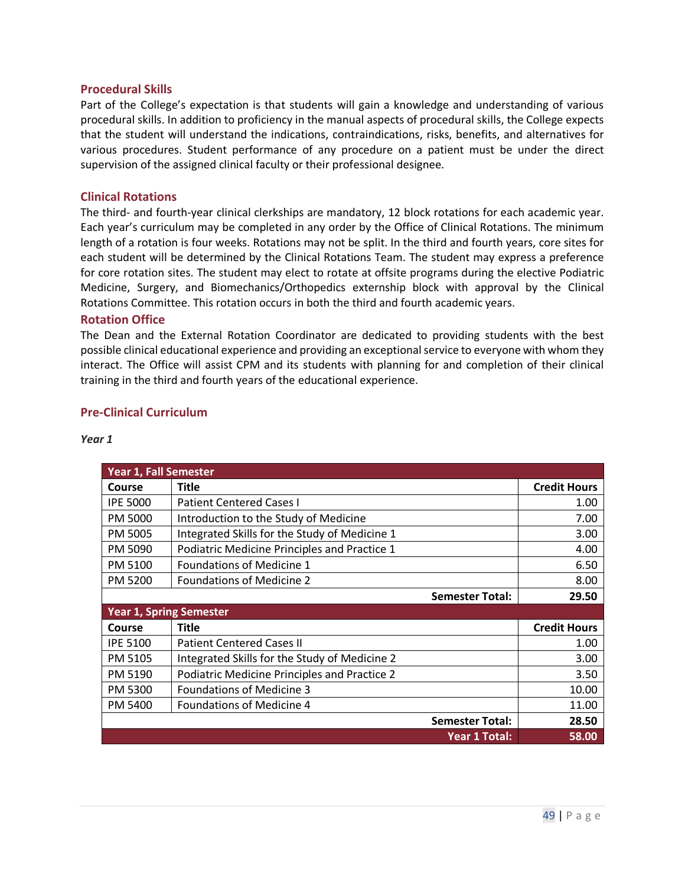### Procedural Skills

Part of the College's expectation is that students will gain a knowledge and understanding of various procedural skills. In addition to proficiency in the manual aspects of procedural skills, the College expects that the student will understand the indications, contraindications, risks, benefits, and alternatives for various procedures. Student performance of any procedure on a patient must be under the direct supervision of the assigned clinical faculty or their professional designee.

### Clinical Rotations

The third- and fourth-year clinical clerkships are mandatory, 12 block rotations for each academic year. Each year's curriculum may be completed in any order by the Office of Clinical Rotations. The minimum length of a rotation is four weeks. Rotations may not be split. In the third and fourth years, core sites for each student will be determined by the Clinical Rotations Team. The student may express a preference for core rotation sites. The student may elect to rotate at offsite programs during the elective Podiatric Medicine, Surgery, and Biomechanics/Orthopedics externship block with approval by the Clinical Rotations Committee. This rotation occurs in both the third and fourth academic years.

### Rotation Office

The Dean and the External Rotation Coordinator are dedicated to providing students with the best possible clinical educational experience and providing an exceptional service to everyone with whom they interact. The Office will assist CPM and its students with planning for and completion of their clinical training in the third and fourth years of the educational experience.

### Pre-Clinical Curriculum

*Year 1*

| Year 1, Fall Semester | | |
|---|---|---|
| **Course** | **Title** | **Credit Hours** |
| IPE 5000 | Patient Centered Cases I | 1.00 |
| PM 5000 | Introduction to the Study of Medicine | 7.00 |
| PM 5005 | Integrated Skills for the Study of Medicine 1 | 3.00 |
| PM 5090 | Podiatric Medicine Principles and Practice 1 | 4.00 |
| PM 5100 | Foundations of Medicine 1 | 6.50 |
| PM 5200 | Foundations of Medicine 2 | 8.00 |
| | **Semester Total:** | **29.50** |
| **Year 1, Spring Semester** | | |
| **Course** | **Title** | **Credit Hours** |
| IPE 5100 | Patient Centered Cases II | 1.00 |
| PM 5105 | Integrated Skills for the Study of Medicine 2 | 3.00 |
| PM 5190 | Podiatric Medicine Principles and Practice 2 | 3.50 |
| PM 5300 | Foundations of Medicine 3 | 10.00 |
| PM 5400 | Foundations of Medicine 4 | 11.00 |
| | **Semester Total:** | **28.50** |
| | **Year 1 Total:** | **58.00** |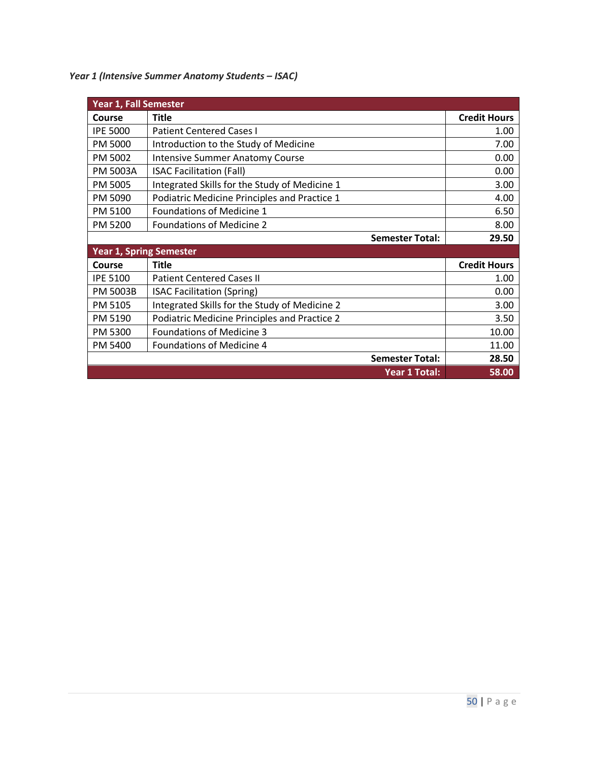*Year 1 (Intensive Summer Anatomy Students – ISAC)*

| Year 1, Fall Semester | | |
|---|---|---|
| **Course** | **Title** | **Credit Hours** |
| IPE 5000 | Patient Centered Cases I | 1.00 |
| PM 5000 | Introduction to the Study of Medicine | 7.00 |
| PM 5002 | Intensive Summer Anatomy Course | 0.00 |
| PM 5003A | ISAC Facilitation (Fall) | 0.00 |
| PM 5005 | Integrated Skills for the Study of Medicine 1 | 3.00 |
| PM 5090 | Podiatric Medicine Principles and Practice 1 | 4.00 |
| PM 5100 | Foundations of Medicine 1 | 6.50 |
| PM 5200 | Foundations of Medicine 2 | 8.00 |
| | **Semester Total:** | **29.50** |
| **Year 1, Spring Semester** | | |
| **Course** | **Title** | **Credit Hours** |
| IPE 5100 | Patient Centered Cases II | 1.00 |
| PM 5003B | ISAC Facilitation (Spring) | 0.00 |
| PM 5105 | Integrated Skills for the Study of Medicine 2 | 3.00 |
| PM 5190 | Podiatric Medicine Principles and Practice 2 | 3.50 |
| PM 5300 | Foundations of Medicine 3 | 10.00 |
| PM 5400 | Foundations of Medicine 4 | 11.00 |
| | **Semester Total:** | **28.50** |
| | **Year 1 Total:** | **58.00** |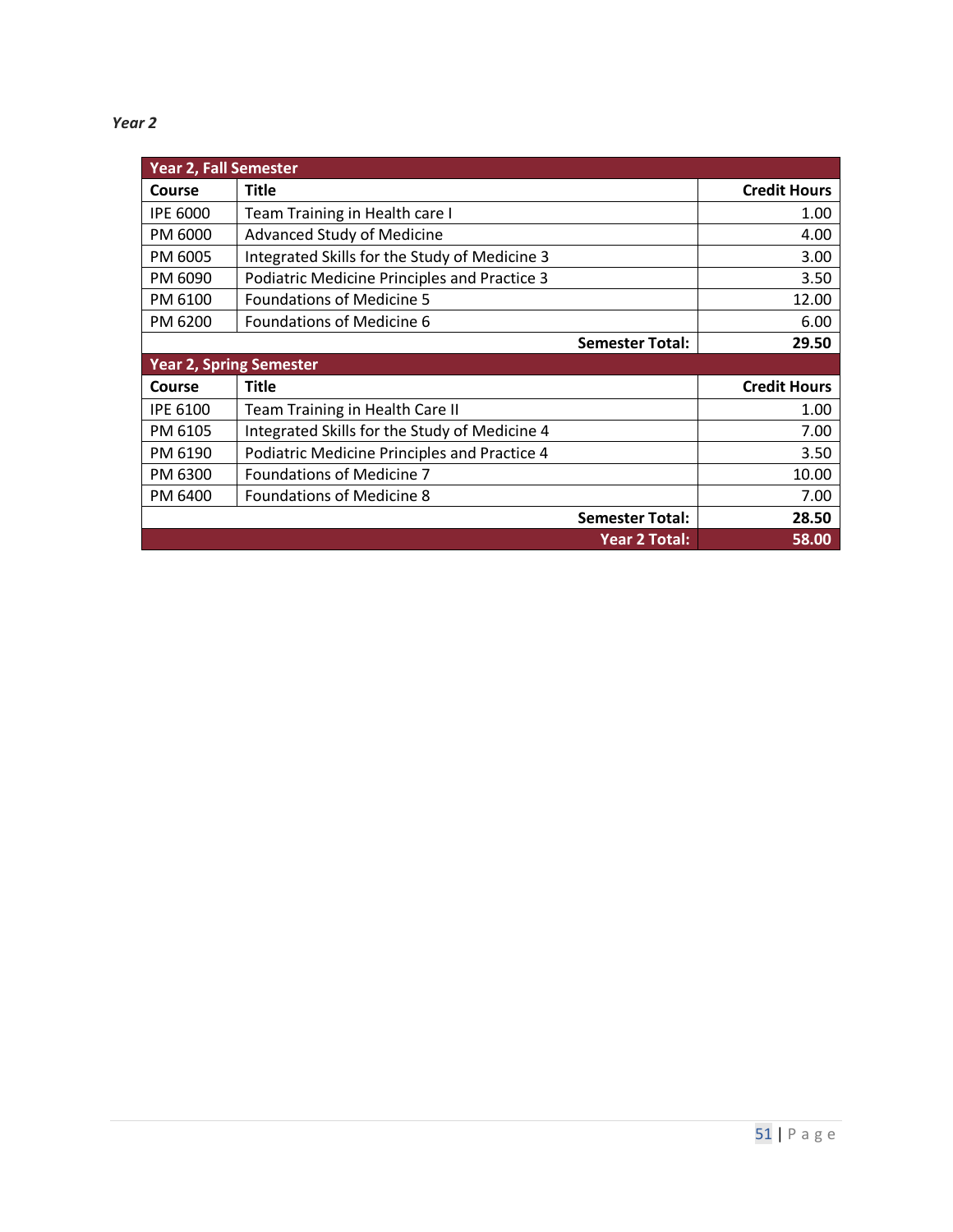*Year 2*

| Year 2, Fall Semester | | |
|---|---|---|
| **Course** | **Title** | **Credit Hours** |
| IPE 6000 | Team Training in Health care I | 1.00 |
| PM 6000 | Advanced Study of Medicine | 4.00 |
| PM 6005 | Integrated Skills for the Study of Medicine 3 | 3.00 |
| PM 6090 | Podiatric Medicine Principles and Practice 3 | 3.50 |
| PM 6100 | Foundations of Medicine 5 | 12.00 |
| PM 6200 | Foundations of Medicine 6 | 6.00 |
| | **Semester Total:** | **29.50** |
| **Year 2, Spring Semester** | | |
| **Course** | **Title** | **Credit Hours** |
| IPE 6100 | Team Training in Health Care II | 1.00 |
| PM 6105 | Integrated Skills for the Study of Medicine 4 | 7.00 |
| PM 6190 | Podiatric Medicine Principles and Practice 4 | 3.50 |
| PM 6300 | Foundations of Medicine 7 | 10.00 |
| PM 6400 | Foundations of Medicine 8 | 7.00 |
| | **Semester Total:** | **28.50** |
| | **Year 2 Total:** | **58.00** |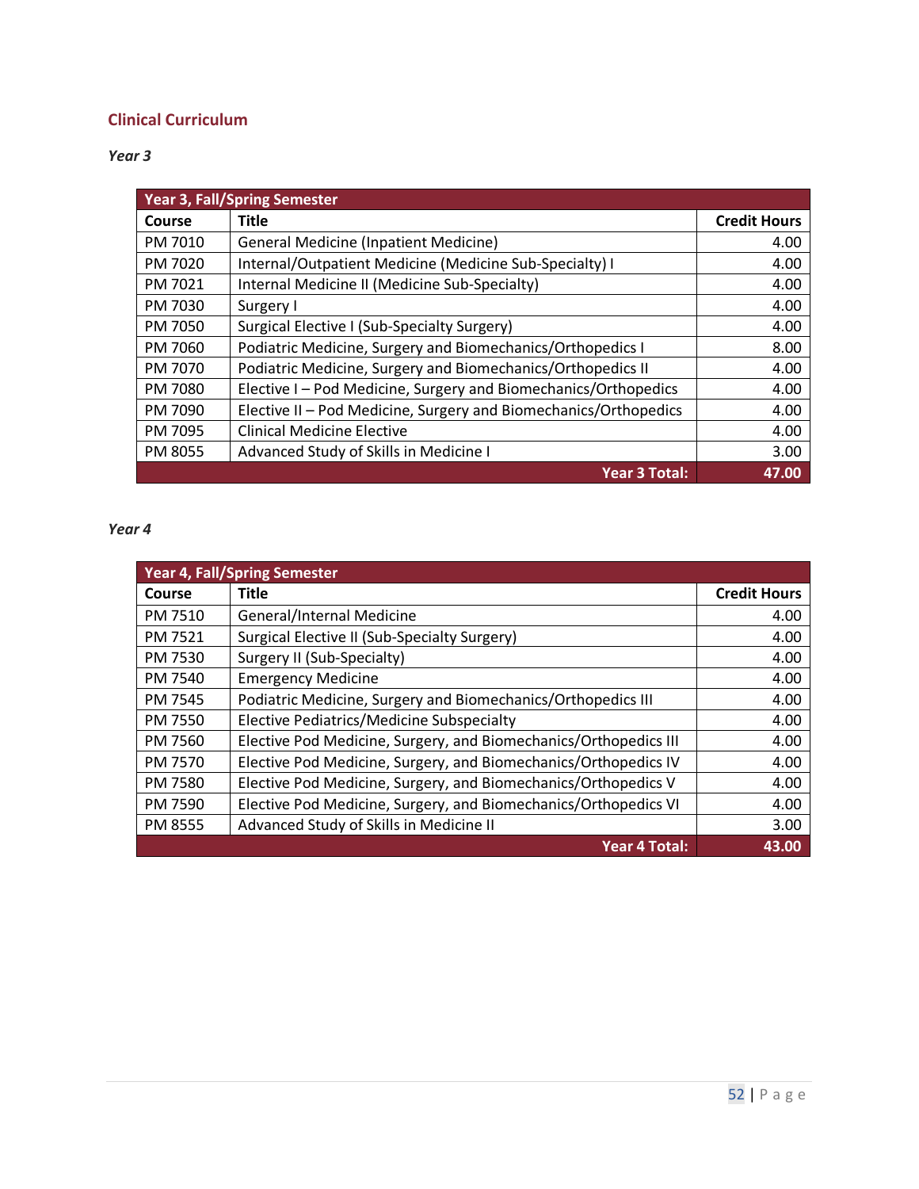## Clinical Curriculum

*Year 3*

| Year 3, Fall/Spring Semester | | |
|---|---|---|
| **Course** | **Title** | **Credit Hours** |
| PM 7010 | General Medicine (Inpatient Medicine) | 4.00 |
| PM 7020 | Internal/Outpatient Medicine (Medicine Sub-Specialty) I | 4.00 |
| PM 7021 | Internal Medicine II (Medicine Sub-Specialty) | 4.00 |
| PM 7030 | Surgery I | 4.00 |
| PM 7050 | Surgical Elective I (Sub-Specialty Surgery) | 4.00 |
| PM 7060 | Podiatric Medicine, Surgery and Biomechanics/Orthopedics I | 8.00 |
| PM 7070 | Podiatric Medicine, Surgery and Biomechanics/Orthopedics II | 4.00 |
| PM 7080 | Elective I – Pod Medicine, Surgery and Biomechanics/Orthopedics | 4.00 |
| PM 7090 | Elective II – Pod Medicine, Surgery and Biomechanics/Orthopedics | 4.00 |
| PM 7095 | Clinical Medicine Elective | 4.00 |
| PM 8055 | Advanced Study of Skills in Medicine I | 3.00 |
| | **Year 3 Total:** | **47.00** |

*Year 4*

| Year 4, Fall/Spring Semester | | |
|---|---|---|
| **Course** | **Title** | **Credit Hours** |
| PM 7510 | General/Internal Medicine | 4.00 |
| PM 7521 | Surgical Elective II (Sub-Specialty Surgery) | 4.00 |
| PM 7530 | Surgery II (Sub-Specialty) | 4.00 |
| PM 7540 | Emergency Medicine | 4.00 |
| PM 7545 | Podiatric Medicine, Surgery and Biomechanics/Orthopedics III | 4.00 |
| PM 7550 | Elective Pediatrics/Medicine Subspecialty | 4.00 |
| PM 7560 | Elective Pod Medicine, Surgery, and Biomechanics/Orthopedics III | 4.00 |
| PM 7570 | Elective Pod Medicine, Surgery, and Biomechanics/Orthopedics IV | 4.00 |
| PM 7580 | Elective Pod Medicine, Surgery, and Biomechanics/Orthopedics V | 4.00 |
| PM 7590 | Elective Pod Medicine, Surgery, and Biomechanics/Orthopedics VI | 4.00 |
| PM 8555 | Advanced Study of Skills in Medicine II | 3.00 |
| | **Year 4 Total:** | **43.00** |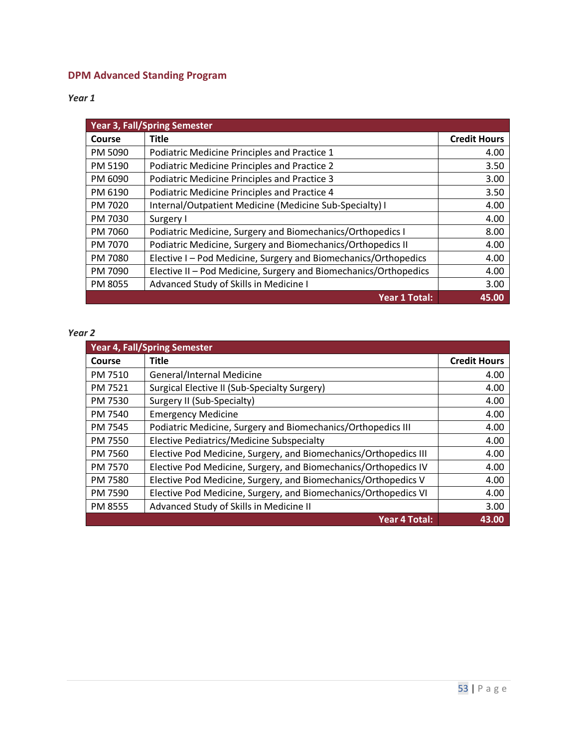## DPM Advanced Standing Program

*Year 1*

| Year 3, Fall/Spring Semester | | |
|---|---|---|
| **Course** | **Title** | **Credit Hours** |
| PM 5090 | Podiatric Medicine Principles and Practice 1 | 4.00 |
| PM 5190 | Podiatric Medicine Principles and Practice 2 | 3.50 |
| PM 6090 | Podiatric Medicine Principles and Practice 3 | 3.00 |
| PM 6190 | Podiatric Medicine Principles and Practice 4 | 3.50 |
| PM 7020 | Internal/Outpatient Medicine (Medicine Sub-Specialty) I | 4.00 |
| PM 7030 | Surgery I | 4.00 |
| PM 7060 | Podiatric Medicine, Surgery and Biomechanics/Orthopedics I | 8.00 |
| PM 7070 | Podiatric Medicine, Surgery and Biomechanics/Orthopedics II | 4.00 |
| PM 7080 | Elective I – Pod Medicine, Surgery and Biomechanics/Orthopedics | 4.00 |
| PM 7090 | Elective II – Pod Medicine, Surgery and Biomechanics/Orthopedics | 4.00 |
| PM 8055 | Advanced Study of Skills in Medicine I | 3.00 |
| | **Year 1 Total:** | **45.00** |

*Year 2*

| Year 4, Fall/Spring Semester | | |
|---|---|---|
| **Course** | **Title** | **Credit Hours** |
| PM 7510 | General/Internal Medicine | 4.00 |
| PM 7521 | Surgical Elective II (Sub-Specialty Surgery) | 4.00 |
| PM 7530 | Surgery II (Sub-Specialty) | 4.00 |
| PM 7540 | Emergency Medicine | 4.00 |
| PM 7545 | Podiatric Medicine, Surgery and Biomechanics/Orthopedics III | 4.00 |
| PM 7550 | Elective Pediatrics/Medicine Subspecialty | 4.00 |
| PM 7560 | Elective Pod Medicine, Surgery, and Biomechanics/Orthopedics III | 4.00 |
| PM 7570 | Elective Pod Medicine, Surgery, and Biomechanics/Orthopedics IV | 4.00 |
| PM 7580 | Elective Pod Medicine, Surgery, and Biomechanics/Orthopedics V | 4.00 |
| PM 7590 | Elective Pod Medicine, Surgery, and Biomechanics/Orthopedics VI | 4.00 |
| PM 8555 | Advanced Study of Skills in Medicine II | 3.00 |
| | **Year 4 Total:** | **43.00** |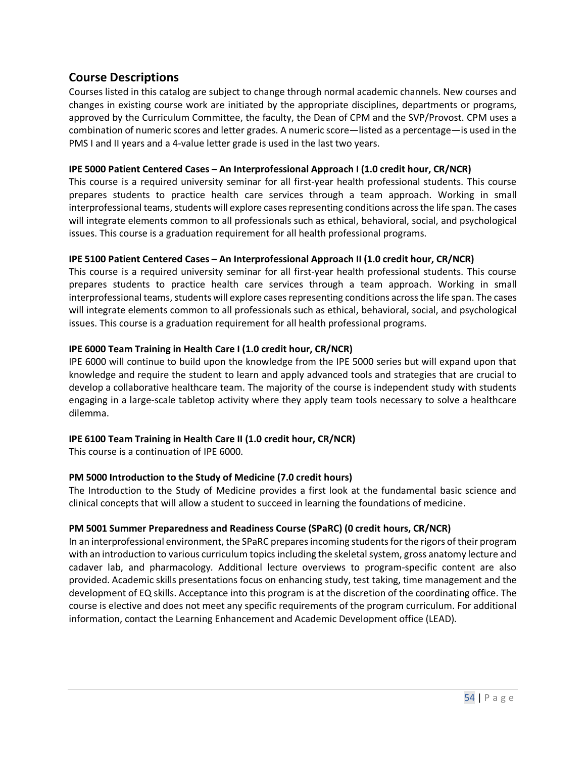## Course Descriptions

Courses listed in this catalog are subject to change through normal academic channels. New courses and changes in existing course work are initiated by the appropriate disciplines, departments or programs, approved by the Curriculum Committee, the faculty, the Dean of CPM and the SVP/Provost. CPM uses a combination of numeric scores and letter grades. A numeric score—listed as a percentage—is used in the PMS I and II years and a 4-value letter grade is used in the last two years.

**IPE 5000 Patient Centered Cases – An Interprofessional Approach I (1.0 credit hour, CR/NCR)**

This course is a required university seminar for all first-year health professional students. This course prepares students to practice health care services through a team approach. Working in small interprofessional teams, students will explore cases representing conditions across the life span. The cases will integrate elements common to all professionals such as ethical, behavioral, social, and psychological issues. This course is a graduation requirement for all health professional programs.

**IPE 5100 Patient Centered Cases – An Interprofessional Approach II (1.0 credit hour, CR/NCR)**

This course is a required university seminar for all first-year health professional students. This course prepares students to practice health care services through a team approach. Working in small interprofessional teams, students will explore cases representing conditions across the life span. The cases will integrate elements common to all professionals such as ethical, behavioral, social, and psychological issues. This course is a graduation requirement for all health professional programs.

**IPE 6000 Team Training in Health Care I (1.0 credit hour, CR/NCR)**

IPE 6000 will continue to build upon the knowledge from the IPE 5000 series but will expand upon that knowledge and require the student to learn and apply advanced tools and strategies that are crucial to develop a collaborative healthcare team. The majority of the course is independent study with students engaging in a large-scale tabletop activity where they apply team tools necessary to solve a healthcare dilemma.

**IPE 6100 Team Training in Health Care II (1.0 credit hour, CR/NCR)**

This course is a continuation of IPE 6000.

**PM 5000 Introduction to the Study of Medicine (7.0 credit hours)**

The Introduction to the Study of Medicine provides a first look at the fundamental basic science and clinical concepts that will allow a student to succeed in learning the foundations of medicine.

**PM 5001 Summer Preparedness and Readiness Course (SPaRC) (0 credit hours, CR/NCR)**

In an interprofessional environment, the SPaRC prepares incoming students for the rigors of their program with an introduction to various curriculum topics including the skeletal system, gross anatomy lecture and cadaver lab, and pharmacology. Additional lecture overviews to program-specific content are also provided. Academic skills presentations focus on enhancing study, test taking, time management and the development of EQ skills. Acceptance into this program is at the discretion of the coordinating office. The course is elective and does not meet any specific requirements of the program curriculum. For additional information, contact the Learning Enhancement and Academic Development office (LEAD).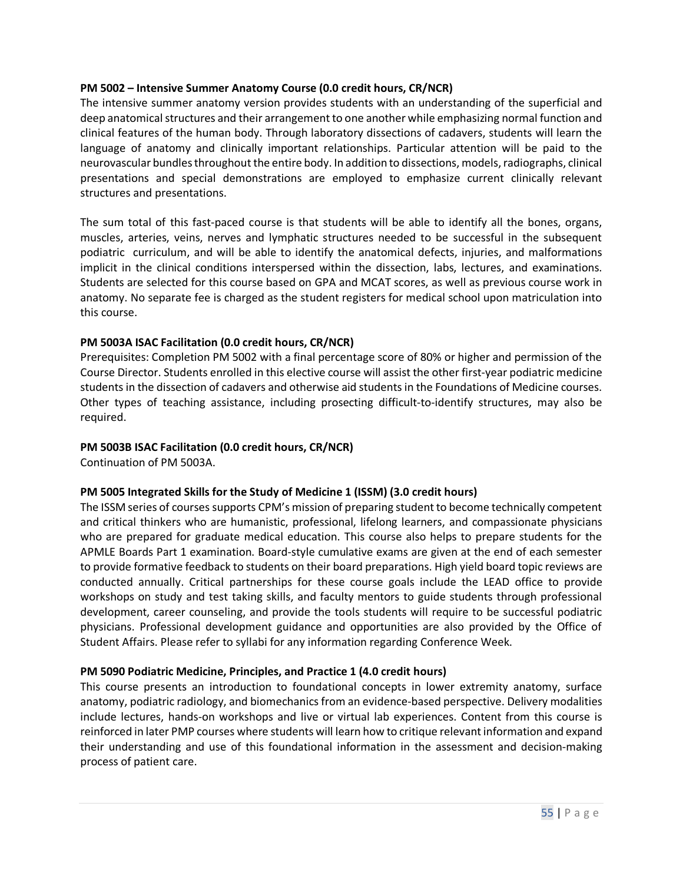**PM 5002 – Intensive Summer Anatomy Course (0.0 credit hours, CR/NCR)**

The intensive summer anatomy version provides students with an understanding of the superficial and deep anatomical structures and their arrangement to one another while emphasizing normal function and clinical features of the human body. Through laboratory dissections of cadavers, students will learn the language of anatomy and clinically important relationships. Particular attention will be paid to the neurovascular bundles throughout the entire body. In addition to dissections, models, radiographs, clinical presentations and special demonstrations are employed to emphasize current clinically relevant structures and presentations.

The sum total of this fast-paced course is that students will be able to identify all the bones, organs, muscles, arteries, veins, nerves and lymphatic structures needed to be successful in the subsequent podiatric curriculum, and will be able to identify the anatomical defects, injuries, and malformations implicit in the clinical conditions interspersed within the dissection, labs, lectures, and examinations. Students are selected for this course based on GPA and MCAT scores, as well as previous course work in anatomy. No separate fee is charged as the student registers for medical school upon matriculation into this course.

**PM 5003A ISAC Facilitation (0.0 credit hours, CR/NCR)**

Prerequisites: Completion PM 5002 with a final percentage score of 80% or higher and permission of the Course Director. Students enrolled in this elective course will assist the other first-year podiatric medicine students in the dissection of cadavers and otherwise aid students in the Foundations of Medicine courses. Other types of teaching assistance, including prosecting difficult-to-identify structures, may also be required.

**PM 5003B ISAC Facilitation (0.0 credit hours, CR/NCR)**

Continuation of PM 5003A.

**PM 5005 Integrated Skills for the Study of Medicine 1 (ISSM) (3.0 credit hours)**

The ISSM series of courses supports CPM's mission of preparing student to become technically competent and critical thinkers who are humanistic, professional, lifelong learners, and compassionate physicians who are prepared for graduate medical education. This course also helps to prepare students for the APMLE Boards Part 1 examination. Board-style cumulative exams are given at the end of each semester to provide formative feedback to students on their board preparations. High yield board topic reviews are conducted annually. Critical partnerships for these course goals include the LEAD office to provide workshops on study and test taking skills, and faculty mentors to guide students through professional development, career counseling, and provide the tools students will require to be successful podiatric physicians. Professional development guidance and opportunities are also provided by the Office of Student Affairs. Please refer to syllabi for any information regarding Conference Week.

**PM 5090 Podiatric Medicine, Principles, and Practice 1 (4.0 credit hours)**

This course presents an introduction to foundational concepts in lower extremity anatomy, surface anatomy, podiatric radiology, and biomechanics from an evidence-based perspective. Delivery modalities include lectures, hands-on workshops and live or virtual lab experiences. Content from this course is reinforced in later PMP courses where students will learn how to critique relevant information and expand their understanding and use of this foundational information in the assessment and decision-making process of patient care.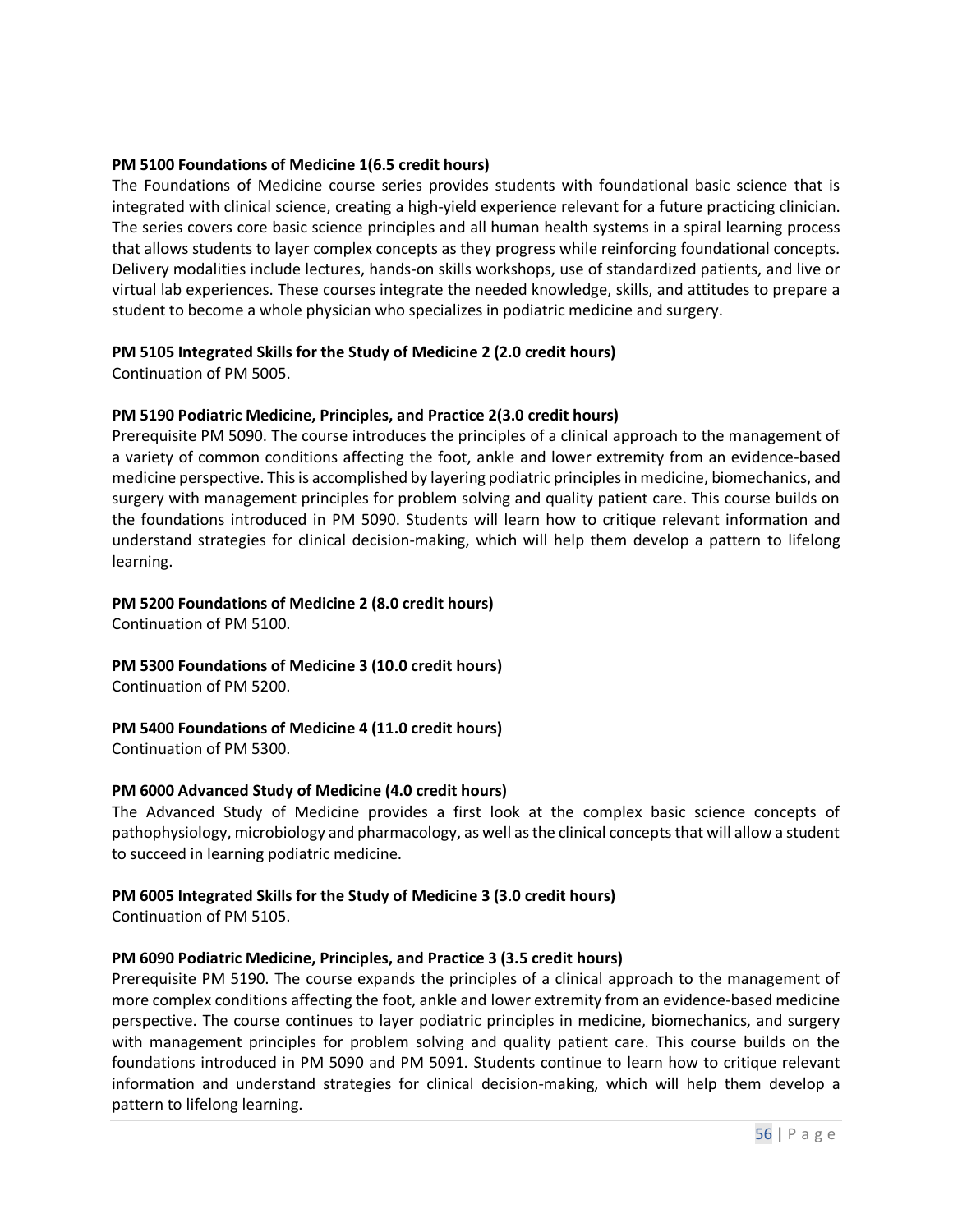**PM 5100 Foundations of Medicine 1(6.5 credit hours)**
The Foundations of Medicine course series provides students with foundational basic science that is integrated with clinical science, creating a high-yield experience relevant for a future practicing clinician. The series covers core basic science principles and all human health systems in a spiral learning process that allows students to layer complex concepts as they progress while reinforcing foundational concepts. Delivery modalities include lectures, hands-on skills workshops, use of standardized patients, and live or virtual lab experiences. These courses integrate the needed knowledge, skills, and attitudes to prepare a student to become a whole physician who specializes in podiatric medicine and surgery.

**PM 5105 Integrated Skills for the Study of Medicine 2 (2.0 credit hours)**
Continuation of PM 5005.

**PM 5190 Podiatric Medicine, Principles, and Practice 2(3.0 credit hours)**
Prerequisite PM 5090. The course introduces the principles of a clinical approach to the management of a variety of common conditions affecting the foot, ankle and lower extremity from an evidence-based medicine perspective. This is accomplished by layering podiatric principles in medicine, biomechanics, and surgery with management principles for problem solving and quality patient care. This course builds on the foundations introduced in PM 5090. Students will learn how to critique relevant information and understand strategies for clinical decision-making, which will help them develop a pattern to lifelong learning.

**PM 5200 Foundations of Medicine 2 (8.0 credit hours)**
Continuation of PM 5100.

**PM 5300 Foundations of Medicine 3 (10.0 credit hours)**
Continuation of PM 5200.

**PM 5400 Foundations of Medicine 4 (11.0 credit hours)**
Continuation of PM 5300.

**PM 6000 Advanced Study of Medicine (4.0 credit hours)**
The Advanced Study of Medicine provides a first look at the complex basic science concepts of pathophysiology, microbiology and pharmacology, as well as the clinical concepts that will allow a student to succeed in learning podiatric medicine.

**PM 6005 Integrated Skills for the Study of Medicine 3 (3.0 credit hours)**
Continuation of PM 5105.

**PM 6090 Podiatric Medicine, Principles, and Practice 3 (3.5 credit hours)**
Prerequisite PM 5190. The course expands the principles of a clinical approach to the management of more complex conditions affecting the foot, ankle and lower extremity from an evidence-based medicine perspective. The course continues to layer podiatric principles in medicine, biomechanics, and surgery with management principles for problem solving and quality patient care. This course builds on the foundations introduced in PM 5090 and PM 5091. Students continue to learn how to critique relevant information and understand strategies for clinical decision-making, which will help them develop a pattern to lifelong learning.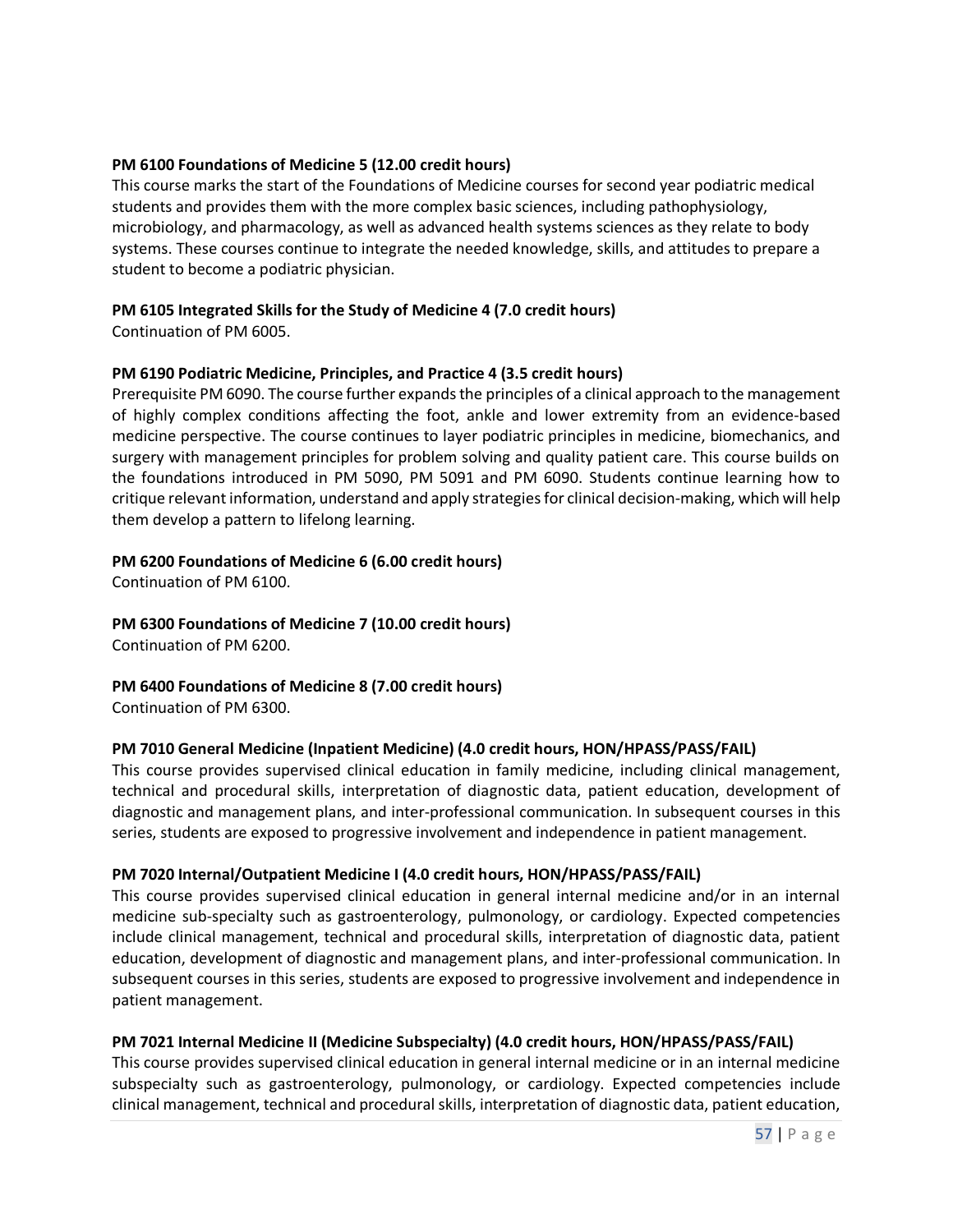**PM 6100 Foundations of Medicine 5 (12.00 credit hours)**
This course marks the start of the Foundations of Medicine courses for second year podiatric medical students and provides them with the more complex basic sciences, including pathophysiology, microbiology, and pharmacology, as well as advanced health systems sciences as they relate to body systems. These courses continue to integrate the needed knowledge, skills, and attitudes to prepare a student to become a podiatric physician.

**PM 6105 Integrated Skills for the Study of Medicine 4 (7.0 credit hours)**
Continuation of PM 6005.

**PM 6190 Podiatric Medicine, Principles, and Practice 4 (3.5 credit hours)**
Prerequisite PM 6090. The course further expands the principles of a clinical approach to the management of highly complex conditions affecting the foot, ankle and lower extremity from an evidence-based medicine perspective. The course continues to layer podiatric principles in medicine, biomechanics, and surgery with management principles for problem solving and quality patient care. This course builds on the foundations introduced in PM 5090, PM 5091 and PM 6090. Students continue learning how to critique relevant information, understand and apply strategies for clinical decision-making, which will help them develop a pattern to lifelong learning.

**PM 6200 Foundations of Medicine 6 (6.00 credit hours)**
Continuation of PM 6100.

**PM 6300 Foundations of Medicine 7 (10.00 credit hours)**
Continuation of PM 6200.

**PM 6400 Foundations of Medicine 8 (7.00 credit hours)**
Continuation of PM 6300.

**PM 7010 General Medicine (Inpatient Medicine) (4.0 credit hours, HON/HPASS/PASS/FAIL)**
This course provides supervised clinical education in family medicine, including clinical management, technical and procedural skills, interpretation of diagnostic data, patient education, development of diagnostic and management plans, and inter-professional communication. In subsequent courses in this series, students are exposed to progressive involvement and independence in patient management.

**PM 7020 Internal/Outpatient Medicine I (4.0 credit hours, HON/HPASS/PASS/FAIL)**
This course provides supervised clinical education in general internal medicine and/or in an internal medicine sub-specialty such as gastroenterology, pulmonology, or cardiology. Expected competencies include clinical management, technical and procedural skills, interpretation of diagnostic data, patient education, development of diagnostic and management plans, and inter-professional communication. In subsequent courses in this series, students are exposed to progressive involvement and independence in patient management.

**PM 7021 Internal Medicine II (Medicine Subspecialty) (4.0 credit hours, HON/HPASS/PASS/FAIL)**
This course provides supervised clinical education in general internal medicine or in an internal medicine subspecialty such as gastroenterology, pulmonology, or cardiology. Expected competencies include clinical management, technical and procedural skills, interpretation of diagnostic data, patient education,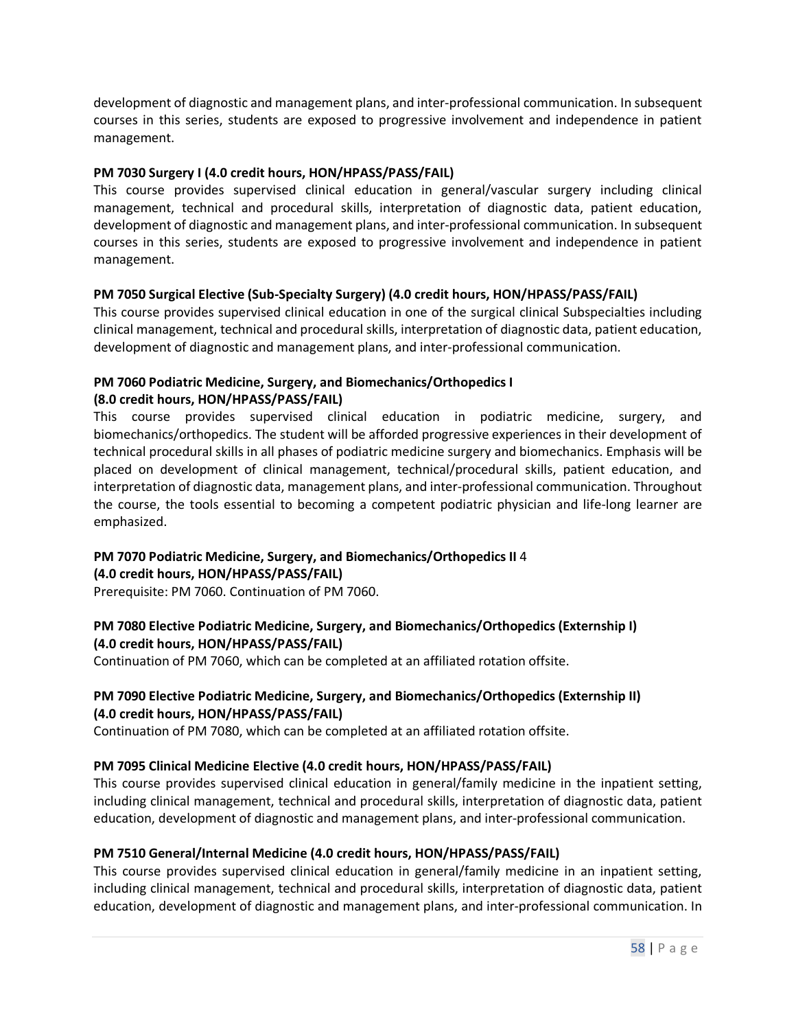development of diagnostic and management plans, and inter-professional communication. In subsequent courses in this series, students are exposed to progressive involvement and independence in patient management.

**PM 7030 Surgery I (4.0 credit hours, HON/HPASS/PASS/FAIL)**

This course provides supervised clinical education in general/vascular surgery including clinical management, technical and procedural skills, interpretation of diagnostic data, patient education, development of diagnostic and management plans, and inter-professional communication. In subsequent courses in this series, students are exposed to progressive involvement and independence in patient management.

**PM 7050 Surgical Elective (Sub-Specialty Surgery) (4.0 credit hours, HON/HPASS/PASS/FAIL)**

This course provides supervised clinical education in one of the surgical clinical Subspecialties including clinical management, technical and procedural skills, interpretation of diagnostic data, patient education, development of diagnostic and management plans, and inter-professional communication.

**PM 7060 Podiatric Medicine, Surgery, and Biomechanics/Orthopedics I**
**(8.0 credit hours, HON/HPASS/PASS/FAIL)**

This course provides supervised clinical education in podiatric medicine, surgery, and biomechanics/orthopedics. The student will be afforded progressive experiences in their development of technical procedural skills in all phases of podiatric medicine surgery and biomechanics. Emphasis will be placed on development of clinical management, technical/procedural skills, patient education, and interpretation of diagnostic data, management plans, and inter-professional communication. Throughout the course, the tools essential to becoming a competent podiatric physician and life-long learner are emphasized.

**PM 7070 Podiatric Medicine, Surgery, and Biomechanics/Orthopedics II** 4
**(4.0 credit hours, HON/HPASS/PASS/FAIL)**

Prerequisite: PM 7060. Continuation of PM 7060.

**PM 7080 Elective Podiatric Medicine, Surgery, and Biomechanics/Orthopedics (Externship I)**
**(4.0 credit hours, HON/HPASS/PASS/FAIL)**

Continuation of PM 7060, which can be completed at an affiliated rotation offsite.

**PM 7090 Elective Podiatric Medicine, Surgery, and Biomechanics/Orthopedics (Externship II)**
**(4.0 credit hours, HON/HPASS/PASS/FAIL)**

Continuation of PM 7080, which can be completed at an affiliated rotation offsite.

**PM 7095 Clinical Medicine Elective (4.0 credit hours, HON/HPASS/PASS/FAIL)**

This course provides supervised clinical education in general/family medicine in the inpatient setting, including clinical management, technical and procedural skills, interpretation of diagnostic data, patient education, development of diagnostic and management plans, and inter-professional communication.

**PM 7510 General/Internal Medicine (4.0 credit hours, HON/HPASS/PASS/FAIL)**

This course provides supervised clinical education in general/family medicine in an inpatient setting, including clinical management, technical and procedural skills, interpretation of diagnostic data, patient education, development of diagnostic and management plans, and inter-professional communication. In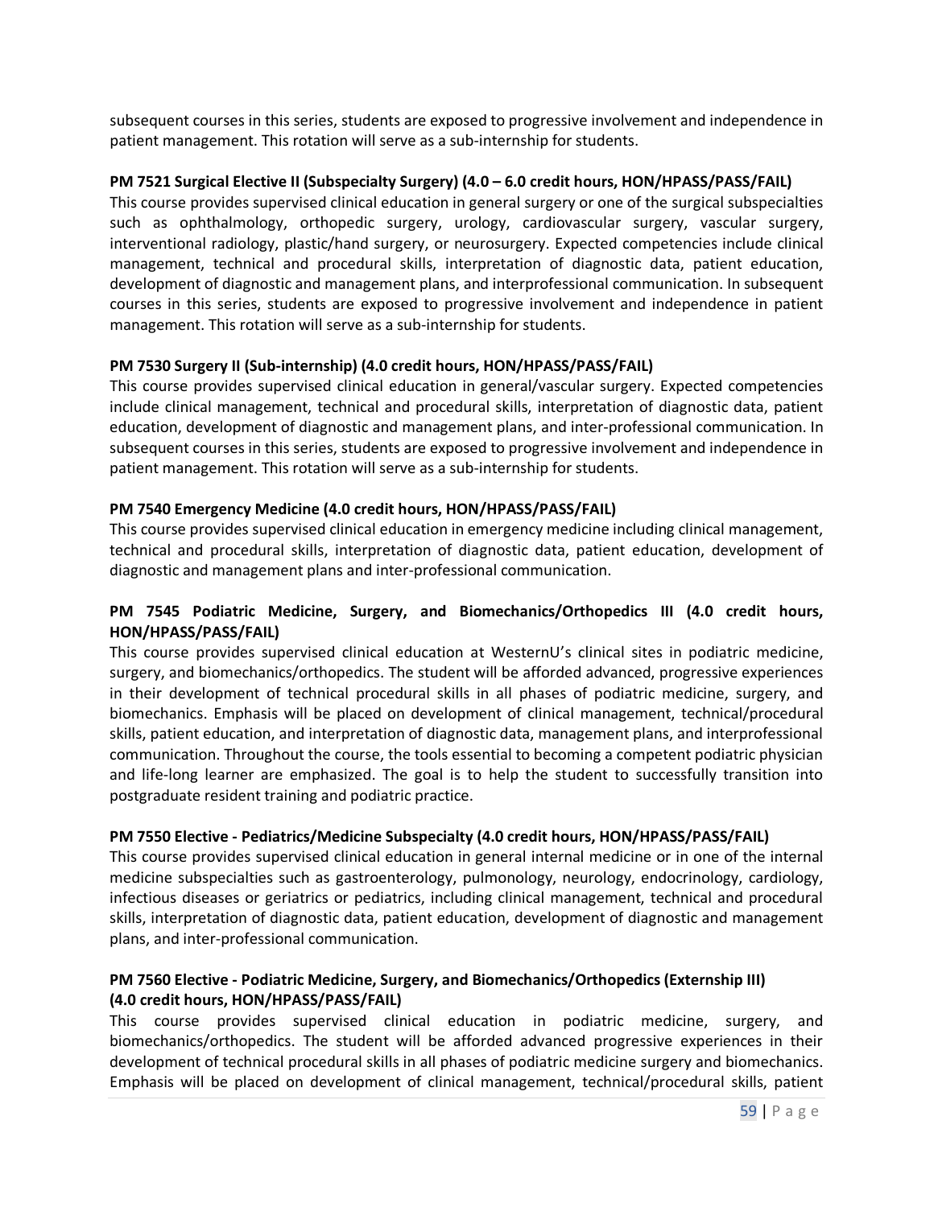subsequent courses in this series, students are exposed to progressive involvement and independence in patient management. This rotation will serve as a sub-internship for students.

**PM 7521 Surgical Elective II (Subspecialty Surgery) (4.0 – 6.0 credit hours, HON/HPASS/PASS/FAIL)**

This course provides supervised clinical education in general surgery or one of the surgical subspecialties such as ophthalmology, orthopedic surgery, urology, cardiovascular surgery, vascular surgery, interventional radiology, plastic/hand surgery, or neurosurgery. Expected competencies include clinical management, technical and procedural skills, interpretation of diagnostic data, patient education, development of diagnostic and management plans, and interprofessional communication. In subsequent courses in this series, students are exposed to progressive involvement and independence in patient management. This rotation will serve as a sub-internship for students.

**PM 7530 Surgery II (Sub-internship) (4.0 credit hours, HON/HPASS/PASS/FAIL)**

This course provides supervised clinical education in general/vascular surgery. Expected competencies include clinical management, technical and procedural skills, interpretation of diagnostic data, patient education, development of diagnostic and management plans, and inter-professional communication. In subsequent courses in this series, students are exposed to progressive involvement and independence in patient management. This rotation will serve as a sub-internship for students.

**PM 7540 Emergency Medicine (4.0 credit hours, HON/HPASS/PASS/FAIL)**

This course provides supervised clinical education in emergency medicine including clinical management, technical and procedural skills, interpretation of diagnostic data, patient education, development of diagnostic and management plans and inter-professional communication.

**PM 7545 Podiatric Medicine, Surgery, and Biomechanics/Orthopedics III (4.0 credit hours, HON/HPASS/PASS/FAIL)**

This course provides supervised clinical education at WesternU's clinical sites in podiatric medicine, surgery, and biomechanics/orthopedics. The student will be afforded advanced, progressive experiences in their development of technical procedural skills in all phases of podiatric medicine, surgery, and biomechanics. Emphasis will be placed on development of clinical management, technical/procedural skills, patient education, and interpretation of diagnostic data, management plans, and interprofessional communication. Throughout the course, the tools essential to becoming a competent podiatric physician and life-long learner are emphasized. The goal is to help the student to successfully transition into postgraduate resident training and podiatric practice.

**PM 7550 Elective - Pediatrics/Medicine Subspecialty (4.0 credit hours, HON/HPASS/PASS/FAIL)**

This course provides supervised clinical education in general internal medicine or in one of the internal medicine subspecialties such as gastroenterology, pulmonology, neurology, endocrinology, cardiology, infectious diseases or geriatrics or pediatrics, including clinical management, technical and procedural skills, interpretation of diagnostic data, patient education, development of diagnostic and management plans, and inter-professional communication.

**PM 7560 Elective - Podiatric Medicine, Surgery, and Biomechanics/Orthopedics (Externship III) (4.0 credit hours, HON/HPASS/PASS/FAIL)**

This course provides supervised clinical education in podiatric medicine, surgery, and biomechanics/orthopedics. The student will be afforded advanced progressive experiences in their development of technical procedural skills in all phases of podiatric medicine surgery and biomechanics. Emphasis will be placed on development of clinical management, technical/procedural skills, patient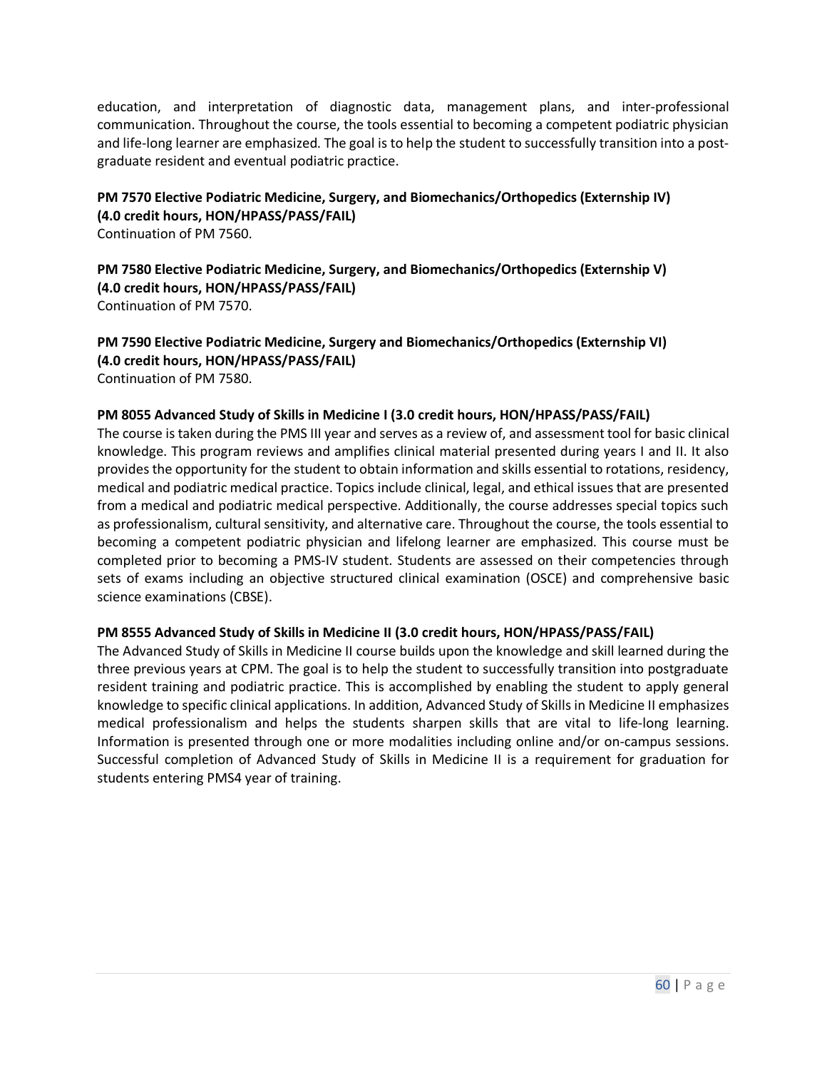education, and interpretation of diagnostic data, management plans, and inter-professional communication. Throughout the course, the tools essential to becoming a competent podiatric physician and life-long learner are emphasized. The goal is to help the student to successfully transition into a post-graduate resident and eventual podiatric practice.

**PM 7570 Elective Podiatric Medicine, Surgery, and Biomechanics/Orthopedics (Externship IV) (4.0 credit hours, HON/HPASS/PASS/FAIL)**
Continuation of PM 7560.

**PM 7580 Elective Podiatric Medicine, Surgery, and Biomechanics/Orthopedics (Externship V) (4.0 credit hours, HON/HPASS/PASS/FAIL)**
Continuation of PM 7570.

**PM 7590 Elective Podiatric Medicine, Surgery and Biomechanics/Orthopedics (Externship VI) (4.0 credit hours, HON/HPASS/PASS/FAIL)**
Continuation of PM 7580.

**PM 8055 Advanced Study of Skills in Medicine I (3.0 credit hours, HON/HPASS/PASS/FAIL)**
The course is taken during the PMS III year and serves as a review of, and assessment tool for basic clinical knowledge. This program reviews and amplifies clinical material presented during years I and II. It also provides the opportunity for the student to obtain information and skills essential to rotations, residency, medical and podiatric medical practice. Topics include clinical, legal, and ethical issues that are presented from a medical and podiatric medical perspective. Additionally, the course addresses special topics such as professionalism, cultural sensitivity, and alternative care. Throughout the course, the tools essential to becoming a competent podiatric physician and lifelong learner are emphasized. This course must be completed prior to becoming a PMS-IV student. Students are assessed on their competencies through sets of exams including an objective structured clinical examination (OSCE) and comprehensive basic science examinations (CBSE).

**PM 8555 Advanced Study of Skills in Medicine II (3.0 credit hours, HON/HPASS/PASS/FAIL)**
The Advanced Study of Skills in Medicine II course builds upon the knowledge and skill learned during the three previous years at CPM. The goal is to help the student to successfully transition into postgraduate resident training and podiatric practice. This is accomplished by enabling the student to apply general knowledge to specific clinical applications. In addition, Advanced Study of Skills in Medicine II emphasizes medical professionalism and helps the students sharpen skills that are vital to life-long learning. Information is presented through one or more modalities including online and/or on-campus sessions. Successful completion of Advanced Study of Skills in Medicine II is a requirement for graduation for students entering PMS4 year of training.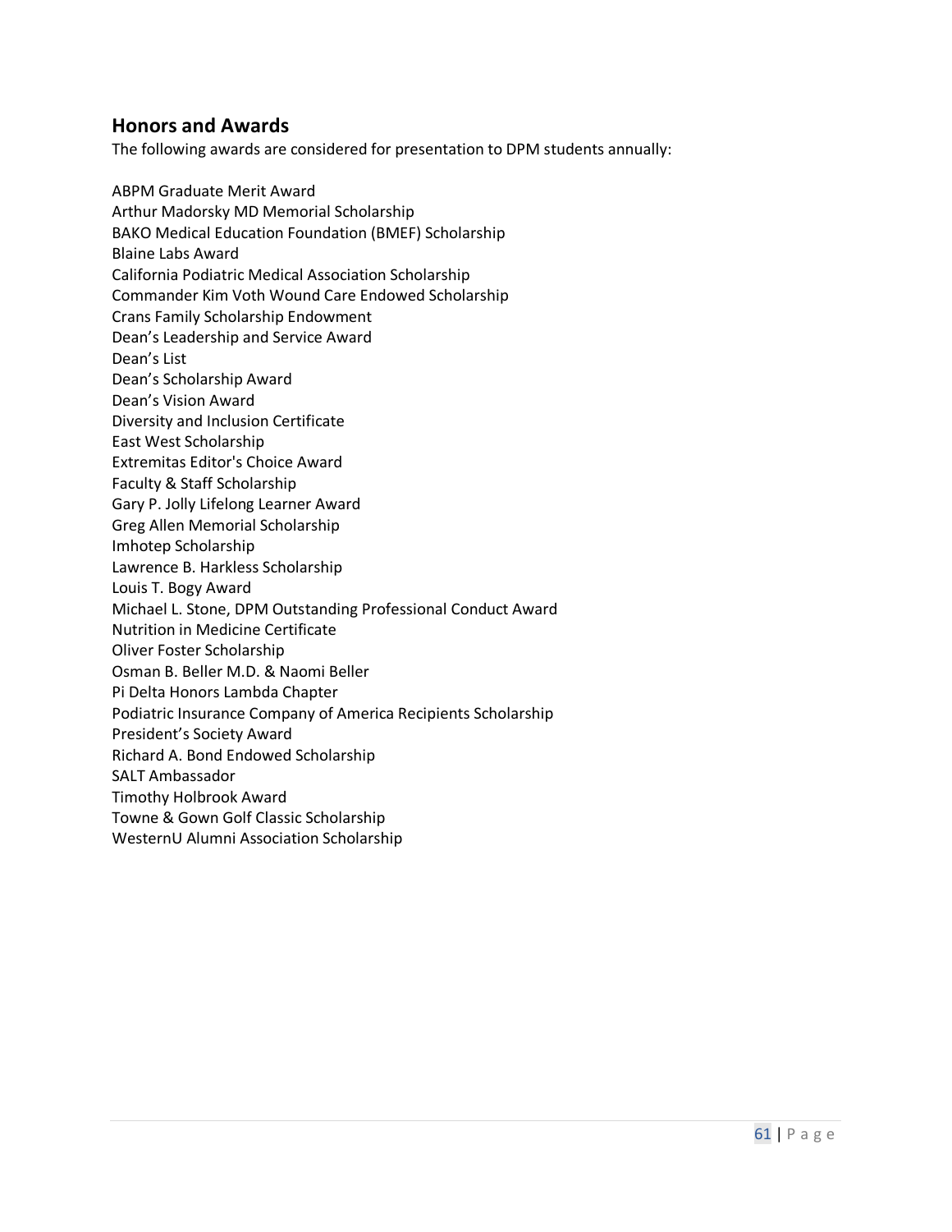## Honors and Awards

The following awards are considered for presentation to DPM students annually:

ABPM Graduate Merit Award
Arthur Madorsky MD Memorial Scholarship
BAKO Medical Education Foundation (BMEF) Scholarship
Blaine Labs Award
California Podiatric Medical Association Scholarship
Commander Kim Voth Wound Care Endowed Scholarship
Crans Family Scholarship Endowment
Dean’s Leadership and Service Award
Dean’s List
Dean’s Scholarship Award
Dean’s Vision Award
Diversity and Inclusion Certificate
East West Scholarship
Extremitas Editor's Choice Award
Faculty & Staff Scholarship
Gary P. Jolly Lifelong Learner Award
Greg Allen Memorial Scholarship
Imhotep Scholarship
Lawrence B. Harkless Scholarship
Louis T. Bogy Award
Michael L. Stone, DPM Outstanding Professional Conduct Award
Nutrition in Medicine Certificate
Oliver Foster Scholarship
Osman B. Beller M.D. & Naomi Beller
Pi Delta Honors Lambda Chapter
Podiatric Insurance Company of America Recipients Scholarship
President’s Society Award
Richard A. Bond Endowed Scholarship
SALT Ambassador
Timothy Holbrook Award
Towne & Gown Golf Classic Scholarship
WesternU Alumni Association Scholarship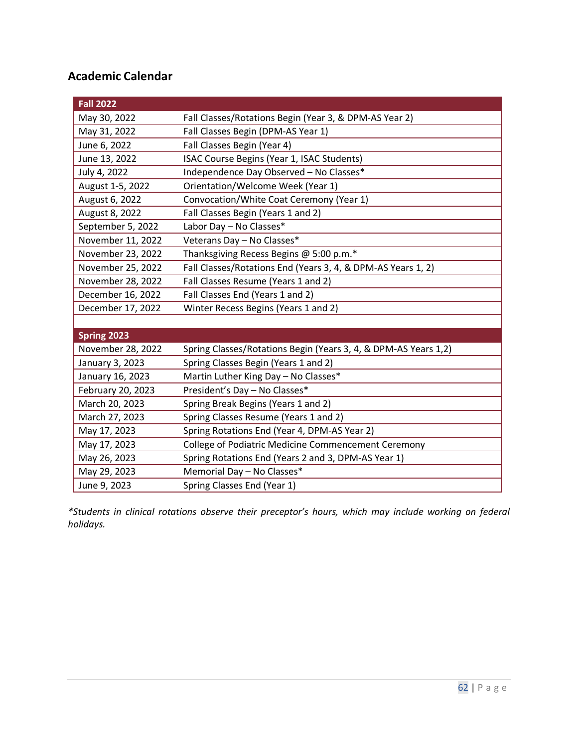## Academic Calendar

| Fall 2022 | |
|---|---|
| May 30, 2022 | Fall Classes/Rotations Begin (Year 3, & DPM-AS Year 2) |
| May 31, 2022 | Fall Classes Begin (DPM-AS Year 1) |
| June 6, 2022 | Fall Classes Begin (Year 4) |
| June 13, 2022 | ISAC Course Begins (Year 1, ISAC Students) |
| July 4, 2022 | Independence Day Observed – No Classes* |
| August 1-5, 2022 | Orientation/Welcome Week (Year 1) |
| August 6, 2022 | Convocation/White Coat Ceremony (Year 1) |
| August 8, 2022 | Fall Classes Begin (Years 1 and 2) |
| September 5, 2022 | Labor Day – No Classes* |
| November 11, 2022 | Veterans Day – No Classes* |
| November 23, 2022 | Thanksgiving Recess Begins @ 5:00 p.m.* |
| November 25, 2022 | Fall Classes/Rotations End (Years 3, 4, & DPM-AS Years 1, 2) |
| November 28, 2022 | Fall Classes Resume (Years 1 and 2) |
| December 16, 2022 | Fall Classes End (Years 1 and 2) |
| December 17, 2022 | Winter Recess Begins (Years 1 and 2) |
| | |
| **Spring 2023** | |
| November 28, 2022 | Spring Classes/Rotations Begin (Years 3, 4, & DPM-AS Years 1,2) |
| January 3, 2023 | Spring Classes Begin (Years 1 and 2) |
| January 16, 2023 | Martin Luther King Day – No Classes* |
| February 20, 2023 | President's Day – No Classes* |
| March 20, 2023 | Spring Break Begins (Years 1 and 2) |
| March 27, 2023 | Spring Classes Resume (Years 1 and 2) |
| May 17, 2023 | Spring Rotations End (Year 4, DPM-AS Year 2) |
| May 17, 2023 | College of Podiatric Medicine Commencement Ceremony |
| May 26, 2023 | Spring Rotations End (Years 2 and 3, DPM-AS Year 1) |
| May 29, 2023 | Memorial Day – No Classes* |
| June 9, 2023 | Spring Classes End (Year 1) |

*\*Students in clinical rotations observe their preceptor's hours, which may include working on federal holidays.*